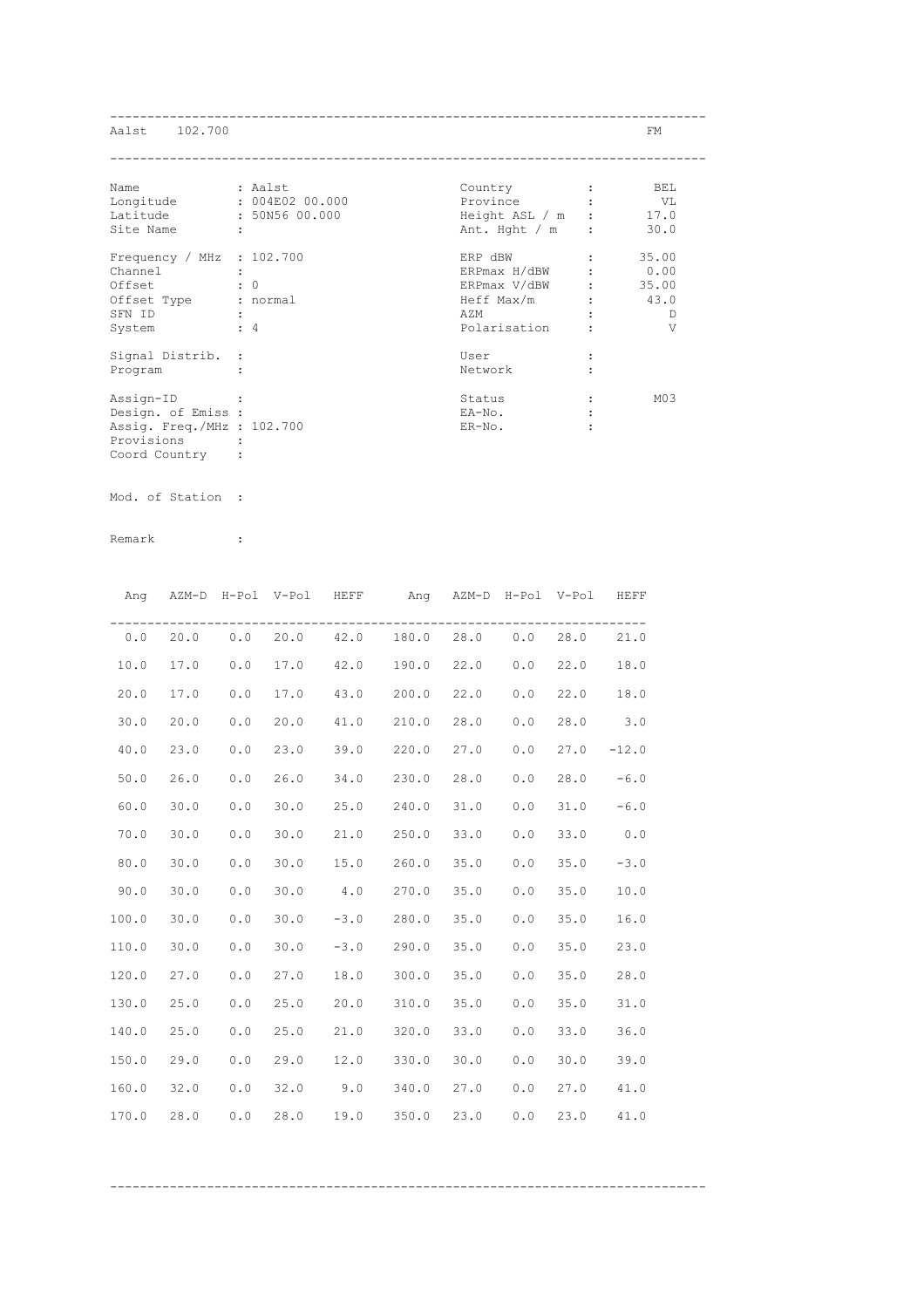## Aalst 102.700 FM

| | | | | |
|---|---|---|---|---|
| Name | : Aalst | | Country | : BEL |
| Longitude | : 004E02 00.000 | | Province | : VL |
| Latitude | : 50N56 00.000 | | Height ASL / m | : 17.0 |
| Site Name | : | | Ant. Hght / m | : 30.0 |
| Frequency / MHz | : 102.700 | | ERP dBW | : 35.00 |
| Channel | : | | ERPmax H/dBW | : 0.00 |
| Offset | : 0 | | ERPmax V/dBW | : 35.00 |
| Offset Type | : normal | | Heff Max/m | : 43.0 |
| SFN ID | : | | AZM | : D |
| System | : 4 | | Polarisation | : V |
| Signal Distrib. | : | | User | : |
| Program | : | | Network | : |
| Assign-ID | : | | Status | : M03 |
| Design. of Emiss | : | | EA-No. | : |
| Assig. Freq./MHz | : 102.700 | | ER-No. | : |
| Provisions | : | | | |
| Coord Country | : | | | |

Mod. of Station :

Remark :

| Ang | AZM-D | H-Pol | V-Pol | HEFF | Ang | AZM-D | H-Pol | V-Pol | HEFF |
|---|---|---|---|---|---|---|---|---|---|
| 0.0 | 20.0 | 0.0 | 20.0 | 42.0 | 180.0 | 28.0 | 0.0 | 28.0 | 21.0 |
| 10.0 | 17.0 | 0.0 | 17.0 | 42.0 | 190.0 | 22.0 | 0.0 | 22.0 | 18.0 |
| 20.0 | 17.0 | 0.0 | 17.0 | 43.0 | 200.0 | 22.0 | 0.0 | 22.0 | 18.0 |
| 30.0 | 20.0 | 0.0 | 20.0 | 41.0 | 210.0 | 28.0 | 0.0 | 28.0 | 3.0 |
| 40.0 | 23.0 | 0.0 | 23.0 | 39.0 | 220.0 | 27.0 | 0.0 | 27.0 | -12.0 |
| 50.0 | 26.0 | 0.0 | 26.0 | 34.0 | 230.0 | 28.0 | 0.0 | 28.0 | -6.0 |
| 60.0 | 30.0 | 0.0 | 30.0 | 25.0 | 240.0 | 31.0 | 0.0 | 31.0 | -6.0 |
| 70.0 | 30.0 | 0.0 | 30.0 | 21.0 | 250.0 | 33.0 | 0.0 | 33.0 | 0.0 |
| 80.0 | 30.0 | 0.0 | 30.0 | 15.0 | 260.0 | 35.0 | 0.0 | 35.0 | -3.0 |
| 90.0 | 30.0 | 0.0 | 30.0 | 4.0 | 270.0 | 35.0 | 0.0 | 35.0 | 10.0 |
| 100.0 | 30.0 | 0.0 | 30.0 | -3.0 | 280.0 | 35.0 | 0.0 | 35.0 | 16.0 |
| 110.0 | 30.0 | 0.0 | 30.0 | -3.0 | 290.0 | 35.0 | 0.0 | 35.0 | 23.0 |
| 120.0 | 27.0 | 0.0 | 27.0 | 18.0 | 300.0 | 35.0 | 0.0 | 35.0 | 28.0 |
| 130.0 | 25.0 | 0.0 | 25.0 | 20.0 | 310.0 | 35.0 | 0.0 | 35.0 | 31.0 |
| 140.0 | 25.0 | 0.0 | 25.0 | 21.0 | 320.0 | 33.0 | 0.0 | 33.0 | 36.0 |
| 150.0 | 29.0 | 0.0 | 29.0 | 12.0 | 330.0 | 30.0 | 0.0 | 30.0 | 39.0 |
| 160.0 | 32.0 | 0.0 | 32.0 | 9.0 | 340.0 | 27.0 | 0.0 | 27.0 | 41.0 |
| 170.0 | 28.0 | 0.0 | 28.0 | 19.0 | 350.0 | 23.0 | 0.0 | 23.0 | 41.0 |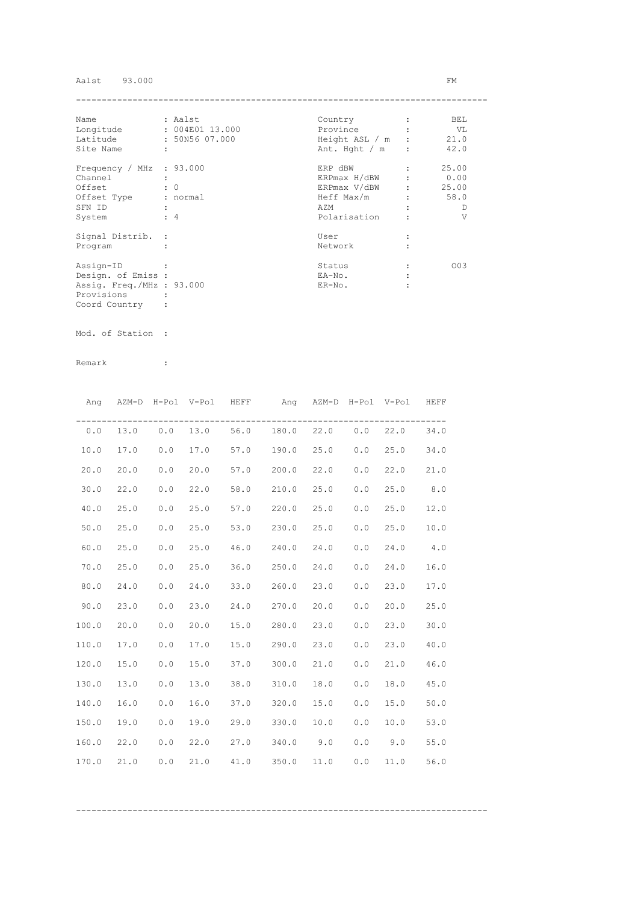Aalst 93.000 FM

| Name | : Aalst | Country | : BEL |
|---|---|---|---|
| Longitude | : 004E01 13.000 | Province | : VL |
| Latitude | : 50N56 07.000 | Height ASL / m | : 21.0 |
| Site Name | : | Ant. Hght / m | : 42.0 |
| Frequency / MHz | : 93.000 | ERP dBW | : 25.00 |
| Channel | : | ERPmax H/dBW | : 0.00 |
| Offset | : 0 | ERPmax V/dBW | : 25.00 |
| Offset Type | : normal | Heff Max/m | : 58.0 |
| SFN ID | : | AZM | : D |
| System | : 4 | Polarisation | : V |
| Signal Distrib. | : | User | : |
| Program | : | Network | : |
| Assign-ID | : | Status | : 003 |
| Design. of Emiss | : | EA-No. | : |
| Assig. Freq./MHz | : 93.000 | ER-No. | : |
| Provisions | : | | |
| Coord Country | : | | |

Mod. of Station :

Remark :

| Ang | AZM-D | H-Pol | V-Pol | HEFF | Ang | AZM-D | H-Pol | V-Pol | HEFF |
|---|---|---|---|---|---|---|---|---|---|
| 0.0 | 13.0 | 0.0 | 13.0 | 56.0 | 180.0 | 22.0 | 0.0 | 22.0 | 34.0 |
| 10.0 | 17.0 | 0.0 | 17.0 | 57.0 | 190.0 | 25.0 | 0.0 | 25.0 | 34.0 |
| 20.0 | 20.0 | 0.0 | 20.0 | 57.0 | 200.0 | 22.0 | 0.0 | 22.0 | 21.0 |
| 30.0 | 22.0 | 0.0 | 22.0 | 58.0 | 210.0 | 25.0 | 0.0 | 25.0 | 8.0 |
| 40.0 | 25.0 | 0.0 | 25.0 | 57.0 | 220.0 | 25.0 | 0.0 | 25.0 | 12.0 |
| 50.0 | 25.0 | 0.0 | 25.0 | 53.0 | 230.0 | 25.0 | 0.0 | 25.0 | 10.0 |
| 60.0 | 25.0 | 0.0 | 25.0 | 46.0 | 240.0 | 24.0 | 0.0 | 24.0 | 4.0 |
| 70.0 | 25.0 | 0.0 | 25.0 | 36.0 | 250.0 | 24.0 | 0.0 | 24.0 | 16.0 |
| 80.0 | 24.0 | 0.0 | 24.0 | 33.0 | 260.0 | 23.0 | 0.0 | 23.0 | 17.0 |
| 90.0 | 23.0 | 0.0 | 23.0 | 24.0 | 270.0 | 20.0 | 0.0 | 20.0 | 25.0 |
| 100.0 | 20.0 | 0.0 | 20.0 | 15.0 | 280.0 | 23.0 | 0.0 | 23.0 | 30.0 |
| 110.0 | 17.0 | 0.0 | 17.0 | 15.0 | 290.0 | 23.0 | 0.0 | 23.0 | 40.0 |
| 120.0 | 15.0 | 0.0 | 15.0 | 37.0 | 300.0 | 21.0 | 0.0 | 21.0 | 46.0 |
| 130.0 | 13.0 | 0.0 | 13.0 | 38.0 | 310.0 | 18.0 | 0.0 | 18.0 | 45.0 |
| 140.0 | 16.0 | 0.0 | 16.0 | 37.0 | 320.0 | 15.0 | 0.0 | 15.0 | 50.0 |
| 150.0 | 19.0 | 0.0 | 19.0 | 29.0 | 330.0 | 10.0 | 0.0 | 10.0 | 53.0 |
| 160.0 | 22.0 | 0.0 | 22.0 | 27.0 | 340.0 | 9.0 | 0.0 | 9.0 | 55.0 |
| 170.0 | 21.0 | 0.0 | 21.0 | 41.0 | 350.0 | 11.0 | 0.0 | 11.0 | 56.0 |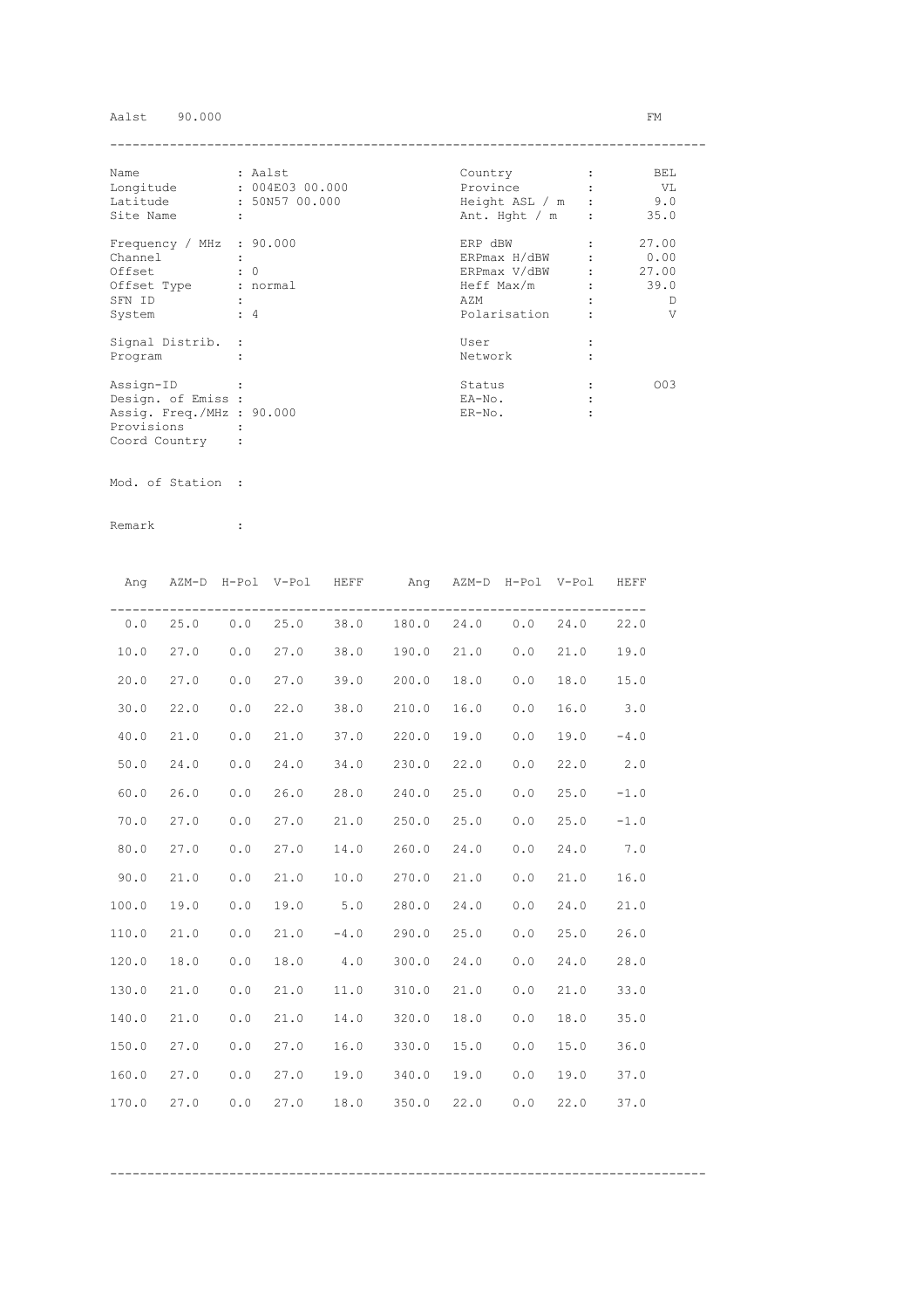Aalst 90.000 FM

| | | | | |
|---|---|---|---|---|
| Name | : Aalst | | Country | : BEL |
| Longitude | : 004E03 00.000 | | Province | : VL |
| Latitude | : 50N57 00.000 | | Height ASL / m | : 9.0 |
| Site Name | : | | Ant. Hght / m | : 35.0 |
| Frequency / MHz | : 90.000 | | ERP dBW | : 27.00 |
| Channel | : | | ERPmax H/dBW | : 0.00 |
| Offset | : 0 | | ERPmax V/dBW | : 27.00 |
| Offset Type | : normal | | Heff Max/m | : 39.0 |
| SFN ID | : | | AZM | : D |
| System | : 4 | | Polarisation | : V |
| Signal Distrib. | : | | User | : |
| Program | : | | Network | : |
| Assign-ID | : | | Status | : 003 |
| Design. of Emiss | : | | EA-No. | : |
| Assig. Freq./MHz | : 90.000 | | ER-No. | : |
| Provisions | : | | | |
| Coord Country | : | | | |

Mod. of Station :

Remark :

| Ang | AZM-D | H-Pol | V-Pol | HEFF | Ang | AZM-D | H-Pol | V-Pol | HEFF |
|---|---|---|---|---|---|---|---|---|---|
| 0.0 | 25.0 | 0.0 | 25.0 | 38.0 | 180.0 | 24.0 | 0.0 | 24.0 | 22.0 |
| 10.0 | 27.0 | 0.0 | 27.0 | 38.0 | 190.0 | 21.0 | 0.0 | 21.0 | 19.0 |
| 20.0 | 27.0 | 0.0 | 27.0 | 39.0 | 200.0 | 18.0 | 0.0 | 18.0 | 15.0 |
| 30.0 | 22.0 | 0.0 | 22.0 | 38.0 | 210.0 | 16.0 | 0.0 | 16.0 | 3.0 |
| 40.0 | 21.0 | 0.0 | 21.0 | 37.0 | 220.0 | 19.0 | 0.0 | 19.0 | -4.0 |
| 50.0 | 24.0 | 0.0 | 24.0 | 34.0 | 230.0 | 22.0 | 0.0 | 22.0 | 2.0 |
| 60.0 | 26.0 | 0.0 | 26.0 | 28.0 | 240.0 | 25.0 | 0.0 | 25.0 | -1.0 |
| 70.0 | 27.0 | 0.0 | 27.0 | 21.0 | 250.0 | 25.0 | 0.0 | 25.0 | -1.0 |
| 80.0 | 27.0 | 0.0 | 27.0 | 14.0 | 260.0 | 24.0 | 0.0 | 24.0 | 7.0 |
| 90.0 | 21.0 | 0.0 | 21.0 | 10.0 | 270.0 | 21.0 | 0.0 | 21.0 | 16.0 |
| 100.0 | 19.0 | 0.0 | 19.0 | 5.0 | 280.0 | 24.0 | 0.0 | 24.0 | 21.0 |
| 110.0 | 21.0 | 0.0 | 21.0 | -4.0 | 290.0 | 25.0 | 0.0 | 25.0 | 26.0 |
| 120.0 | 18.0 | 0.0 | 18.0 | 4.0 | 300.0 | 24.0 | 0.0 | 24.0 | 28.0 |
| 130.0 | 21.0 | 0.0 | 21.0 | 11.0 | 310.0 | 21.0 | 0.0 | 21.0 | 33.0 |
| 140.0 | 21.0 | 0.0 | 21.0 | 14.0 | 320.0 | 18.0 | 0.0 | 18.0 | 35.0 |
| 150.0 | 27.0 | 0.0 | 27.0 | 16.0 | 330.0 | 15.0 | 0.0 | 15.0 | 36.0 |
| 160.0 | 27.0 | 0.0 | 27.0 | 19.0 | 340.0 | 19.0 | 0.0 | 19.0 | 37.0 |
| 170.0 | 27.0 | 0.0 | 27.0 | 18.0 | 350.0 | 22.0 | 0.0 | 22.0 | 37.0 |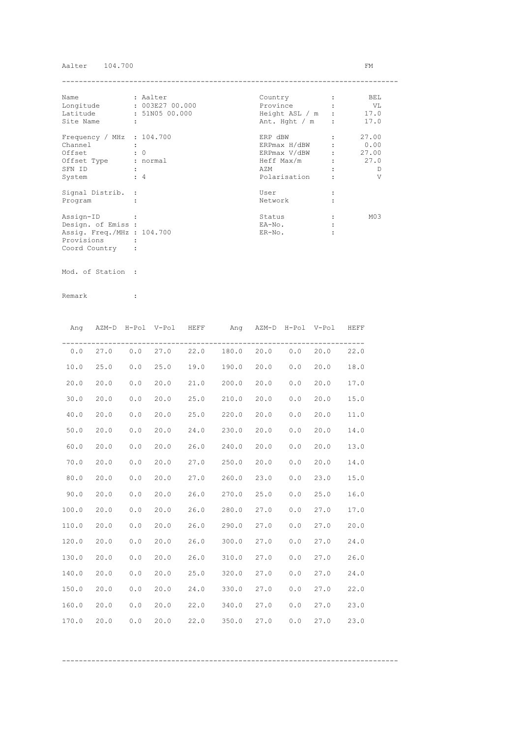Aalter 104.700 FM

| | | | |
|---|---|---|---|
| Name | : Aalter | Country : | BEL |
| Longitude | : 003E27 00.000 | Province : | VL |
| Latitude | : 51N05 00.000 | Height ASL / m : | 17.0 |
| Site Name | : | Ant. Hght / m : | 17.0 |
| Frequency / MHz | : 104.700 | ERP dBW : | 27.00 |
| Channel | : | ERPmax H/dBW : | 0.00 |
| Offset | : 0 | ERPmax V/dBW : | 27.00 |
| Offset Type | : normal | Heff Max/m : | 27.0 |
| SFN ID | : | AZM : | D |
| System | : 4 | Polarisation : | V |
| Signal Distrib. | : | User : | |
| Program | : | Network : | |
| Assign-ID | : | Status : | M03 |
| Design. of Emiss | : | EA-No. : | |
| Assig. Freq./MHz | : 104.700 | ER-No. : | |
| Provisions | : | | |
| Coord Country | : | | |

Mod. of Station :

Remark :

| Ang | AZM-D | H-Pol | V-Pol | HEFF | Ang | AZM-D | H-Pol | V-Pol | HEFF |
|---|---|---|---|---|---|---|---|---|---|
| 0.0 | 27.0 | 0.0 | 27.0 | 22.0 | 180.0 | 20.0 | 0.0 | 20.0 | 22.0 |
| 10.0 | 25.0 | 0.0 | 25.0 | 19.0 | 190.0 | 20.0 | 0.0 | 20.0 | 18.0 |
| 20.0 | 20.0 | 0.0 | 20.0 | 21.0 | 200.0 | 20.0 | 0.0 | 20.0 | 17.0 |
| 30.0 | 20.0 | 0.0 | 20.0 | 25.0 | 210.0 | 20.0 | 0.0 | 20.0 | 15.0 |
| 40.0 | 20.0 | 0.0 | 20.0 | 25.0 | 220.0 | 20.0 | 0.0 | 20.0 | 11.0 |
| 50.0 | 20.0 | 0.0 | 20.0 | 24.0 | 230.0 | 20.0 | 0.0 | 20.0 | 14.0 |
| 60.0 | 20.0 | 0.0 | 20.0 | 26.0 | 240.0 | 20.0 | 0.0 | 20.0 | 13.0 |
| 70.0 | 20.0 | 0.0 | 20.0 | 27.0 | 250.0 | 20.0 | 0.0 | 20.0 | 14.0 |
| 80.0 | 20.0 | 0.0 | 20.0 | 27.0 | 260.0 | 23.0 | 0.0 | 23.0 | 15.0 |
| 90.0 | 20.0 | 0.0 | 20.0 | 26.0 | 270.0 | 25.0 | 0.0 | 25.0 | 16.0 |
| 100.0 | 20.0 | 0.0 | 20.0 | 26.0 | 280.0 | 27.0 | 0.0 | 27.0 | 17.0 |
| 110.0 | 20.0 | 0.0 | 20.0 | 26.0 | 290.0 | 27.0 | 0.0 | 27.0 | 20.0 |
| 120.0 | 20.0 | 0.0 | 20.0 | 26.0 | 300.0 | 27.0 | 0.0 | 27.0 | 24.0 |
| 130.0 | 20.0 | 0.0 | 20.0 | 26.0 | 310.0 | 27.0 | 0.0 | 27.0 | 26.0 |
| 140.0 | 20.0 | 0.0 | 20.0 | 25.0 | 320.0 | 27.0 | 0.0 | 27.0 | 24.0 |
| 150.0 | 20.0 | 0.0 | 20.0 | 24.0 | 330.0 | 27.0 | 0.0 | 27.0 | 22.0 |
| 160.0 | 20.0 | 0.0 | 20.0 | 22.0 | 340.0 | 27.0 | 0.0 | 27.0 | 23.0 |
| 170.0 | 20.0 | 0.0 | 20.0 | 22.0 | 350.0 | 27.0 | 0.0 | 27.0 | 23.0 |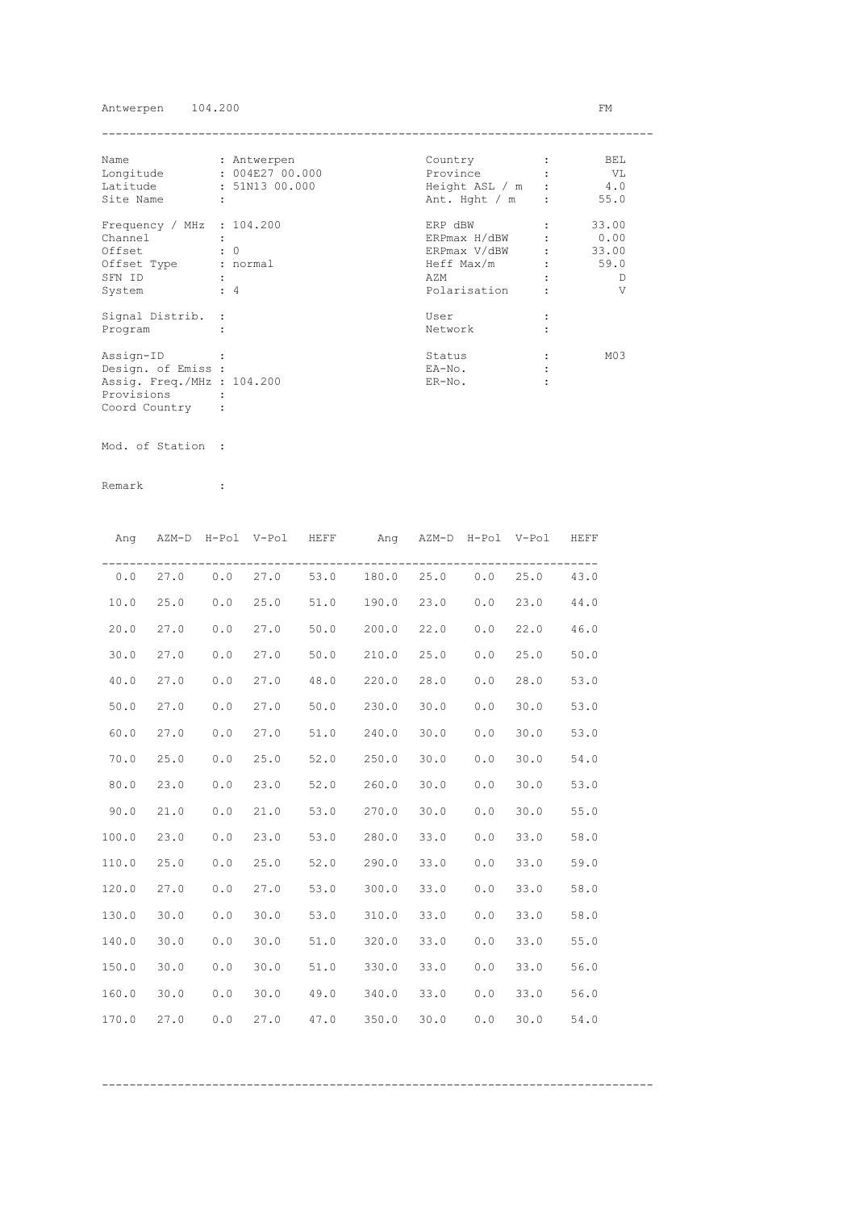Antwerpen 104.200 FM

| Name | : Antwerpen | Country | : BEL |
|---|---|---|---|
| Longitude | : 004E27 00.000 | Province | : VL |
| Latitude | : 51N13 00.000 | Height ASL / m | : 4.0 |
| Site Name | : | Ant. Hght / m | : 55.0 |
| Frequency / MHz | : 104.200 | ERP dBW | : 33.00 |
| Channel | : | ERPmax H/dBW | : 0.00 |
| Offset | : 0 | ERPmax V/dBW | : 33.00 |
| Offset Type | : normal | Heff Max/m | : 59.0 |
| SFN ID | : | AZM | : D |
| System | : 4 | Polarisation | : V |
| Signal Distrib. | : | User | : |
| Program | : | Network | : |
| Assign-ID | : | Status | : M03 |
| Design. of Emiss | : | EA-No. | : |
| Assig. Freq./MHz | : 104.200 | ER-No. | : |
| Provisions | : | | |
| Coord Country | : | | |

Mod. of Station :

Remark :

| Ang | AZM-D | H-Pol | V-Pol | HEFF | Ang | AZM-D | H-Pol | V-Pol | HEFF |
|---|---|---|---|---|---|---|---|---|---|
| 0.0 | 27.0 | 0.0 | 27.0 | 53.0 | 180.0 | 25.0 | 0.0 | 25.0 | 43.0 |
| 10.0 | 25.0 | 0.0 | 25.0 | 51.0 | 190.0 | 23.0 | 0.0 | 23.0 | 44.0 |
| 20.0 | 27.0 | 0.0 | 27.0 | 50.0 | 200.0 | 22.0 | 0.0 | 22.0 | 46.0 |
| 30.0 | 27.0 | 0.0 | 27.0 | 50.0 | 210.0 | 25.0 | 0.0 | 25.0 | 50.0 |
| 40.0 | 27.0 | 0.0 | 27.0 | 48.0 | 220.0 | 28.0 | 0.0 | 28.0 | 53.0 |
| 50.0 | 27.0 | 0.0 | 27.0 | 50.0 | 230.0 | 30.0 | 0.0 | 30.0 | 53.0 |
| 60.0 | 27.0 | 0.0 | 27.0 | 51.0 | 240.0 | 30.0 | 0.0 | 30.0 | 53.0 |
| 70.0 | 25.0 | 0.0 | 25.0 | 52.0 | 250.0 | 30.0 | 0.0 | 30.0 | 54.0 |
| 80.0 | 23.0 | 0.0 | 23.0 | 52.0 | 260.0 | 30.0 | 0.0 | 30.0 | 53.0 |
| 90.0 | 21.0 | 0.0 | 21.0 | 53.0 | 270.0 | 30.0 | 0.0 | 30.0 | 55.0 |
| 100.0 | 23.0 | 0.0 | 23.0 | 53.0 | 280.0 | 33.0 | 0.0 | 33.0 | 58.0 |
| 110.0 | 25.0 | 0.0 | 25.0 | 52.0 | 290.0 | 33.0 | 0.0 | 33.0 | 59.0 |
| 120.0 | 27.0 | 0.0 | 27.0 | 53.0 | 300.0 | 33.0 | 0.0 | 33.0 | 58.0 |
| 130.0 | 30.0 | 0.0 | 30.0 | 53.0 | 310.0 | 33.0 | 0.0 | 33.0 | 58.0 |
| 140.0 | 30.0 | 0.0 | 30.0 | 51.0 | 320.0 | 33.0 | 0.0 | 33.0 | 55.0 |
| 150.0 | 30.0 | 0.0 | 30.0 | 51.0 | 330.0 | 33.0 | 0.0 | 33.0 | 56.0 |
| 160.0 | 30.0 | 0.0 | 30.0 | 49.0 | 340.0 | 33.0 | 0.0 | 33.0 | 56.0 |
| 170.0 | 27.0 | 0.0 | 27.0 | 47.0 | 350.0 | 30.0 | 0.0 | 30.0 | 54.0 |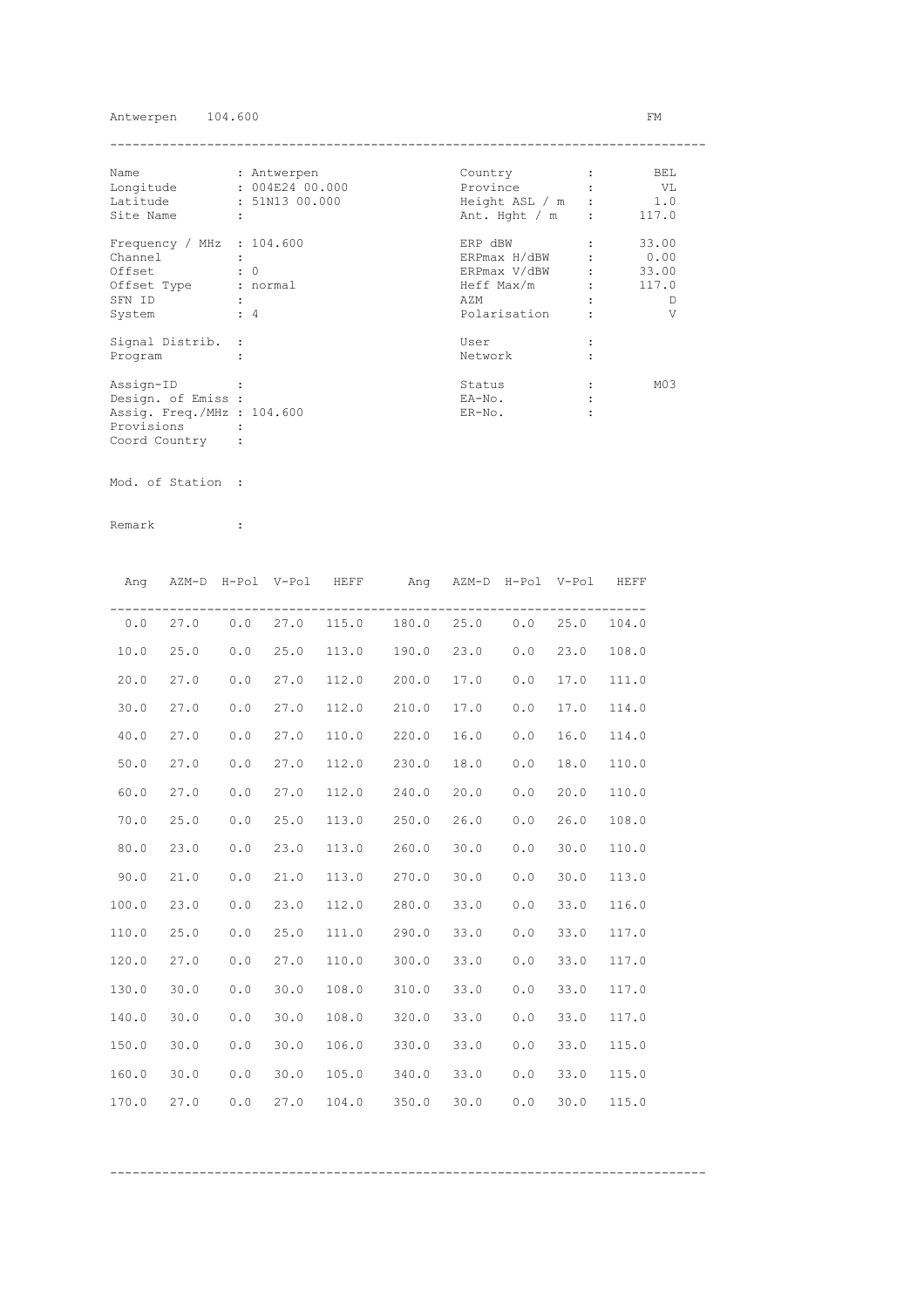Antwerpen 104.600 FM

---

| Name | : Antwerpen | Country | : | BEL |
|---|---|---|---|---|
| Longitude | : 004E24 00.000 | Province | : | VL |
| Latitude | : 51N13 00.000 | Height ASL / m | : | 1.0 |
| Site Name | : | Ant. Hght / m | : | 117.0 |
| Frequency / MHz | : 104.600 | ERP dBW | : | 33.00 |
| Channel | : | ERPmax H/dBW | : | 0.00 |
| Offset | : 0 | ERPmax V/dBW | : | 33.00 |
| Offset Type | : normal | Heff Max/m | : | 117.0 |
| SFN ID | : | AZM | : | D |
| System | : 4 | Polarisation | : | V |
| Signal Distrib. | : | User | : | |
| Program | : | Network | : | |
| Assign-ID | : | Status | : | M03 |
| Design. of Emiss | : | EA-No. | : | |
| Assig. Freq./MHz | : 104.600 | ER-No. | : | |
| Provisions | : | | | |
| Coord Country | : | | | |

Mod. of Station :

Remark :

| Ang | AZM-D | H-Pol | V-Pol | HEFF | Ang | AZM-D | H-Pol | V-Pol | HEFF |
|---|---|---|---|---|---|---|---|---|---|
| 0.0 | 27.0 | 0.0 | 27.0 | 115.0 | 180.0 | 25.0 | 0.0 | 25.0 | 104.0 |
| 10.0 | 25.0 | 0.0 | 25.0 | 113.0 | 190.0 | 23.0 | 0.0 | 23.0 | 108.0 |
| 20.0 | 27.0 | 0.0 | 27.0 | 112.0 | 200.0 | 17.0 | 0.0 | 17.0 | 111.0 |
| 30.0 | 27.0 | 0.0 | 27.0 | 112.0 | 210.0 | 17.0 | 0.0 | 17.0 | 114.0 |
| 40.0 | 27.0 | 0.0 | 27.0 | 110.0 | 220.0 | 16.0 | 0.0 | 16.0 | 114.0 |
| 50.0 | 27.0 | 0.0 | 27.0 | 112.0 | 230.0 | 18.0 | 0.0 | 18.0 | 110.0 |
| 60.0 | 27.0 | 0.0 | 27.0 | 112.0 | 240.0 | 20.0 | 0.0 | 20.0 | 110.0 |
| 70.0 | 25.0 | 0.0 | 25.0 | 113.0 | 250.0 | 26.0 | 0.0 | 26.0 | 108.0 |
| 80.0 | 23.0 | 0.0 | 23.0 | 113.0 | 260.0 | 30.0 | 0.0 | 30.0 | 110.0 |
| 90.0 | 21.0 | 0.0 | 21.0 | 113.0 | 270.0 | 30.0 | 0.0 | 30.0 | 113.0 |
| 100.0 | 23.0 | 0.0 | 23.0 | 112.0 | 280.0 | 33.0 | 0.0 | 33.0 | 116.0 |
| 110.0 | 25.0 | 0.0 | 25.0 | 111.0 | 290.0 | 33.0 | 0.0 | 33.0 | 117.0 |
| 120.0 | 27.0 | 0.0 | 27.0 | 110.0 | 300.0 | 33.0 | 0.0 | 33.0 | 117.0 |
| 130.0 | 30.0 | 0.0 | 30.0 | 108.0 | 310.0 | 33.0 | 0.0 | 33.0 | 117.0 |
| 140.0 | 30.0 | 0.0 | 30.0 | 108.0 | 320.0 | 33.0 | 0.0 | 33.0 | 117.0 |
| 150.0 | 30.0 | 0.0 | 30.0 | 106.0 | 330.0 | 33.0 | 0.0 | 33.0 | 115.0 |
| 160.0 | 30.0 | 0.0 | 30.0 | 105.0 | 340.0 | 33.0 | 0.0 | 33.0 | 115.0 |
| 170.0 | 27.0 | 0.0 | 27.0 | 104.0 | 350.0 | 30.0 | 0.0 | 30.0 | 115.0 |

---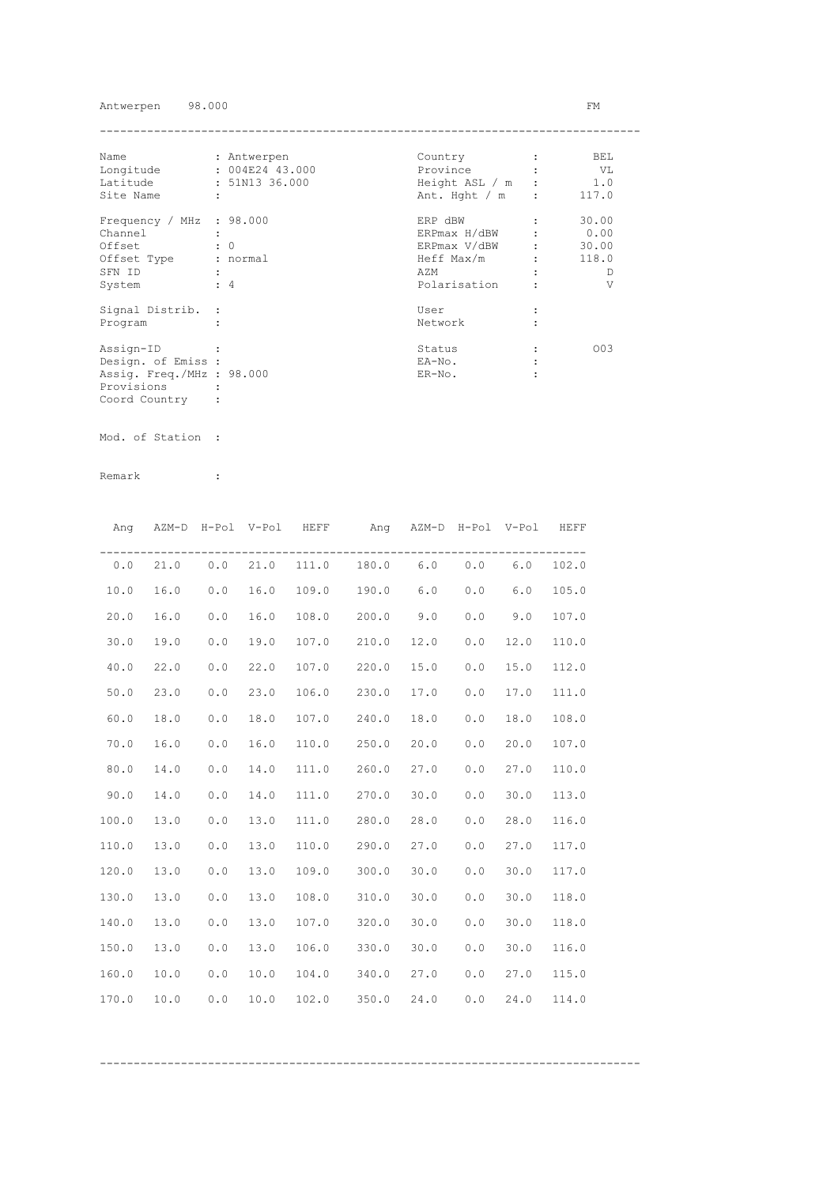Antwerpen 98.000 FM

| Name | : Antwerpen | Country | : | BEL |
|---|---|---|---|---|
| Longitude | : 004E24 43.000 | Province | : | VL |
| Latitude | : 51N13 36.000 | Height ASL / m | : | 1.0 |
| Site Name | : | Ant. Hght / m | : | 117.0 |
| Frequency / MHz | : 98.000 | ERP dBW | : | 30.00 |
| Channel | : | ERPmax H/dBW | : | 0.00 |
| Offset | : 0 | ERPmax V/dBW | : | 30.00 |
| Offset Type | : normal | Heff Max/m | : | 118.0 |
| SFN ID | : | AZM | : | D |
| System | : 4 | Polarisation | : | V |
| Signal Distrib. | : | User | : | |
| Program | : | Network | : | |
| Assign-ID | : | Status | : | 003 |
| Design. of Emiss | : | EA-No. | : | |
| Assig. Freq./MHz | : 98.000 | ER-No. | : | |
| Provisions | : | | | |
| Coord Country | : | | | |

Mod. of Station :

Remark :

| Ang | AZM-D | H-Pol | V-Pol | HEFF | Ang | AZM-D | H-Pol | V-Pol | HEFF |
|---|---|---|---|---|---|---|---|---|---|
| 0.0 | 21.0 | 0.0 | 21.0 | 111.0 | 180.0 | 6.0 | 0.0 | 6.0 | 102.0 |
| 10.0 | 16.0 | 0.0 | 16.0 | 109.0 | 190.0 | 6.0 | 0.0 | 6.0 | 105.0 |
| 20.0 | 16.0 | 0.0 | 16.0 | 108.0 | 200.0 | 9.0 | 0.0 | 9.0 | 107.0 |
| 30.0 | 19.0 | 0.0 | 19.0 | 107.0 | 210.0 | 12.0 | 0.0 | 12.0 | 110.0 |
| 40.0 | 22.0 | 0.0 | 22.0 | 107.0 | 220.0 | 15.0 | 0.0 | 15.0 | 112.0 |
| 50.0 | 23.0 | 0.0 | 23.0 | 106.0 | 230.0 | 17.0 | 0.0 | 17.0 | 111.0 |
| 60.0 | 18.0 | 0.0 | 18.0 | 107.0 | 240.0 | 18.0 | 0.0 | 18.0 | 108.0 |
| 70.0 | 16.0 | 0.0 | 16.0 | 110.0 | 250.0 | 20.0 | 0.0 | 20.0 | 107.0 |
| 80.0 | 14.0 | 0.0 | 14.0 | 111.0 | 260.0 | 27.0 | 0.0 | 27.0 | 110.0 |
| 90.0 | 14.0 | 0.0 | 14.0 | 111.0 | 270.0 | 30.0 | 0.0 | 30.0 | 113.0 |
| 100.0 | 13.0 | 0.0 | 13.0 | 111.0 | 280.0 | 28.0 | 0.0 | 28.0 | 116.0 |
| 110.0 | 13.0 | 0.0 | 13.0 | 110.0 | 290.0 | 27.0 | 0.0 | 27.0 | 117.0 |
| 120.0 | 13.0 | 0.0 | 13.0 | 109.0 | 300.0 | 30.0 | 0.0 | 30.0 | 117.0 |
| 130.0 | 13.0 | 0.0 | 13.0 | 108.0 | 310.0 | 30.0 | 0.0 | 30.0 | 118.0 |
| 140.0 | 13.0 | 0.0 | 13.0 | 107.0 | 320.0 | 30.0 | 0.0 | 30.0 | 118.0 |
| 150.0 | 13.0 | 0.0 | 13.0 | 106.0 | 330.0 | 30.0 | 0.0 | 30.0 | 116.0 |
| 160.0 | 10.0 | 0.0 | 10.0 | 104.0 | 340.0 | 27.0 | 0.0 | 27.0 | 115.0 |
| 170.0 | 10.0 | 0.0 | 10.0 | 102.0 | 350.0 | 24.0 | 0.0 | 24.0 | 114.0 |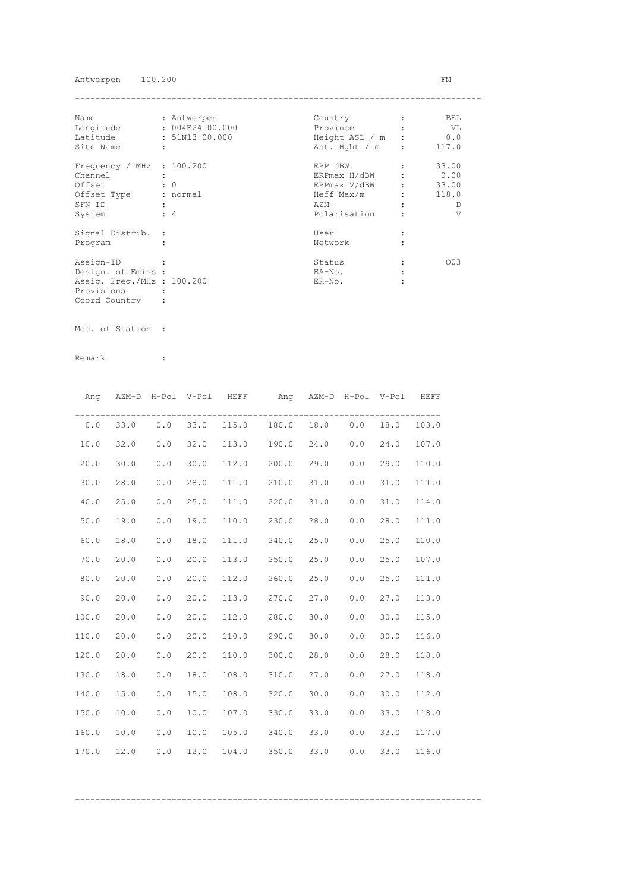Antwerpen 100.200 FM

| Name | : Antwerpen | Country | : BEL |
|---|---|---|---|
| Longitude | : 004E24 00.000 | Province | : VL |
| Latitude | : 51N13 00.000 | Height ASL / m | : 0.0 |
| Site Name | : | Ant. Hght / m | : 117.0 |
| Frequency / MHz | : 100.200 | ERP dBW | : 33.00 |
| Channel | : | ERPmax H/dBW | : 0.00 |
| Offset | : 0 | ERPmax V/dBW | : 33.00 |
| Offset Type | : normal | Heff Max/m | : 118.0 |
| SFN ID | : | AZM | : D |
| System | : 4 | Polarisation | : V |
| Signal Distrib. | : | User | : |
| Program | : | Network | : |
| Assign-ID | : | Status | : 003 |
| Design. of Emiss | : | EA-No. | : |
| Assig. Freq./MHz | : 100.200 | ER-No. | : |
| Provisions | : | | |
| Coord Country | : | | |

Mod. of Station :

Remark :

| Ang | AZM-D | H-Pol | V-Pol | HEFF | Ang | AZM-D | H-Pol | V-Pol | HEFF |
|---|---|---|---|---|---|---|---|---|---|
| 0.0 | 33.0 | 0.0 | 33.0 | 115.0 | 180.0 | 18.0 | 0.0 | 18.0 | 103.0 |
| 10.0 | 32.0 | 0.0 | 32.0 | 113.0 | 190.0 | 24.0 | 0.0 | 24.0 | 107.0 |
| 20.0 | 30.0 | 0.0 | 30.0 | 112.0 | 200.0 | 29.0 | 0.0 | 29.0 | 110.0 |
| 30.0 | 28.0 | 0.0 | 28.0 | 111.0 | 210.0 | 31.0 | 0.0 | 31.0 | 111.0 |
| 40.0 | 25.0 | 0.0 | 25.0 | 111.0 | 220.0 | 31.0 | 0.0 | 31.0 | 114.0 |
| 50.0 | 19.0 | 0.0 | 19.0 | 110.0 | 230.0 | 28.0 | 0.0 | 28.0 | 111.0 |
| 60.0 | 18.0 | 0.0 | 18.0 | 111.0 | 240.0 | 25.0 | 0.0 | 25.0 | 110.0 |
| 70.0 | 20.0 | 0.0 | 20.0 | 113.0 | 250.0 | 25.0 | 0.0 | 25.0 | 107.0 |
| 80.0 | 20.0 | 0.0 | 20.0 | 112.0 | 260.0 | 25.0 | 0.0 | 25.0 | 111.0 |
| 90.0 | 20.0 | 0.0 | 20.0 | 113.0 | 270.0 | 27.0 | 0.0 | 27.0 | 113.0 |
| 100.0 | 20.0 | 0.0 | 20.0 | 112.0 | 280.0 | 30.0 | 0.0 | 30.0 | 115.0 |
| 110.0 | 20.0 | 0.0 | 20.0 | 110.0 | 290.0 | 30.0 | 0.0 | 30.0 | 116.0 |
| 120.0 | 20.0 | 0.0 | 20.0 | 110.0 | 300.0 | 28.0 | 0.0 | 28.0 | 118.0 |
| 130.0 | 18.0 | 0.0 | 18.0 | 108.0 | 310.0 | 27.0 | 0.0 | 27.0 | 118.0 |
| 140.0 | 15.0 | 0.0 | 15.0 | 108.0 | 320.0 | 30.0 | 0.0 | 30.0 | 112.0 |
| 150.0 | 10.0 | 0.0 | 10.0 | 107.0 | 330.0 | 33.0 | 0.0 | 33.0 | 118.0 |
| 160.0 | 10.0 | 0.0 | 10.0 | 105.0 | 340.0 | 33.0 | 0.0 | 33.0 | 117.0 |
| 170.0 | 12.0 | 0.0 | 12.0 | 104.0 | 350.0 | 33.0 | 0.0 | 33.0 | 116.0 |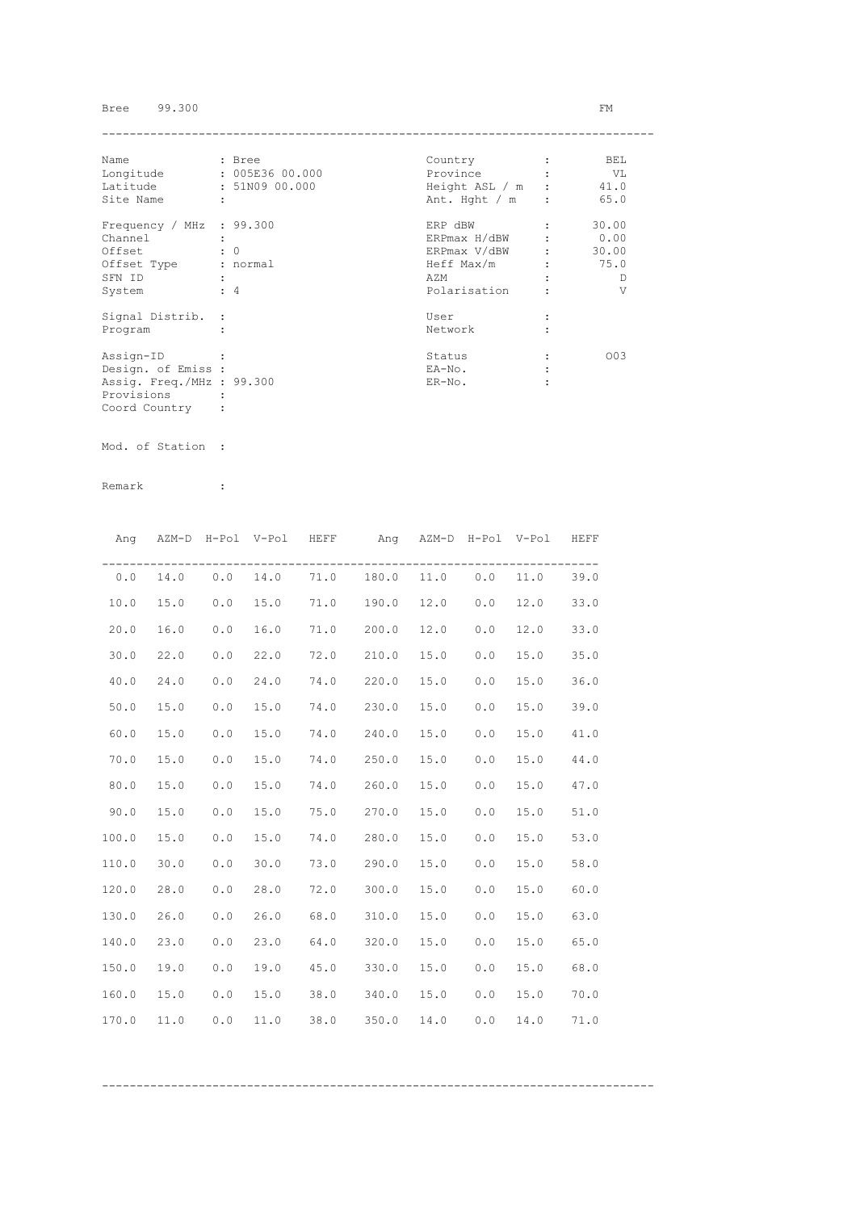Bree 99.300 FM

| Name | : Bree | Country | : BEL |
|---|---|---|---|
| Longitude | : 005E36 00.000 | Province | : VL |
| Latitude | : 51N09 00.000 | Height ASL / m | : 41.0 |
| Site Name | : | Ant. Hght / m | : 65.0 |
| Frequency / MHz | : 99.300 | ERP dBW | : 30.00 |
| Channel | : | ERPmax H/dBW | : 0.00 |
| Offset | : 0 | ERPmax V/dBW | : 30.00 |
| Offset Type | : normal | Heff Max/m | : 75.0 |
| SFN ID | : | AZM | : D |
| System | : 4 | Polarisation | : V |
| Signal Distrib. | : | User | : |
| Program | : | Network | : |
| Assign-ID | : | Status | : 003 |
| Design. of Emiss | : | EA-No. | : |
| Assig. Freq./MHz | : 99.300 | ER-No. | : |
| Provisions | : | | |
| Coord Country | : | | |

Mod. of Station :

Remark :

| Ang | AZM-D | H-Pol | V-Pol | HEFF | Ang | AZM-D | H-Pol | V-Pol | HEFF |
|---|---|---|---|---|---|---|---|---|---|
| 0.0 | 14.0 | 0.0 | 14.0 | 71.0 | 180.0 | 11.0 | 0.0 | 11.0 | 39.0 |
| 10.0 | 15.0 | 0.0 | 15.0 | 71.0 | 190.0 | 12.0 | 0.0 | 12.0 | 33.0 |
| 20.0 | 16.0 | 0.0 | 16.0 | 71.0 | 200.0 | 12.0 | 0.0 | 12.0 | 33.0 |
| 30.0 | 22.0 | 0.0 | 22.0 | 72.0 | 210.0 | 15.0 | 0.0 | 15.0 | 35.0 |
| 40.0 | 24.0 | 0.0 | 24.0 | 74.0 | 220.0 | 15.0 | 0.0 | 15.0 | 36.0 |
| 50.0 | 15.0 | 0.0 | 15.0 | 74.0 | 230.0 | 15.0 | 0.0 | 15.0 | 39.0 |
| 60.0 | 15.0 | 0.0 | 15.0 | 74.0 | 240.0 | 15.0 | 0.0 | 15.0 | 41.0 |
| 70.0 | 15.0 | 0.0 | 15.0 | 74.0 | 250.0 | 15.0 | 0.0 | 15.0 | 44.0 |
| 80.0 | 15.0 | 0.0 | 15.0 | 74.0 | 260.0 | 15.0 | 0.0 | 15.0 | 47.0 |
| 90.0 | 15.0 | 0.0 | 15.0 | 75.0 | 270.0 | 15.0 | 0.0 | 15.0 | 51.0 |
| 100.0 | 15.0 | 0.0 | 15.0 | 74.0 | 280.0 | 15.0 | 0.0 | 15.0 | 53.0 |
| 110.0 | 30.0 | 0.0 | 30.0 | 73.0 | 290.0 | 15.0 | 0.0 | 15.0 | 58.0 |
| 120.0 | 28.0 | 0.0 | 28.0 | 72.0 | 300.0 | 15.0 | 0.0 | 15.0 | 60.0 |
| 130.0 | 26.0 | 0.0 | 26.0 | 68.0 | 310.0 | 15.0 | 0.0 | 15.0 | 63.0 |
| 140.0 | 23.0 | 0.0 | 23.0 | 64.0 | 320.0 | 15.0 | 0.0 | 15.0 | 65.0 |
| 150.0 | 19.0 | 0.0 | 19.0 | 45.0 | 330.0 | 15.0 | 0.0 | 15.0 | 68.0 |
| 160.0 | 15.0 | 0.0 | 15.0 | 38.0 | 340.0 | 15.0 | 0.0 | 15.0 | 70.0 |
| 170.0 | 11.0 | 0.0 | 11.0 | 38.0 | 350.0 | 14.0 | 0.0 | 14.0 | 71.0 |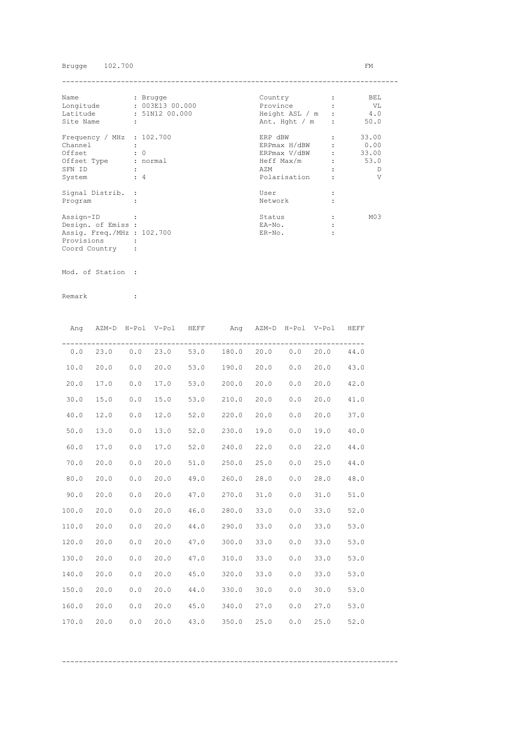Brugge 102.700 FM

| Name | : Brugge | Country | : BEL |
|---|---|---|---|
| Longitude | : 003E13 00.000 | Province | : VL |
| Latitude | : 51N12 00.000 | Height ASL / m | : 4.0 |
| Site Name | : | Ant. Hght / m | : 50.0 |
| Frequency / MHz | : 102.700 | ERP dBW | : 33.00 |
| Channel | : | ERPmax H/dBW | : 0.00 |
| Offset | : 0 | ERPmax V/dBW | : 33.00 |
| Offset Type | : normal | Heff Max/m | : 53.0 |
| SFN ID | : | AZM | : D |
| System | : 4 | Polarisation | : V |
| Signal Distrib. | : | User | : |
| Program | : | Network | : |
| Assign-ID | : | Status | : M03 |
| Design. of Emiss | : | EA-No. | : |
| Assig. Freq./MHz | : 102.700 | ER-No. | : |
| Provisions | : | | |
| Coord Country | : | | |

Mod. of Station :

Remark :

| Ang | AZM-D | H-Pol | V-Pol | HEFF | Ang | AZM-D | H-Pol | V-Pol | HEFF |
|---|---|---|---|---|---|---|---|---|---|
| 0.0 | 23.0 | 0.0 | 23.0 | 53.0 | 180.0 | 20.0 | 0.0 | 20.0 | 44.0 |
| 10.0 | 20.0 | 0.0 | 20.0 | 53.0 | 190.0 | 20.0 | 0.0 | 20.0 | 43.0 |
| 20.0 | 17.0 | 0.0 | 17.0 | 53.0 | 200.0 | 20.0 | 0.0 | 20.0 | 42.0 |
| 30.0 | 15.0 | 0.0 | 15.0 | 53.0 | 210.0 | 20.0 | 0.0 | 20.0 | 41.0 |
| 40.0 | 12.0 | 0.0 | 12.0 | 52.0 | 220.0 | 20.0 | 0.0 | 20.0 | 37.0 |
| 50.0 | 13.0 | 0.0 | 13.0 | 52.0 | 230.0 | 19.0 | 0.0 | 19.0 | 40.0 |
| 60.0 | 17.0 | 0.0 | 17.0 | 52.0 | 240.0 | 22.0 | 0.0 | 22.0 | 44.0 |
| 70.0 | 20.0 | 0.0 | 20.0 | 51.0 | 250.0 | 25.0 | 0.0 | 25.0 | 44.0 |
| 80.0 | 20.0 | 0.0 | 20.0 | 49.0 | 260.0 | 28.0 | 0.0 | 28.0 | 48.0 |
| 90.0 | 20.0 | 0.0 | 20.0 | 47.0 | 270.0 | 31.0 | 0.0 | 31.0 | 51.0 |
| 100.0 | 20.0 | 0.0 | 20.0 | 46.0 | 280.0 | 33.0 | 0.0 | 33.0 | 52.0 |
| 110.0 | 20.0 | 0.0 | 20.0 | 44.0 | 290.0 | 33.0 | 0.0 | 33.0 | 53.0 |
| 120.0 | 20.0 | 0.0 | 20.0 | 47.0 | 300.0 | 33.0 | 0.0 | 33.0 | 53.0 |
| 130.0 | 20.0 | 0.0 | 20.0 | 47.0 | 310.0 | 33.0 | 0.0 | 33.0 | 53.0 |
| 140.0 | 20.0 | 0.0 | 20.0 | 45.0 | 320.0 | 33.0 | 0.0 | 33.0 | 53.0 |
| 150.0 | 20.0 | 0.0 | 20.0 | 44.0 | 330.0 | 30.0 | 0.0 | 30.0 | 53.0 |
| 160.0 | 20.0 | 0.0 | 20.0 | 45.0 | 340.0 | 27.0 | 0.0 | 27.0 | 53.0 |
| 170.0 | 20.0 | 0.0 | 20.0 | 43.0 | 350.0 | 25.0 | 0.0 | 25.0 | 52.0 |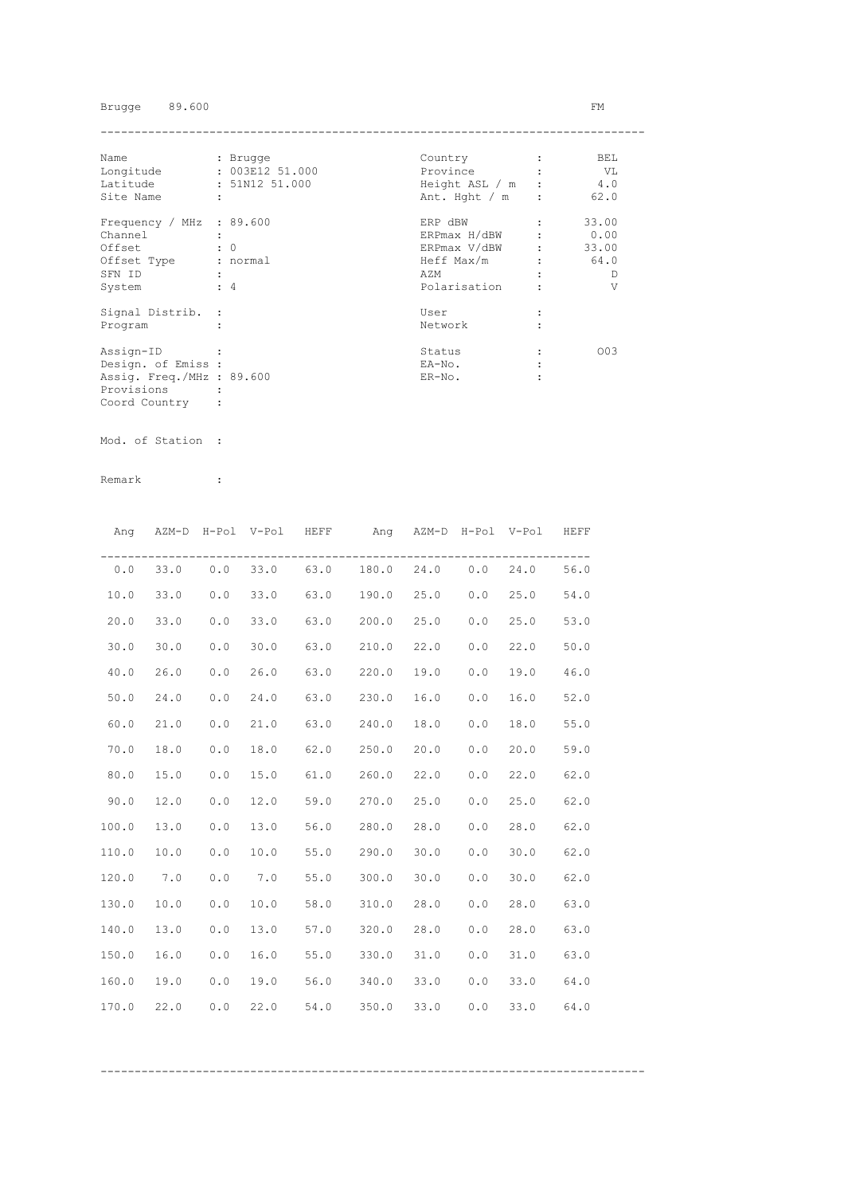Brugge 89.600 FM

| Name | : Brugge | Country | : BEL |
|---|---|---|---|
| Longitude | : 003E12 51.000 | Province | : VL |
| Latitude | : 51N12 51.000 | Height ASL / m | : 4.0 |
| Site Name | : | Ant. Hght / m | : 62.0 |
| Frequency / MHz | : 89.600 | ERP dBW | : 33.00 |
| Channel | : | ERPmax H/dBW | : 0.00 |
| Offset | : 0 | ERPmax V/dBW | : 33.00 |
| Offset Type | : normal | Heff Max/m | : 64.0 |
| SFN ID | : | AZM | : D |
| System | : 4 | Polarisation | : V |
| Signal Distrib. | : | User | : |
| Program | : | Network | : |
| Assign-ID | : | Status | : O03 |
| Design. of Emiss | : | EA-No. | : |
| Assig. Freq./MHz | : 89.600 | ER-No. | : |
| Provisions | : | | |
| Coord Country | : | | |

Mod. of Station :

Remark :

| Ang | AZM-D | H-Pol | V-Pol | HEFF | Ang | AZM-D | H-Pol | V-Pol | HEFF |
|---|---|---|---|---|---|---|---|---|---|
| 0.0 | 33.0 | 0.0 | 33.0 | 63.0 | 180.0 | 24.0 | 0.0 | 24.0 | 56.0 |
| 10.0 | 33.0 | 0.0 | 33.0 | 63.0 | 190.0 | 25.0 | 0.0 | 25.0 | 54.0 |
| 20.0 | 33.0 | 0.0 | 33.0 | 63.0 | 200.0 | 25.0 | 0.0 | 25.0 | 53.0 |
| 30.0 | 30.0 | 0.0 | 30.0 | 63.0 | 210.0 | 22.0 | 0.0 | 22.0 | 50.0 |
| 40.0 | 26.0 | 0.0 | 26.0 | 63.0 | 220.0 | 19.0 | 0.0 | 19.0 | 46.0 |
| 50.0 | 24.0 | 0.0 | 24.0 | 63.0 | 230.0 | 16.0 | 0.0 | 16.0 | 52.0 |
| 60.0 | 21.0 | 0.0 | 21.0 | 63.0 | 240.0 | 18.0 | 0.0 | 18.0 | 55.0 |
| 70.0 | 18.0 | 0.0 | 18.0 | 62.0 | 250.0 | 20.0 | 0.0 | 20.0 | 59.0 |
| 80.0 | 15.0 | 0.0 | 15.0 | 61.0 | 260.0 | 22.0 | 0.0 | 22.0 | 62.0 |
| 90.0 | 12.0 | 0.0 | 12.0 | 59.0 | 270.0 | 25.0 | 0.0 | 25.0 | 62.0 |
| 100.0 | 13.0 | 0.0 | 13.0 | 56.0 | 280.0 | 28.0 | 0.0 | 28.0 | 62.0 |
| 110.0 | 10.0 | 0.0 | 10.0 | 55.0 | 290.0 | 30.0 | 0.0 | 30.0 | 62.0 |
| 120.0 | 7.0 | 0.0 | 7.0 | 55.0 | 300.0 | 30.0 | 0.0 | 30.0 | 62.0 |
| 130.0 | 10.0 | 0.0 | 10.0 | 58.0 | 310.0 | 28.0 | 0.0 | 28.0 | 63.0 |
| 140.0 | 13.0 | 0.0 | 13.0 | 57.0 | 320.0 | 28.0 | 0.0 | 28.0 | 63.0 |
| 150.0 | 16.0 | 0.0 | 16.0 | 55.0 | 330.0 | 31.0 | 0.0 | 31.0 | 63.0 |
| 160.0 | 19.0 | 0.0 | 19.0 | 56.0 | 340.0 | 33.0 | 0.0 | 33.0 | 64.0 |
| 170.0 | 22.0 | 0.0 | 22.0 | 54.0 | 350.0 | 33.0 | 0.0 | 33.0 | 64.0 |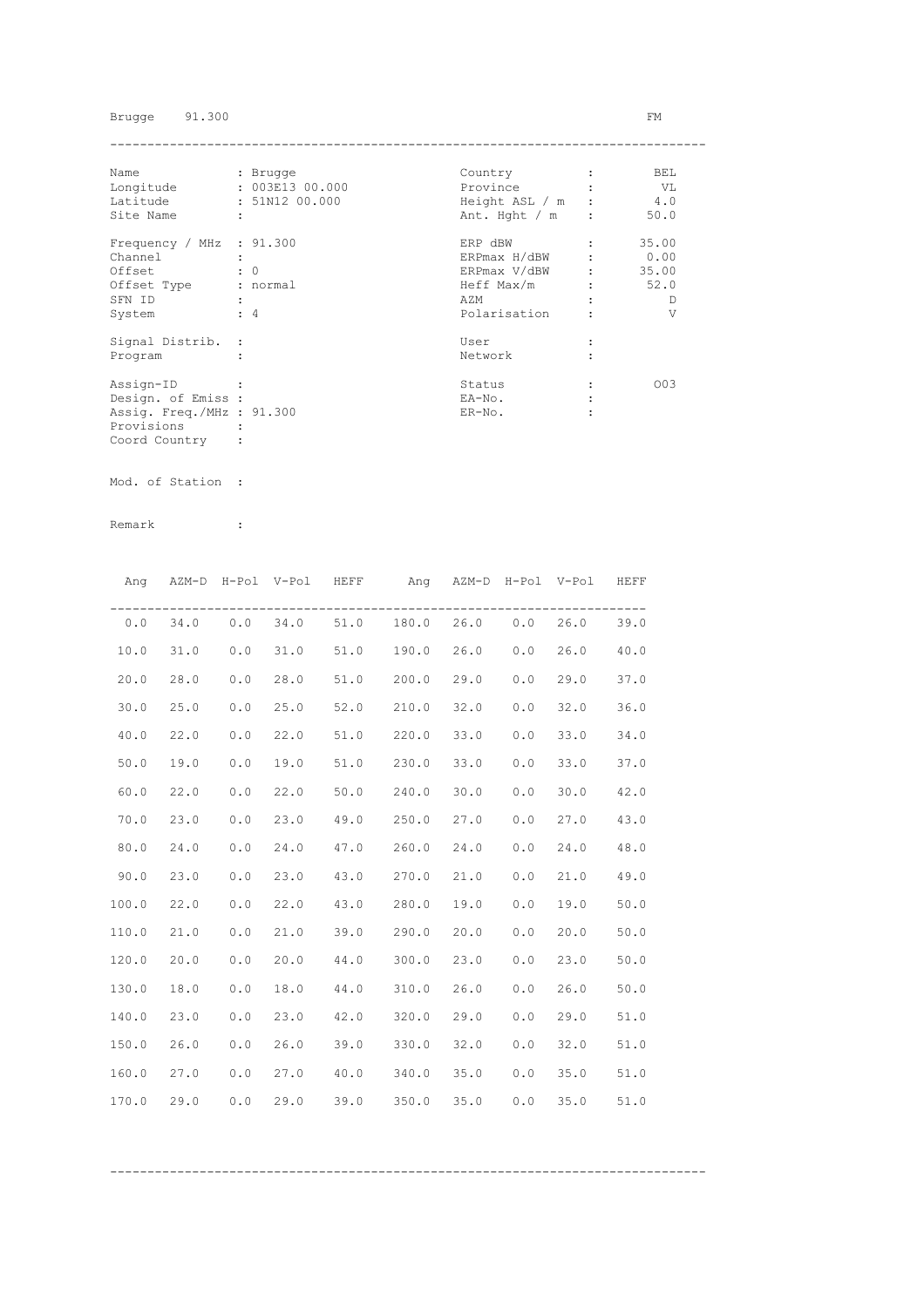Brugge 91.300 FM

| Field | Value | Field | Value |
|---|---|---|---|
| Name | Brugge | Country | BEL |
| Longitude | 003E13 00.000 | Province | VL |
| Latitude | 51N12 00.000 | Height ASL / m | 4.0 |
| Site Name | | Ant. Hght / m | 50.0 |
| Frequency / MHz | 91.300 | ERP dBW | 35.00 |
| Channel | | ERPmax H/dBW | 0.00 |
| Offset | 0 | ERPmax V/dBW | 35.00 |
| Offset Type | normal | Heff Max/m | 52.0 |
| SFN ID | | AZM | D |
| System | 4 | Polarisation | V |
| Signal Distrib. | | User | |
| Program | | Network | |
| Assign-ID | | Status | 003 |
| Design. of Emiss | | EA-No. | |
| Assig. Freq./MHz | 91.300 | ER-No. | |
| Provisions | | | |
| Coord Country | | | |

Mod. of Station :

Remark :

| Ang | AZM-D | H-Pol | V-Pol | HEFF | Ang | AZM-D | H-Pol | V-Pol | HEFF |
|---|---|---|---|---|---|---|---|---|---|
| 0.0 | 34.0 | 0.0 | 34.0 | 51.0 | 180.0 | 26.0 | 0.0 | 26.0 | 39.0 |
| 10.0 | 31.0 | 0.0 | 31.0 | 51.0 | 190.0 | 26.0 | 0.0 | 26.0 | 40.0 |
| 20.0 | 28.0 | 0.0 | 28.0 | 51.0 | 200.0 | 29.0 | 0.0 | 29.0 | 37.0 |
| 30.0 | 25.0 | 0.0 | 25.0 | 52.0 | 210.0 | 32.0 | 0.0 | 32.0 | 36.0 |
| 40.0 | 22.0 | 0.0 | 22.0 | 51.0 | 220.0 | 33.0 | 0.0 | 33.0 | 34.0 |
| 50.0 | 19.0 | 0.0 | 19.0 | 51.0 | 230.0 | 33.0 | 0.0 | 33.0 | 37.0 |
| 60.0 | 22.0 | 0.0 | 22.0 | 50.0 | 240.0 | 30.0 | 0.0 | 30.0 | 42.0 |
| 70.0 | 23.0 | 0.0 | 23.0 | 49.0 | 250.0 | 27.0 | 0.0 | 27.0 | 43.0 |
| 80.0 | 24.0 | 0.0 | 24.0 | 47.0 | 260.0 | 24.0 | 0.0 | 24.0 | 48.0 |
| 90.0 | 23.0 | 0.0 | 23.0 | 43.0 | 270.0 | 21.0 | 0.0 | 21.0 | 49.0 |
| 100.0 | 22.0 | 0.0 | 22.0 | 43.0 | 280.0 | 19.0 | 0.0 | 19.0 | 50.0 |
| 110.0 | 21.0 | 0.0 | 21.0 | 39.0 | 290.0 | 20.0 | 0.0 | 20.0 | 50.0 |
| 120.0 | 20.0 | 0.0 | 20.0 | 44.0 | 300.0 | 23.0 | 0.0 | 23.0 | 50.0 |
| 130.0 | 18.0 | 0.0 | 18.0 | 44.0 | 310.0 | 26.0 | 0.0 | 26.0 | 50.0 |
| 140.0 | 23.0 | 0.0 | 23.0 | 42.0 | 320.0 | 29.0 | 0.0 | 29.0 | 51.0 |
| 150.0 | 26.0 | 0.0 | 26.0 | 39.0 | 330.0 | 32.0 | 0.0 | 32.0 | 51.0 |
| 160.0 | 27.0 | 0.0 | 27.0 | 40.0 | 340.0 | 35.0 | 0.0 | 35.0 | 51.0 |
| 170.0 | 29.0 | 0.0 | 29.0 | 39.0 | 350.0 | 35.0 | 0.0 | 35.0 | 51.0 |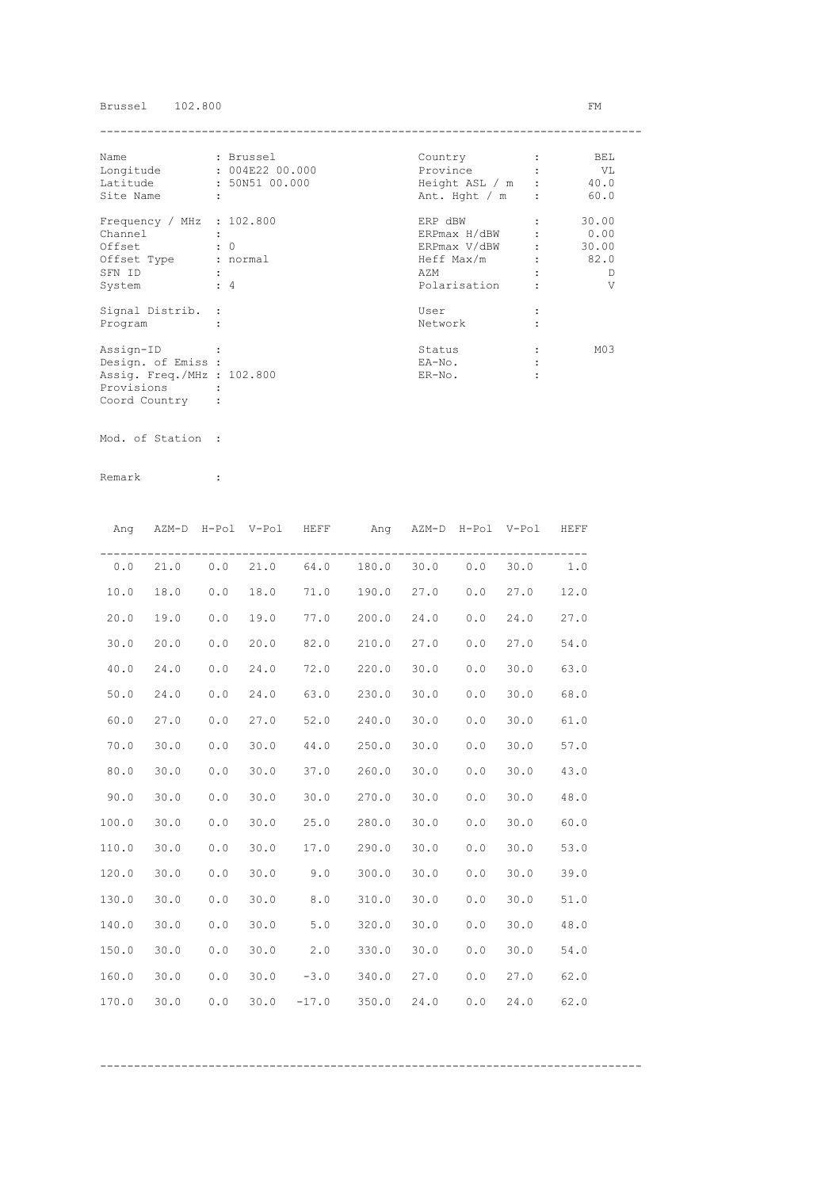Brussel 102.800 FM

| | | | | |
|---|---|---|---|---|
| Name | : Brussel | Country | : | BEL |
| Longitude | : 004E22 00.000 | Province | : | VL |
| Latitude | : 50N51 00.000 | Height ASL / m | : | 40.0 |
| Site Name | : | Ant. Hght / m | : | 60.0 |
| Frequency / MHz | : 102.800 | ERP dBW | : | 30.00 |
| Channel | : | ERPmax H/dBW | : | 0.00 |
| Offset | : 0 | ERPmax V/dBW | : | 30.00 |
| Offset Type | : normal | Heff Max/m | : | 82.0 |
| SFN ID | : | AZM | : | D |
| System | : 4 | Polarisation | : | V |
| Signal Distrib. | : | User | : | |
| Program | : | Network | : | |
| Assign-ID | : | Status | : | M03 |
| Design. of Emiss | : | EA-No. | : | |
| Assig. Freq./MHz | : 102.800 | ER-No. | : | |
| Provisions | : | | | |
| Coord Country | : | | | |

Mod. of Station :

Remark :

| Ang | AZM-D | H-Pol | V-Pol | HEFF | Ang | AZM-D | H-Pol | V-Pol | HEFF |
|---|---|---|---|---|---|---|---|---|---|
| 0.0 | 21.0 | 0.0 | 21.0 | 64.0 | 180.0 | 30.0 | 0.0 | 30.0 | 1.0 |
| 10.0 | 18.0 | 0.0 | 18.0 | 71.0 | 190.0 | 27.0 | 0.0 | 27.0 | 12.0 |
| 20.0 | 19.0 | 0.0 | 19.0 | 77.0 | 200.0 | 24.0 | 0.0 | 24.0 | 27.0 |
| 30.0 | 20.0 | 0.0 | 20.0 | 82.0 | 210.0 | 27.0 | 0.0 | 27.0 | 54.0 |
| 40.0 | 24.0 | 0.0 | 24.0 | 72.0 | 220.0 | 30.0 | 0.0 | 30.0 | 63.0 |
| 50.0 | 24.0 | 0.0 | 24.0 | 63.0 | 230.0 | 30.0 | 0.0 | 30.0 | 68.0 |
| 60.0 | 27.0 | 0.0 | 27.0 | 52.0 | 240.0 | 30.0 | 0.0 | 30.0 | 61.0 |
| 70.0 | 30.0 | 0.0 | 30.0 | 44.0 | 250.0 | 30.0 | 0.0 | 30.0 | 57.0 |
| 80.0 | 30.0 | 0.0 | 30.0 | 37.0 | 260.0 | 30.0 | 0.0 | 30.0 | 43.0 |
| 90.0 | 30.0 | 0.0 | 30.0 | 30.0 | 270.0 | 30.0 | 0.0 | 30.0 | 48.0 |
| 100.0 | 30.0 | 0.0 | 30.0 | 25.0 | 280.0 | 30.0 | 0.0 | 30.0 | 60.0 |
| 110.0 | 30.0 | 0.0 | 30.0 | 17.0 | 290.0 | 30.0 | 0.0 | 30.0 | 53.0 |
| 120.0 | 30.0 | 0.0 | 30.0 | 9.0 | 300.0 | 30.0 | 0.0 | 30.0 | 39.0 |
| 130.0 | 30.0 | 0.0 | 30.0 | 8.0 | 310.0 | 30.0 | 0.0 | 30.0 | 51.0 |
| 140.0 | 30.0 | 0.0 | 30.0 | 5.0 | 320.0 | 30.0 | 0.0 | 30.0 | 48.0 |
| 150.0 | 30.0 | 0.0 | 30.0 | 2.0 | 330.0 | 30.0 | 0.0 | 30.0 | 54.0 |
| 160.0 | 30.0 | 0.0 | 30.0 | -3.0 | 340.0 | 27.0 | 0.0 | 27.0 | 62.0 |
| 170.0 | 30.0 | 0.0 | 30.0 | -17.0 | 350.0 | 24.0 | 0.0 | 24.0 | 62.0 |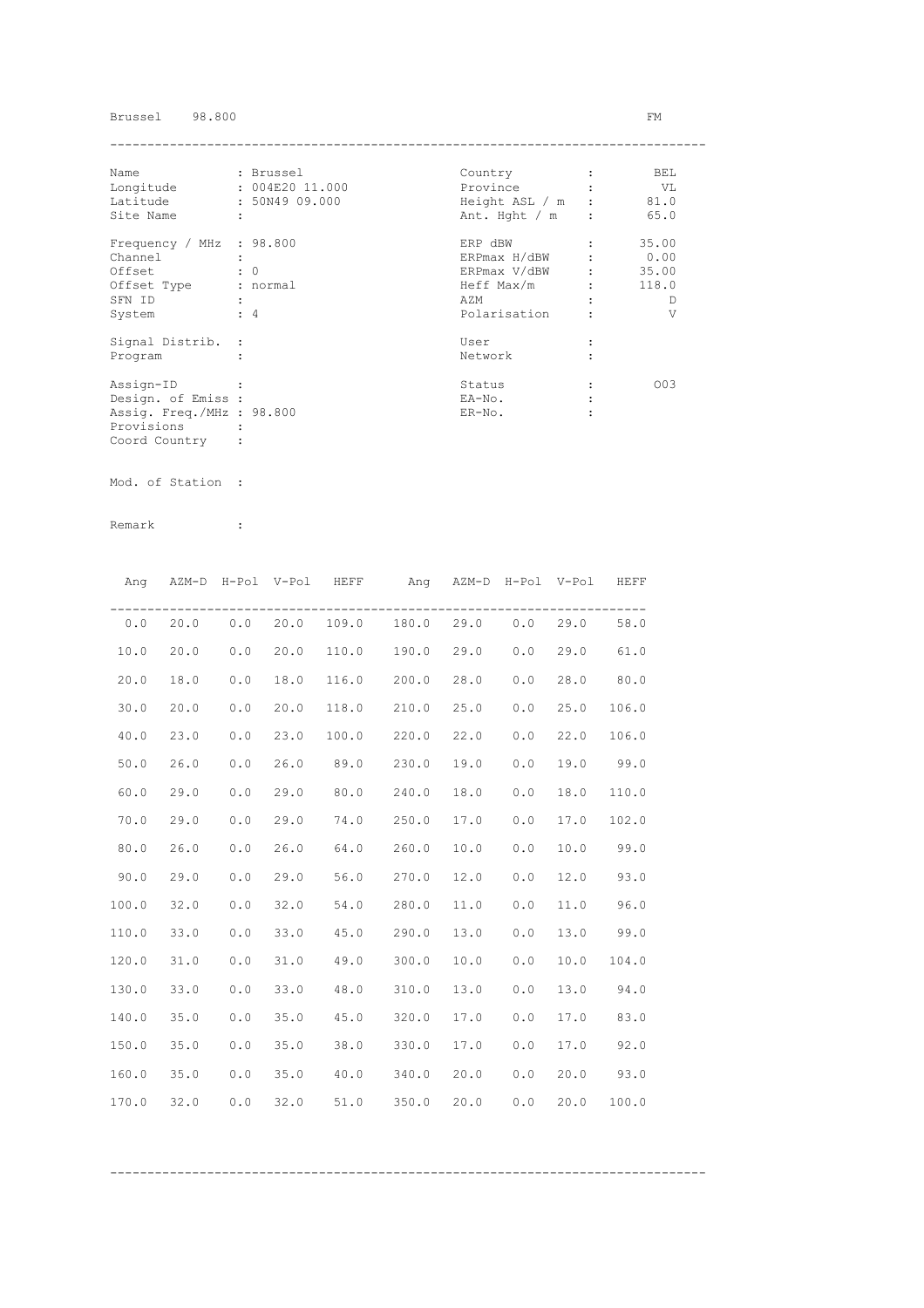Brussel 98.800 FM

| Name | : Brussel | Country | : BEL |
|---|---|---|---|
| Longitude | : 004E20 11.000 | Province | : VL |
| Latitude | : 50N49 09.000 | Height ASL / m | : 81.0 |
| Site Name | : | Ant. Hght / m | : 65.0 |
| Frequency / MHz | : 98.800 | ERP dBW | : 35.00 |
| Channel | : | ERPmax H/dBW | : 0.00 |
| Offset | : 0 | ERPmax V/dBW | : 35.00 |
| Offset Type | : normal | Heff Max/m | : 118.0 |
| SFN ID | : | AZM | : D |
| System | : 4 | Polarisation | : V |
| Signal Distrib. | : | User | : |
| Program | : | Network | : |
| Assign-ID | : | Status | : O03 |
| Design. of Emiss | : | EA-No. | : |
| Assig. Freq./MHz | : 98.800 | ER-No. | : |
| Provisions | : | | |
| Coord Country | : | | |

Mod. of Station :

Remark :

| Ang | AZM-D | H-Pol | V-Pol | HEFF | Ang | AZM-D | H-Pol | V-Pol | HEFF |
|---|---|---|---|---|---|---|---|---|---|
| 0.0 | 20.0 | 0.0 | 20.0 | 109.0 | 180.0 | 29.0 | 0.0 | 29.0 | 58.0 |
| 10.0 | 20.0 | 0.0 | 20.0 | 110.0 | 190.0 | 29.0 | 0.0 | 29.0 | 61.0 |
| 20.0 | 18.0 | 0.0 | 18.0 | 116.0 | 200.0 | 28.0 | 0.0 | 28.0 | 80.0 |
| 30.0 | 20.0 | 0.0 | 20.0 | 118.0 | 210.0 | 25.0 | 0.0 | 25.0 | 106.0 |
| 40.0 | 23.0 | 0.0 | 23.0 | 100.0 | 220.0 | 22.0 | 0.0 | 22.0 | 106.0 |
| 50.0 | 26.0 | 0.0 | 26.0 | 89.0 | 230.0 | 19.0 | 0.0 | 19.0 | 99.0 |
| 60.0 | 29.0 | 0.0 | 29.0 | 80.0 | 240.0 | 18.0 | 0.0 | 18.0 | 110.0 |
| 70.0 | 29.0 | 0.0 | 29.0 | 74.0 | 250.0 | 17.0 | 0.0 | 17.0 | 102.0 |
| 80.0 | 26.0 | 0.0 | 26.0 | 64.0 | 260.0 | 10.0 | 0.0 | 10.0 | 99.0 |
| 90.0 | 29.0 | 0.0 | 29.0 | 56.0 | 270.0 | 12.0 | 0.0 | 12.0 | 93.0 |
| 100.0 | 32.0 | 0.0 | 32.0 | 54.0 | 280.0 | 11.0 | 0.0 | 11.0 | 96.0 |
| 110.0 | 33.0 | 0.0 | 33.0 | 45.0 | 290.0 | 13.0 | 0.0 | 13.0 | 99.0 |
| 120.0 | 31.0 | 0.0 | 31.0 | 49.0 | 300.0 | 10.0 | 0.0 | 10.0 | 104.0 |
| 130.0 | 33.0 | 0.0 | 33.0 | 48.0 | 310.0 | 13.0 | 0.0 | 13.0 | 94.0 |
| 140.0 | 35.0 | 0.0 | 35.0 | 45.0 | 320.0 | 17.0 | 0.0 | 17.0 | 83.0 |
| 150.0 | 35.0 | 0.0 | 35.0 | 38.0 | 330.0 | 17.0 | 0.0 | 17.0 | 92.0 |
| 160.0 | 35.0 | 0.0 | 35.0 | 40.0 | 340.0 | 20.0 | 0.0 | 20.0 | 93.0 |
| 170.0 | 32.0 | 0.0 | 32.0 | 51.0 | 350.0 | 20.0 | 0.0 | 20.0 | 100.0 |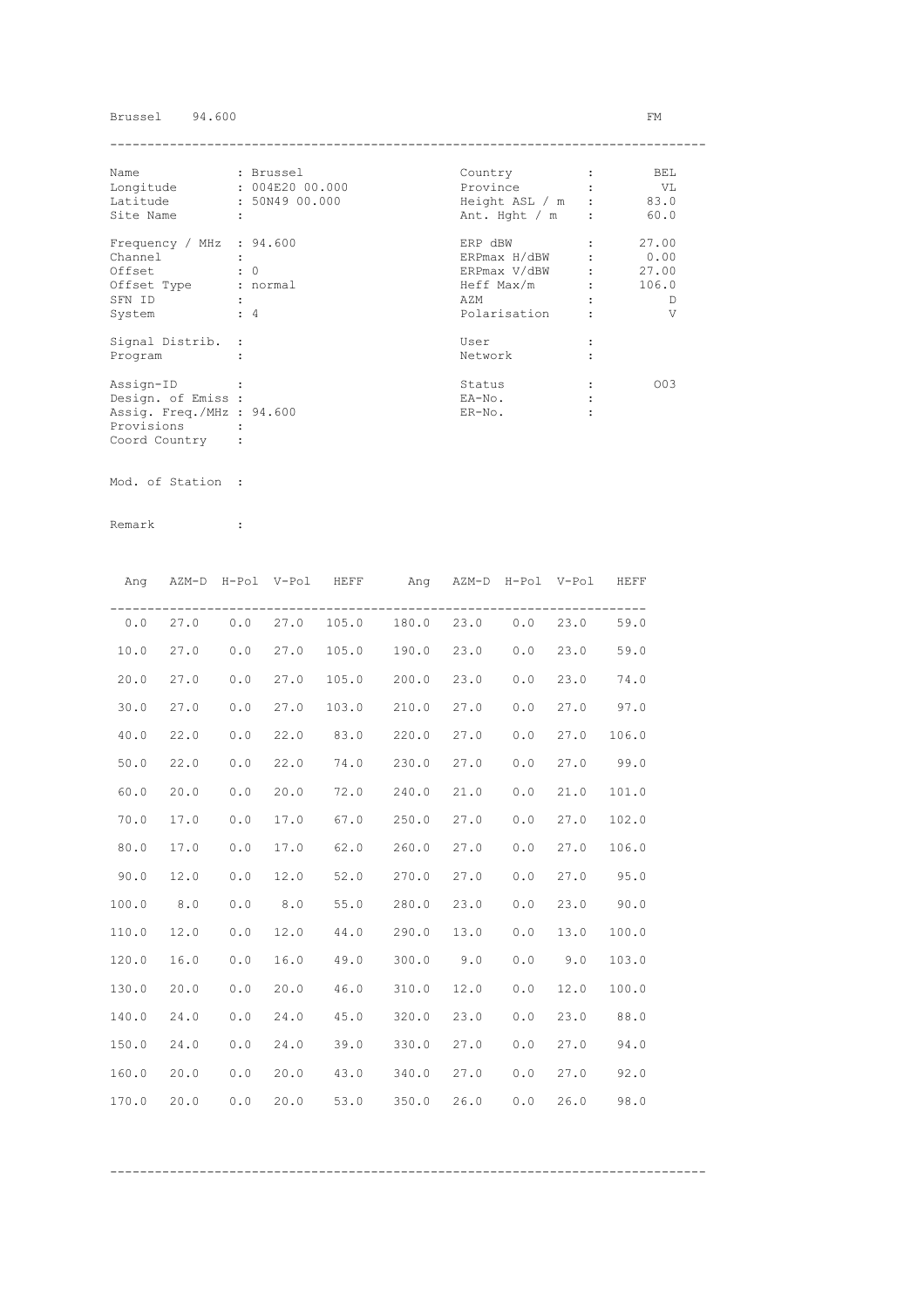Brussel 94.600 FM

| Name | : Brussel | Country | : BEL |
|---|---|---|---|
| Longitude | : 004E20 00.000 | Province | : VL |
| Latitude | : 50N49 00.000 | Height ASL / m | : 83.0 |
| Site Name | : | Ant. Hght / m | : 60.0 |
| Frequency / MHz | : 94.600 | ERP dBW | : 27.00 |
| Channel | : | ERPmax H/dBW | : 0.00 |
| Offset | : 0 | ERPmax V/dBW | : 27.00 |
| Offset Type | : normal | Heff Max/m | : 106.0 |
| SFN ID | : | AZM | : D |
| System | : 4 | Polarisation | : V |
| Signal Distrib. | : | User | : |
| Program | : | Network | : |
| Assign-ID | : | Status | : O03 |
| Design. of Emiss | : | EA-No. | : |
| Assig. Freq./MHz | : 94.600 | ER-No. | : |
| Provisions | : | | |
| Coord Country | : | | |

Mod. of Station :

Remark :

| Ang | AZM-D | H-Pol | V-Pol | HEFF | Ang | AZM-D | H-Pol | V-Pol | HEFF |
|---|---|---|---|---|---|---|---|---|---|
| 0.0 | 27.0 | 0.0 | 27.0 | 105.0 | 180.0 | 23.0 | 0.0 | 23.0 | 59.0 |
| 10.0 | 27.0 | 0.0 | 27.0 | 105.0 | 190.0 | 23.0 | 0.0 | 23.0 | 59.0 |
| 20.0 | 27.0 | 0.0 | 27.0 | 105.0 | 200.0 | 23.0 | 0.0 | 23.0 | 74.0 |
| 30.0 | 27.0 | 0.0 | 27.0 | 103.0 | 210.0 | 27.0 | 0.0 | 27.0 | 97.0 |
| 40.0 | 22.0 | 0.0 | 22.0 | 83.0 | 220.0 | 27.0 | 0.0 | 27.0 | 106.0 |
| 50.0 | 22.0 | 0.0 | 22.0 | 74.0 | 230.0 | 27.0 | 0.0 | 27.0 | 99.0 |
| 60.0 | 20.0 | 0.0 | 20.0 | 72.0 | 240.0 | 21.0 | 0.0 | 21.0 | 101.0 |
| 70.0 | 17.0 | 0.0 | 17.0 | 67.0 | 250.0 | 27.0 | 0.0 | 27.0 | 102.0 |
| 80.0 | 17.0 | 0.0 | 17.0 | 62.0 | 260.0 | 27.0 | 0.0 | 27.0 | 106.0 |
| 90.0 | 12.0 | 0.0 | 12.0 | 52.0 | 270.0 | 27.0 | 0.0 | 27.0 | 95.0 |
| 100.0 | 8.0 | 0.0 | 8.0 | 55.0 | 280.0 | 23.0 | 0.0 | 23.0 | 90.0 |
| 110.0 | 12.0 | 0.0 | 12.0 | 44.0 | 290.0 | 13.0 | 0.0 | 13.0 | 100.0 |
| 120.0 | 16.0 | 0.0 | 16.0 | 49.0 | 300.0 | 9.0 | 0.0 | 9.0 | 103.0 |
| 130.0 | 20.0 | 0.0 | 20.0 | 46.0 | 310.0 | 12.0 | 0.0 | 12.0 | 100.0 |
| 140.0 | 24.0 | 0.0 | 24.0 | 45.0 | 320.0 | 23.0 | 0.0 | 23.0 | 88.0 |
| 150.0 | 24.0 | 0.0 | 24.0 | 39.0 | 330.0 | 27.0 | 0.0 | 27.0 | 94.0 |
| 160.0 | 20.0 | 0.0 | 20.0 | 43.0 | 340.0 | 27.0 | 0.0 | 27.0 | 92.0 |
| 170.0 | 20.0 | 0.0 | 20.0 | 53.0 | 350.0 | 26.0 | 0.0 | 26.0 | 98.0 |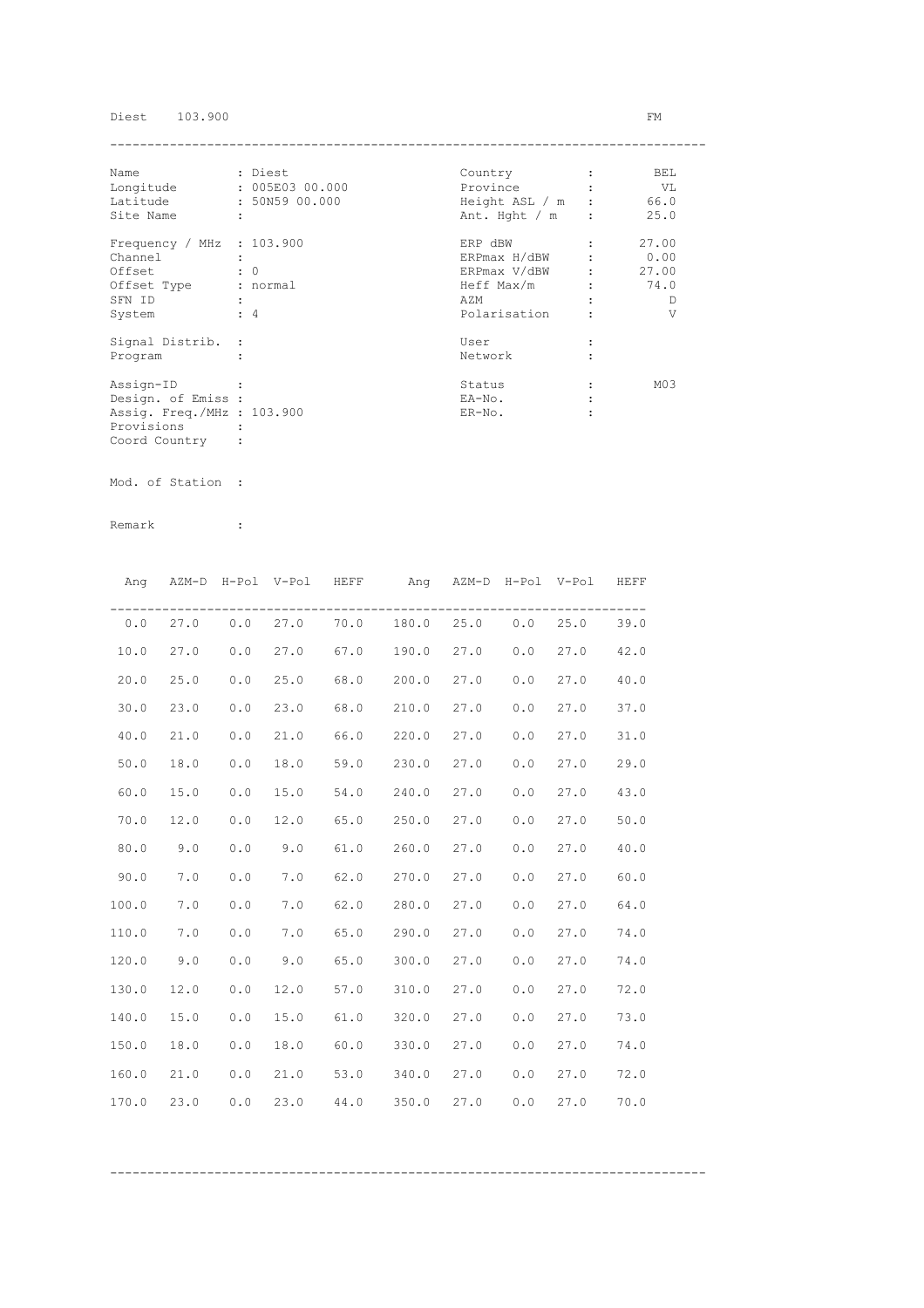Diest 103.900 FM

---

| | | | | | |
|---|---|---|---|---|---|
| Name | : Diest | | Country | : | BEL |
| Longitude | : 005E03 00.000 | | Province | : | VL |
| Latitude | : 50N59 00.000 | | Height ASL / m | : | 66.0 |
| Site Name | : | | Ant. Hght / m | : | 25.0 |
| Frequency / MHz | : 103.900 | | ERP dBW | : | 27.00 |
| Channel | : | | ERPmax H/dBW | : | 0.00 |
| Offset | : 0 | | ERPmax V/dBW | : | 27.00 |
| Offset Type | : normal | | Heff Max/m | : | 74.0 |
| SFN ID | : | | AZM | : | D |
| System | : 4 | | Polarisation | : | V |
| Signal Distrib. | : | | User | : | |
| Program | : | | Network | : | |
| Assign-ID | : | | Status | : | M03 |
| Design. of Emiss | : | | EA-No. | : | |
| Assig. Freq./MHz | : 103.900 | | ER-No. | : | |
| Provisions | : | | | | |
| Coord Country | : | | | | |

Mod. of Station :

Remark :

| Ang | AZM-D | H-Pol | V-Pol | HEFF | Ang | AZM-D | H-Pol | V-Pol | HEFF |
|---|---|---|---|---|---|---|---|---|---|
| 0.0 | 27.0 | 0.0 | 27.0 | 70.0 | 180.0 | 25.0 | 0.0 | 25.0 | 39.0 |
| 10.0 | 27.0 | 0.0 | 27.0 | 67.0 | 190.0 | 27.0 | 0.0 | 27.0 | 42.0 |
| 20.0 | 25.0 | 0.0 | 25.0 | 68.0 | 200.0 | 27.0 | 0.0 | 27.0 | 40.0 |
| 30.0 | 23.0 | 0.0 | 23.0 | 68.0 | 210.0 | 27.0 | 0.0 | 27.0 | 37.0 |
| 40.0 | 21.0 | 0.0 | 21.0 | 66.0 | 220.0 | 27.0 | 0.0 | 27.0 | 31.0 |
| 50.0 | 18.0 | 0.0 | 18.0 | 59.0 | 230.0 | 27.0 | 0.0 | 27.0 | 29.0 |
| 60.0 | 15.0 | 0.0 | 15.0 | 54.0 | 240.0 | 27.0 | 0.0 | 27.0 | 43.0 |
| 70.0 | 12.0 | 0.0 | 12.0 | 65.0 | 250.0 | 27.0 | 0.0 | 27.0 | 50.0 |
| 80.0 | 9.0 | 0.0 | 9.0 | 61.0 | 260.0 | 27.0 | 0.0 | 27.0 | 40.0 |
| 90.0 | 7.0 | 0.0 | 7.0 | 62.0 | 270.0 | 27.0 | 0.0 | 27.0 | 60.0 |
| 100.0 | 7.0 | 0.0 | 7.0 | 62.0 | 280.0 | 27.0 | 0.0 | 27.0 | 64.0 |
| 110.0 | 7.0 | 0.0 | 7.0 | 65.0 | 290.0 | 27.0 | 0.0 | 27.0 | 74.0 |
| 120.0 | 9.0 | 0.0 | 9.0 | 65.0 | 300.0 | 27.0 | 0.0 | 27.0 | 74.0 |
| 130.0 | 12.0 | 0.0 | 12.0 | 57.0 | 310.0 | 27.0 | 0.0 | 27.0 | 72.0 |
| 140.0 | 15.0 | 0.0 | 15.0 | 61.0 | 320.0 | 27.0 | 0.0 | 27.0 | 73.0 |
| 150.0 | 18.0 | 0.0 | 18.0 | 60.0 | 330.0 | 27.0 | 0.0 | 27.0 | 74.0 |
| 160.0 | 21.0 | 0.0 | 21.0 | 53.0 | 340.0 | 27.0 | 0.0 | 27.0 | 72.0 |
| 170.0 | 23.0 | 0.0 | 23.0 | 44.0 | 350.0 | 27.0 | 0.0 | 27.0 | 70.0 |

---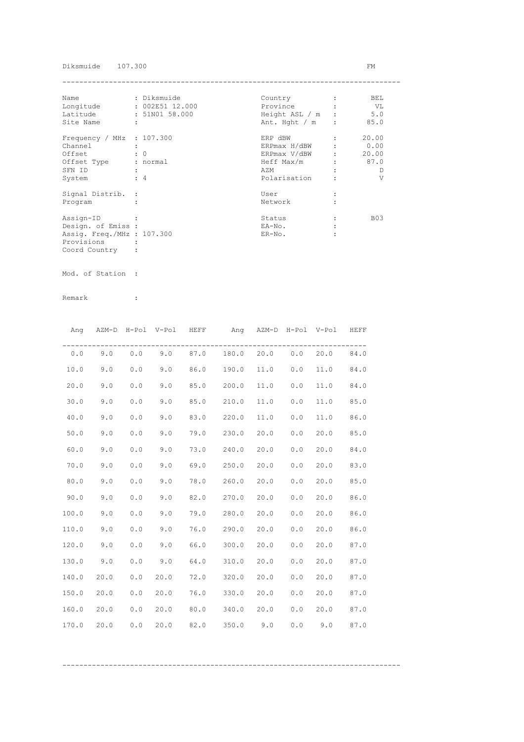Diksmuide 107.300 FM

| | | | | |
|---|---|---|---|---|
| Name | : Diksmuide | | Country | : BEL |
| Longitude | : 002E51 12.000 | | Province | : VL |
| Latitude | : 51N01 58.000 | | Height ASL / m | : 5.0 |
| Site Name | : | | Ant. Hght / m | : 85.0 |
| Frequency / MHz | : 107.300 | | ERP dBW | : 20.00 |
| Channel | : | | ERPmax H/dBW | : 0.00 |
| Offset | : 0 | | ERPmax V/dBW | : 20.00 |
| Offset Type | : normal | | Heff Max/m | : 87.0 |
| SFN ID | : | | AZM | : D |
| System | : 4 | | Polarisation | : V |
| Signal Distrib. | : | | User | : |
| Program | : | | Network | : |
| Assign-ID | : | | Status | : B03 |
| Design. of Emiss | : | | EA-No. | : |
| Assig. Freq./MHz | : 107.300 | | ER-No. | : |
| Provisions | : | | | |
| Coord Country | : | | | |

Mod. of Station :

Remark :

| Ang | AZM-D | H-Pol | V-Pol | HEFF | Ang | AZM-D | H-Pol | V-Pol | HEFF |
|---|---|---|---|---|---|---|---|---|---|
| 0.0 | 9.0 | 0.0 | 9.0 | 87.0 | 180.0 | 20.0 | 0.0 | 20.0 | 84.0 |
| 10.0 | 9.0 | 0.0 | 9.0 | 86.0 | 190.0 | 11.0 | 0.0 | 11.0 | 84.0 |
| 20.0 | 9.0 | 0.0 | 9.0 | 85.0 | 200.0 | 11.0 | 0.0 | 11.0 | 84.0 |
| 30.0 | 9.0 | 0.0 | 9.0 | 85.0 | 210.0 | 11.0 | 0.0 | 11.0 | 85.0 |
| 40.0 | 9.0 | 0.0 | 9.0 | 83.0 | 220.0 | 11.0 | 0.0 | 11.0 | 86.0 |
| 50.0 | 9.0 | 0.0 | 9.0 | 79.0 | 230.0 | 20.0 | 0.0 | 20.0 | 85.0 |
| 60.0 | 9.0 | 0.0 | 9.0 | 73.0 | 240.0 | 20.0 | 0.0 | 20.0 | 84.0 |
| 70.0 | 9.0 | 0.0 | 9.0 | 69.0 | 250.0 | 20.0 | 0.0 | 20.0 | 83.0 |
| 80.0 | 9.0 | 0.0 | 9.0 | 78.0 | 260.0 | 20.0 | 0.0 | 20.0 | 85.0 |
| 90.0 | 9.0 | 0.0 | 9.0 | 82.0 | 270.0 | 20.0 | 0.0 | 20.0 | 86.0 |
| 100.0 | 9.0 | 0.0 | 9.0 | 79.0 | 280.0 | 20.0 | 0.0 | 20.0 | 86.0 |
| 110.0 | 9.0 | 0.0 | 9.0 | 76.0 | 290.0 | 20.0 | 0.0 | 20.0 | 86.0 |
| 120.0 | 9.0 | 0.0 | 9.0 | 66.0 | 300.0 | 20.0 | 0.0 | 20.0 | 87.0 |
| 130.0 | 9.0 | 0.0 | 9.0 | 64.0 | 310.0 | 20.0 | 0.0 | 20.0 | 87.0 |
| 140.0 | 20.0 | 0.0 | 20.0 | 72.0 | 320.0 | 20.0 | 0.0 | 20.0 | 87.0 |
| 150.0 | 20.0 | 0.0 | 20.0 | 76.0 | 330.0 | 20.0 | 0.0 | 20.0 | 87.0 |
| 160.0 | 20.0 | 0.0 | 20.0 | 80.0 | 340.0 | 20.0 | 0.0 | 20.0 | 87.0 |
| 170.0 | 20.0 | 0.0 | 20.0 | 82.0 | 350.0 | 9.0 | 0.0 | 9.0 | 87.0 |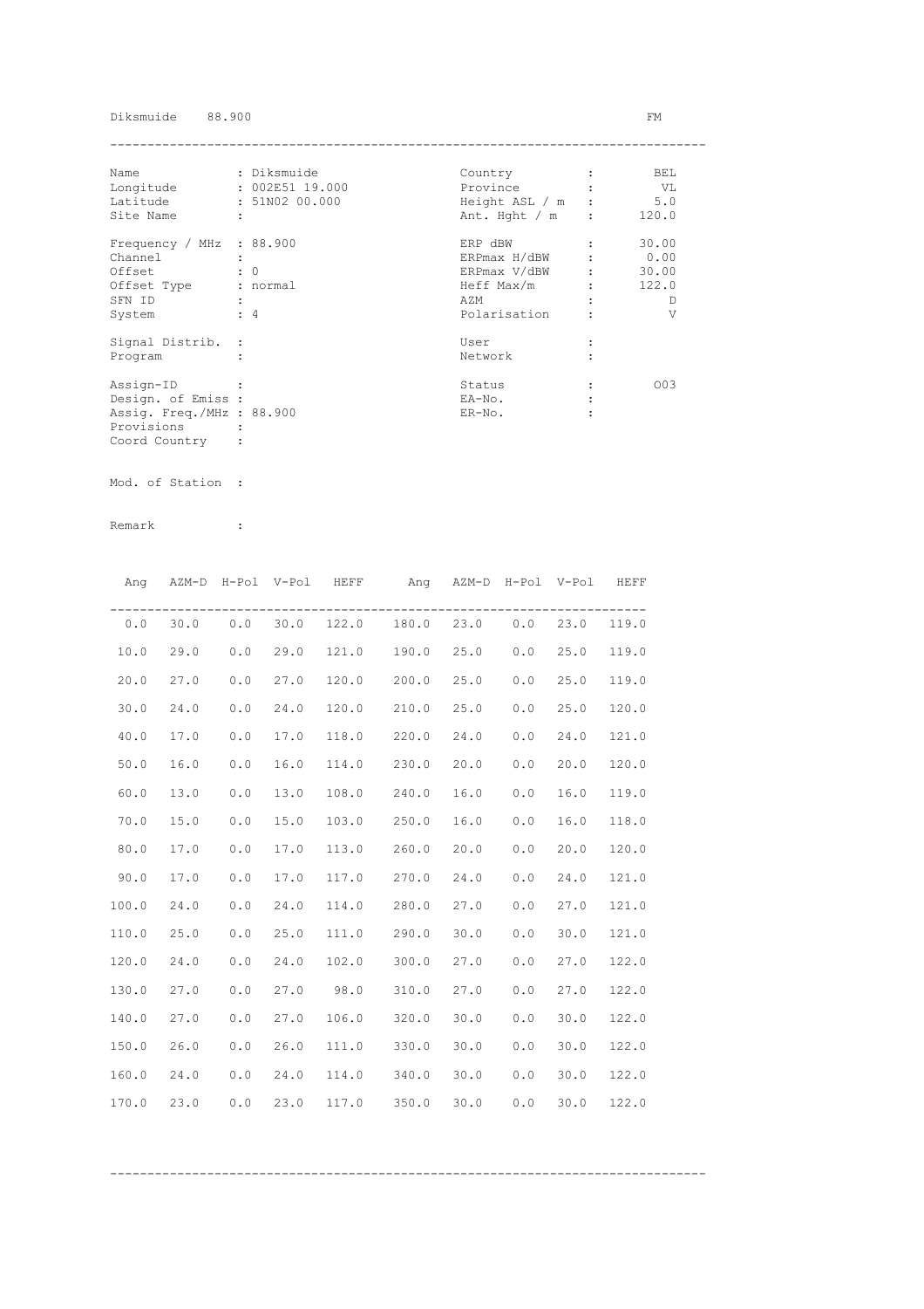Diksmuide 88.900 FM

| Name | : Diksmuide | Country | : | BEL |
|---|---|---|---|---|
| Longitude | : 002E51 19.000 | Province | : | VL |
| Latitude | : 51N02 00.000 | Height ASL / m | : | 5.0 |
| Site Name | : | Ant. Hght / m | : | 120.0 |
| Frequency / MHz | : 88.900 | ERP dBW | : | 30.00 |
| Channel | : | ERPmax H/dBW | : | 0.00 |
| Offset | : 0 | ERPmax V/dBW | : | 30.00 |
| Offset Type | : normal | Heff Max/m | : | 122.0 |
| SFN ID | : | AZM | : | D |
| System | : 4 | Polarisation | : | V |
| Signal Distrib. | : | User | : | |
| Program | : | Network | : | |
| Assign-ID | : | Status | : | O03 |
| Design. of Emiss | : | EA-No. | : | |
| Assig. Freq./MHz | : 88.900 | ER-No. | : | |
| Provisions | : | | | |
| Coord Country | : | | | |

Mod. of Station :

Remark :

| Ang | AZM-D | H-Pol | V-Pol | HEFF | Ang | AZM-D | H-Pol | V-Pol | HEFF |
|---|---|---|---|---|---|---|---|---|---|
| 0.0 | 30.0 | 0.0 | 30.0 | 122.0 | 180.0 | 23.0 | 0.0 | 23.0 | 119.0 |
| 10.0 | 29.0 | 0.0 | 29.0 | 121.0 | 190.0 | 25.0 | 0.0 | 25.0 | 119.0 |
| 20.0 | 27.0 | 0.0 | 27.0 | 120.0 | 200.0 | 25.0 | 0.0 | 25.0 | 119.0 |
| 30.0 | 24.0 | 0.0 | 24.0 | 120.0 | 210.0 | 25.0 | 0.0 | 25.0 | 120.0 |
| 40.0 | 17.0 | 0.0 | 17.0 | 118.0 | 220.0 | 24.0 | 0.0 | 24.0 | 121.0 |
| 50.0 | 16.0 | 0.0 | 16.0 | 114.0 | 230.0 | 20.0 | 0.0 | 20.0 | 120.0 |
| 60.0 | 13.0 | 0.0 | 13.0 | 108.0 | 240.0 | 16.0 | 0.0 | 16.0 | 119.0 |
| 70.0 | 15.0 | 0.0 | 15.0 | 103.0 | 250.0 | 16.0 | 0.0 | 16.0 | 118.0 |
| 80.0 | 17.0 | 0.0 | 17.0 | 113.0 | 260.0 | 20.0 | 0.0 | 20.0 | 120.0 |
| 90.0 | 17.0 | 0.0 | 17.0 | 117.0 | 270.0 | 24.0 | 0.0 | 24.0 | 121.0 |
| 100.0 | 24.0 | 0.0 | 24.0 | 114.0 | 280.0 | 27.0 | 0.0 | 27.0 | 121.0 |
| 110.0 | 25.0 | 0.0 | 25.0 | 111.0 | 290.0 | 30.0 | 0.0 | 30.0 | 121.0 |
| 120.0 | 24.0 | 0.0 | 24.0 | 102.0 | 300.0 | 27.0 | 0.0 | 27.0 | 122.0 |
| 130.0 | 27.0 | 0.0 | 27.0 | 98.0 | 310.0 | 27.0 | 0.0 | 27.0 | 122.0 |
| 140.0 | 27.0 | 0.0 | 27.0 | 106.0 | 320.0 | 30.0 | 0.0 | 30.0 | 122.0 |
| 150.0 | 26.0 | 0.0 | 26.0 | 111.0 | 330.0 | 30.0 | 0.0 | 30.0 | 122.0 |
| 160.0 | 24.0 | 0.0 | 24.0 | 114.0 | 340.0 | 30.0 | 0.0 | 30.0 | 122.0 |
| 170.0 | 23.0 | 0.0 | 23.0 | 117.0 | 350.0 | 30.0 | 0.0 | 30.0 | 122.0 |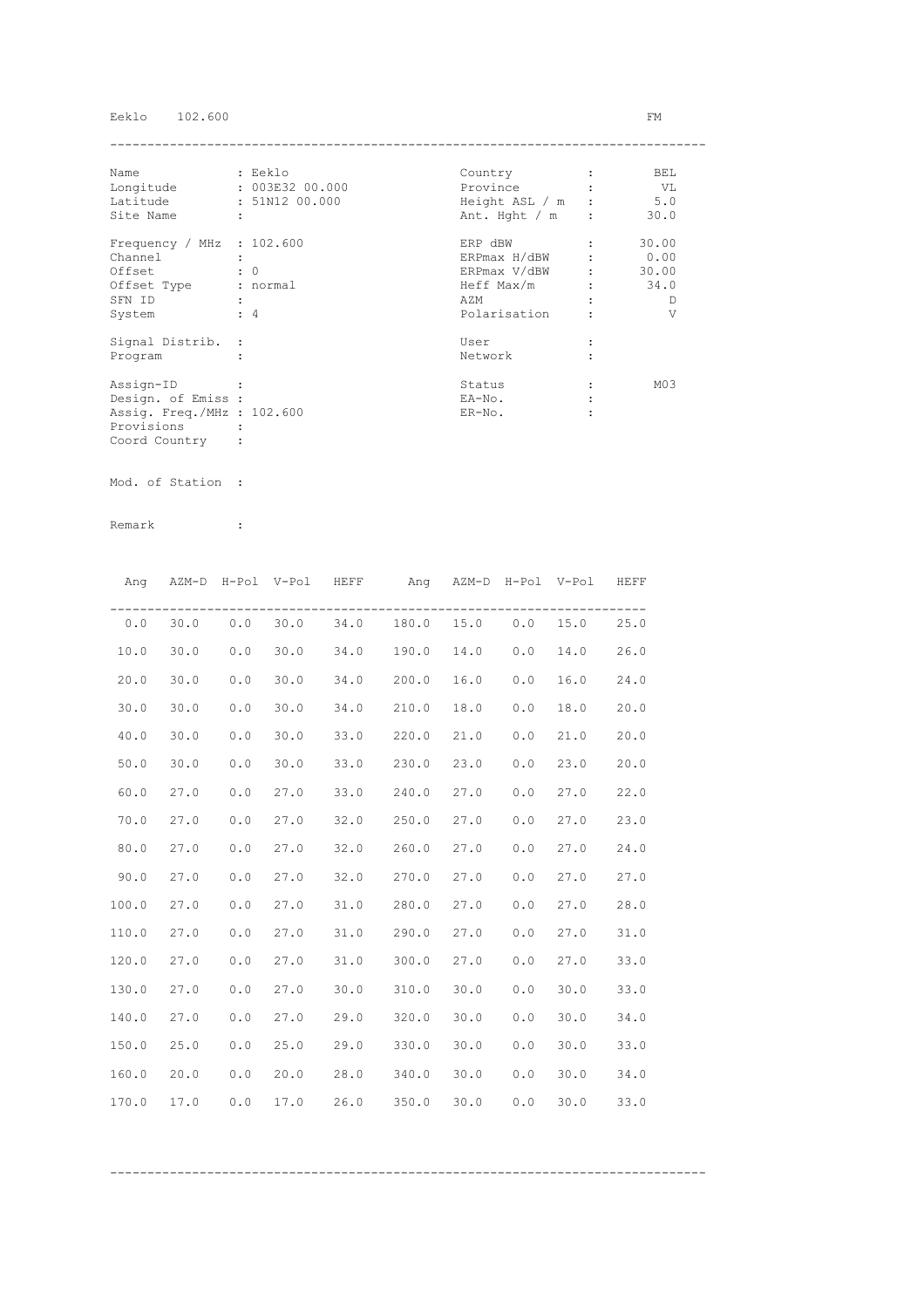Eeklo 102.600 FM

| | | | |
|---|---|---|---|
| Name | : Eeklo | Country : | BEL |
| Longitude | : 003E32 00.000 | Province : | VL |
| Latitude | : 51N12 00.000 | Height ASL / m : | 5.0 |
| Site Name | : | Ant. Hght / m : | 30.0 |
| Frequency / MHz | : 102.600 | ERP dBW : | 30.00 |
| Channel | : | ERPmax H/dBW : | 0.00 |
| Offset | : 0 | ERPmax V/dBW : | 30.00 |
| Offset Type | : normal | Heff Max/m : | 34.0 |
| SFN ID | : | AZM : | D |
| System | : 4 | Polarisation : | V |
| Signal Distrib. | : | User : | |
| Program | : | Network : | |
| Assign-ID | : | Status : | M03 |
| Design. of Emiss | : | EA-No. : | |
| Assig. Freq./MHz | : 102.600 | ER-No. : | |
| Provisions | : | | |
| Coord Country | : | | |

Mod. of Station :

Remark :

| Ang | AZM-D | H-Pol | V-Pol | HEFF | Ang | AZM-D | H-Pol | V-Pol | HEFF |
|---|---|---|---|---|---|---|---|---|---|
| 0.0 | 30.0 | 0.0 | 30.0 | 34.0 | 180.0 | 15.0 | 0.0 | 15.0 | 25.0 |
| 10.0 | 30.0 | 0.0 | 30.0 | 34.0 | 190.0 | 14.0 | 0.0 | 14.0 | 26.0 |
| 20.0 | 30.0 | 0.0 | 30.0 | 34.0 | 200.0 | 16.0 | 0.0 | 16.0 | 24.0 |
| 30.0 | 30.0 | 0.0 | 30.0 | 34.0 | 210.0 | 18.0 | 0.0 | 18.0 | 20.0 |
| 40.0 | 30.0 | 0.0 | 30.0 | 33.0 | 220.0 | 21.0 | 0.0 | 21.0 | 20.0 |
| 50.0 | 30.0 | 0.0 | 30.0 | 33.0 | 230.0 | 23.0 | 0.0 | 23.0 | 20.0 |
| 60.0 | 27.0 | 0.0 | 27.0 | 33.0 | 240.0 | 27.0 | 0.0 | 27.0 | 22.0 |
| 70.0 | 27.0 | 0.0 | 27.0 | 32.0 | 250.0 | 27.0 | 0.0 | 27.0 | 23.0 |
| 80.0 | 27.0 | 0.0 | 27.0 | 32.0 | 260.0 | 27.0 | 0.0 | 27.0 | 24.0 |
| 90.0 | 27.0 | 0.0 | 27.0 | 32.0 | 270.0 | 27.0 | 0.0 | 27.0 | 27.0 |
| 100.0 | 27.0 | 0.0 | 27.0 | 31.0 | 280.0 | 27.0 | 0.0 | 27.0 | 28.0 |
| 110.0 | 27.0 | 0.0 | 27.0 | 31.0 | 290.0 | 27.0 | 0.0 | 27.0 | 31.0 |
| 120.0 | 27.0 | 0.0 | 27.0 | 31.0 | 300.0 | 27.0 | 0.0 | 27.0 | 33.0 |
| 130.0 | 27.0 | 0.0 | 27.0 | 30.0 | 310.0 | 30.0 | 0.0 | 30.0 | 33.0 |
| 140.0 | 27.0 | 0.0 | 27.0 | 29.0 | 320.0 | 30.0 | 0.0 | 30.0 | 34.0 |
| 150.0 | 25.0 | 0.0 | 25.0 | 29.0 | 330.0 | 30.0 | 0.0 | 30.0 | 33.0 |
| 160.0 | 20.0 | 0.0 | 20.0 | 28.0 | 340.0 | 30.0 | 0.0 | 30.0 | 34.0 |
| 170.0 | 17.0 | 0.0 | 17.0 | 26.0 | 350.0 | 30.0 | 0.0 | 30.0 | 33.0 |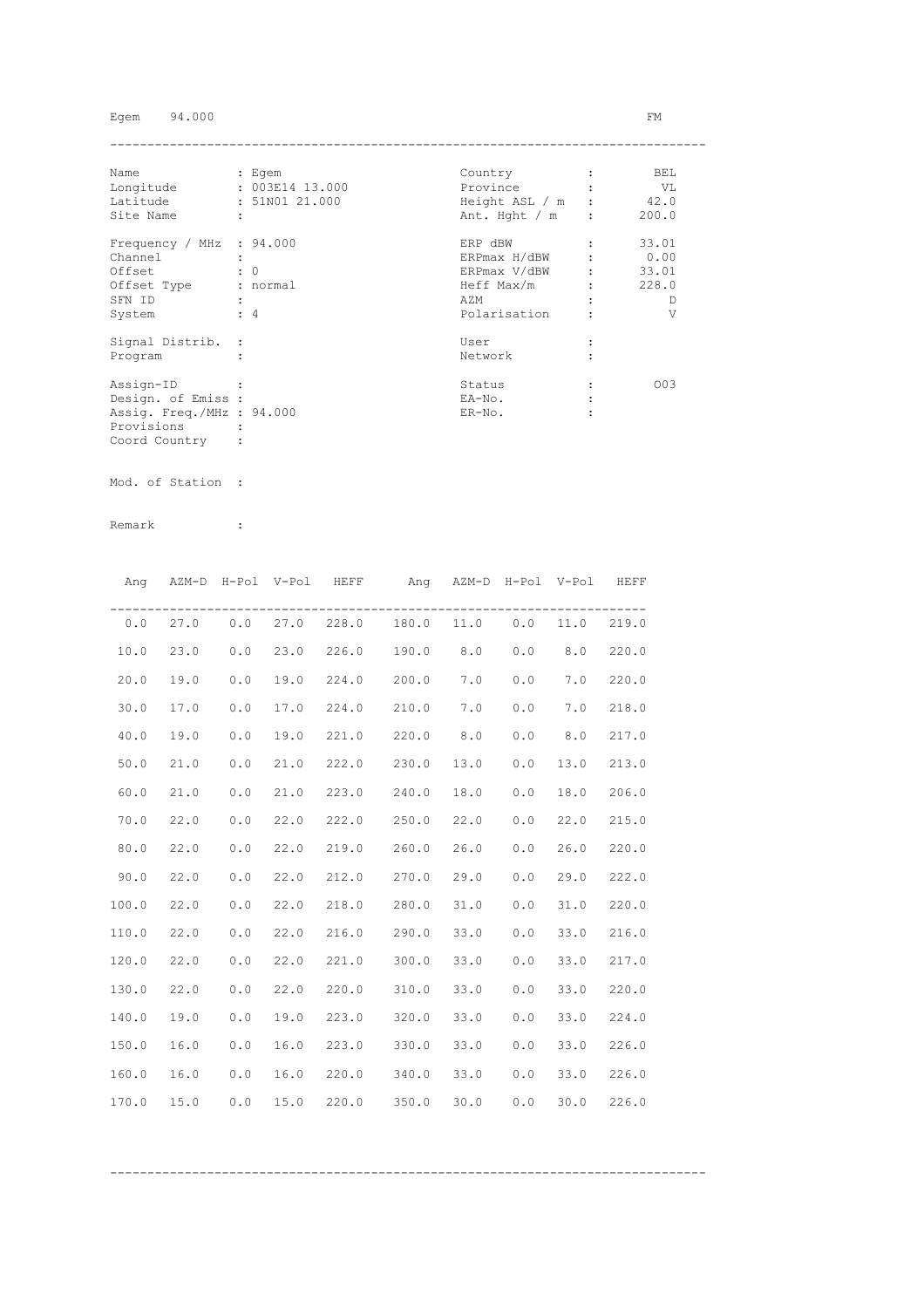Egem 94.000 FM

| Name | : Egem | Country | : | BEL |
|---|---|---|---|---|
| Longitude | : 003E14 13.000 | Province | : | VL |
| Latitude | : 51N01 21.000 | Height ASL / m | : | 42.0 |
| Site Name | : | Ant. Hght / m | : | 200.0 |
| Frequency / MHz | : 94.000 | ERP dBW | : | 33.01 |
| Channel | : | ERPmax H/dBW | : | 0.00 |
| Offset | : 0 | ERPmax V/dBW | : | 33.01 |
| Offset Type | : normal | Heff Max/m | : | 228.0 |
| SFN ID | : | AZM | : | D |
| System | : 4 | Polarisation | : | V |
| Signal Distrib. | : | User | : | |
| Program | : | Network | : | |
| Assign-ID | : | Status | : | O03 |
| Design. of Emiss | : | EA-No. | : | |
| Assig. Freq./MHz | : 94.000 | ER-No. | : | |
| Provisions | : | | | |
| Coord Country | : | | | |

Mod. of Station :

Remark :

| Ang | AZM-D | H-Pol | V-Pol | HEFF | Ang | AZM-D | H-Pol | V-Pol | HEFF |
|---|---|---|---|---|---|---|---|---|---|
| 0.0 | 27.0 | 0.0 | 27.0 | 228.0 | 180.0 | 11.0 | 0.0 | 11.0 | 219.0 |
| 10.0 | 23.0 | 0.0 | 23.0 | 226.0 | 190.0 | 8.0 | 0.0 | 8.0 | 220.0 |
| 20.0 | 19.0 | 0.0 | 19.0 | 224.0 | 200.0 | 7.0 | 0.0 | 7.0 | 220.0 |
| 30.0 | 17.0 | 0.0 | 17.0 | 224.0 | 210.0 | 7.0 | 0.0 | 7.0 | 218.0 |
| 40.0 | 19.0 | 0.0 | 19.0 | 221.0 | 220.0 | 8.0 | 0.0 | 8.0 | 217.0 |
| 50.0 | 21.0 | 0.0 | 21.0 | 222.0 | 230.0 | 13.0 | 0.0 | 13.0 | 213.0 |
| 60.0 | 21.0 | 0.0 | 21.0 | 223.0 | 240.0 | 18.0 | 0.0 | 18.0 | 206.0 |
| 70.0 | 22.0 | 0.0 | 22.0 | 222.0 | 250.0 | 22.0 | 0.0 | 22.0 | 215.0 |
| 80.0 | 22.0 | 0.0 | 22.0 | 219.0 | 260.0 | 26.0 | 0.0 | 26.0 | 220.0 |
| 90.0 | 22.0 | 0.0 | 22.0 | 212.0 | 270.0 | 29.0 | 0.0 | 29.0 | 222.0 |
| 100.0 | 22.0 | 0.0 | 22.0 | 218.0 | 280.0 | 31.0 | 0.0 | 31.0 | 220.0 |
| 110.0 | 22.0 | 0.0 | 22.0 | 216.0 | 290.0 | 33.0 | 0.0 | 33.0 | 216.0 |
| 120.0 | 22.0 | 0.0 | 22.0 | 221.0 | 300.0 | 33.0 | 0.0 | 33.0 | 217.0 |
| 130.0 | 22.0 | 0.0 | 22.0 | 220.0 | 310.0 | 33.0 | 0.0 | 33.0 | 220.0 |
| 140.0 | 19.0 | 0.0 | 19.0 | 223.0 | 320.0 | 33.0 | 0.0 | 33.0 | 224.0 |
| 150.0 | 16.0 | 0.0 | 16.0 | 223.0 | 330.0 | 33.0 | 0.0 | 33.0 | 226.0 |
| 160.0 | 16.0 | 0.0 | 16.0 | 220.0 | 340.0 | 33.0 | 0.0 | 33.0 | 226.0 |
| 170.0 | 15.0 | 0.0 | 15.0 | 220.0 | 350.0 | 30.0 | 0.0 | 30.0 | 226.0 |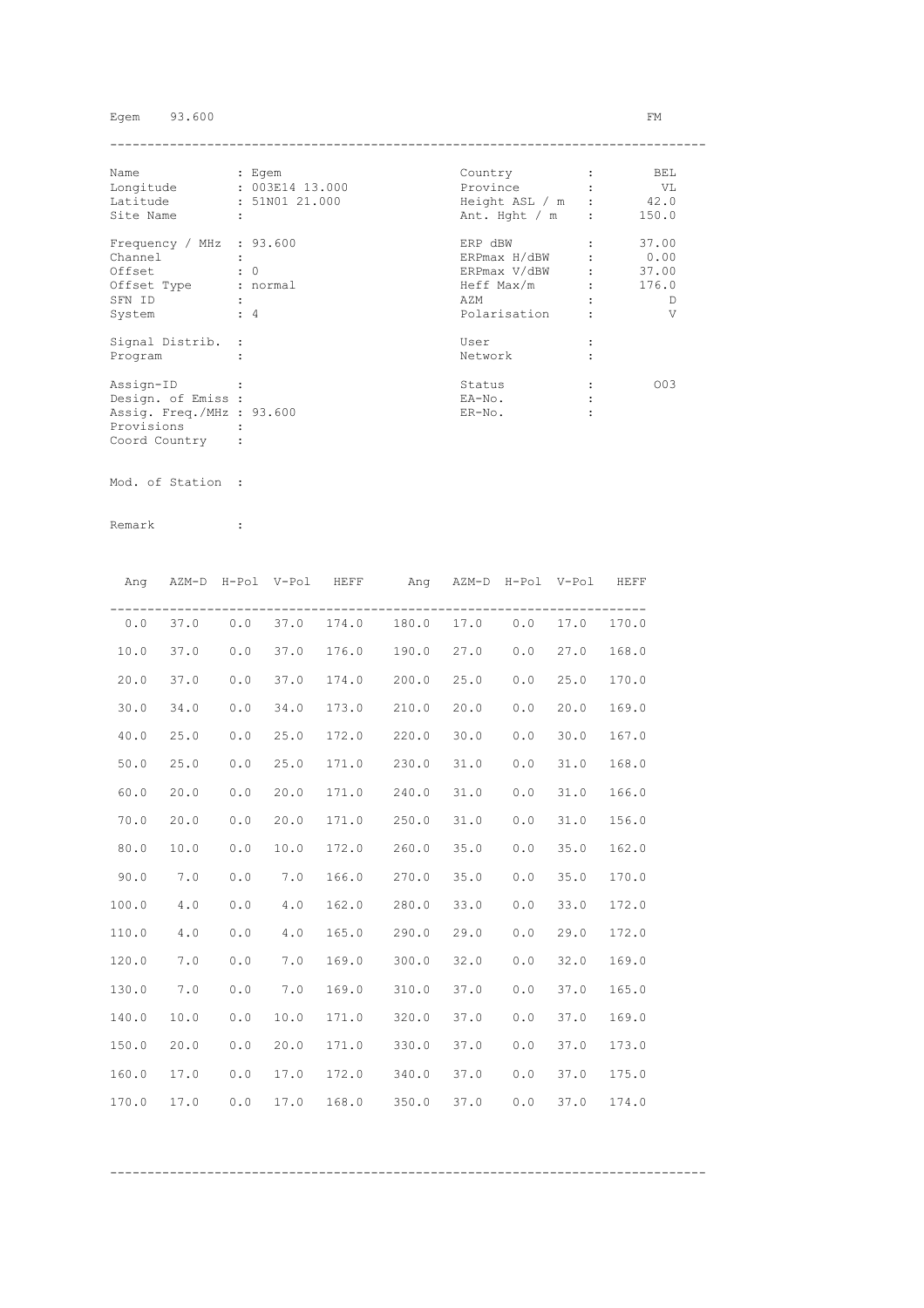Egem 93.600 FM

| | | | |
|---|---|---|---|
| Name | : Egem | Country | : BEL |
| Longitude | : 003E14 13.000 | Province | : VL |
| Latitude | : 51N01 21.000 | Height ASL / m | : 42.0 |
| Site Name | : | Ant. Hght / m | : 150.0 |
| Frequency / MHz | : 93.600 | ERP dBW | : 37.00 |
| Channel | : | ERPmax H/dBW | : 0.00 |
| Offset | : 0 | ERPmax V/dBW | : 37.00 |
| Offset Type | : normal | Heff Max/m | : 176.0 |
| SFN ID | : | AZM | : D |
| System | : 4 | Polarisation | : V |
| Signal Distrib. | : | User | : |
| Program | : | Network | : |
| Assign-ID | : | Status | : 003 |
| Design. of Emiss | : | EA-No. | : |
| Assig. Freq./MHz | : 93.600 | ER-No. | : |
| Provisions | : | | |
| Coord Country | : | | |

Mod. of Station :

Remark :

| Ang | AZM-D | H-Pol | V-Pol | HEFF | Ang | AZM-D | H-Pol | V-Pol | HEFF |
|---|---|---|---|---|---|---|---|---|---|
| 0.0 | 37.0 | 0.0 | 37.0 | 174.0 | 180.0 | 17.0 | 0.0 | 17.0 | 170.0 |
| 10.0 | 37.0 | 0.0 | 37.0 | 176.0 | 190.0 | 27.0 | 0.0 | 27.0 | 168.0 |
| 20.0 | 37.0 | 0.0 | 37.0 | 174.0 | 200.0 | 25.0 | 0.0 | 25.0 | 170.0 |
| 30.0 | 34.0 | 0.0 | 34.0 | 173.0 | 210.0 | 20.0 | 0.0 | 20.0 | 169.0 |
| 40.0 | 25.0 | 0.0 | 25.0 | 172.0 | 220.0 | 30.0 | 0.0 | 30.0 | 167.0 |
| 50.0 | 25.0 | 0.0 | 25.0 | 171.0 | 230.0 | 31.0 | 0.0 | 31.0 | 168.0 |
| 60.0 | 20.0 | 0.0 | 20.0 | 171.0 | 240.0 | 31.0 | 0.0 | 31.0 | 166.0 |
| 70.0 | 20.0 | 0.0 | 20.0 | 171.0 | 250.0 | 31.0 | 0.0 | 31.0 | 156.0 |
| 80.0 | 10.0 | 0.0 | 10.0 | 172.0 | 260.0 | 35.0 | 0.0 | 35.0 | 162.0 |
| 90.0 | 7.0 | 0.0 | 7.0 | 166.0 | 270.0 | 35.0 | 0.0 | 35.0 | 170.0 |
| 100.0 | 4.0 | 0.0 | 4.0 | 162.0 | 280.0 | 33.0 | 0.0 | 33.0 | 172.0 |
| 110.0 | 4.0 | 0.0 | 4.0 | 165.0 | 290.0 | 29.0 | 0.0 | 29.0 | 172.0 |
| 120.0 | 7.0 | 0.0 | 7.0 | 169.0 | 300.0 | 32.0 | 0.0 | 32.0 | 169.0 |
| 130.0 | 7.0 | 0.0 | 7.0 | 169.0 | 310.0 | 37.0 | 0.0 | 37.0 | 165.0 |
| 140.0 | 10.0 | 0.0 | 10.0 | 171.0 | 320.0 | 37.0 | 0.0 | 37.0 | 169.0 |
| 150.0 | 20.0 | 0.0 | 20.0 | 171.0 | 330.0 | 37.0 | 0.0 | 37.0 | 173.0 |
| 160.0 | 17.0 | 0.0 | 17.0 | 172.0 | 340.0 | 37.0 | 0.0 | 37.0 | 175.0 |
| 170.0 | 17.0 | 0.0 | 17.0 | 168.0 | 350.0 | 37.0 | 0.0 | 37.0 | 174.0 |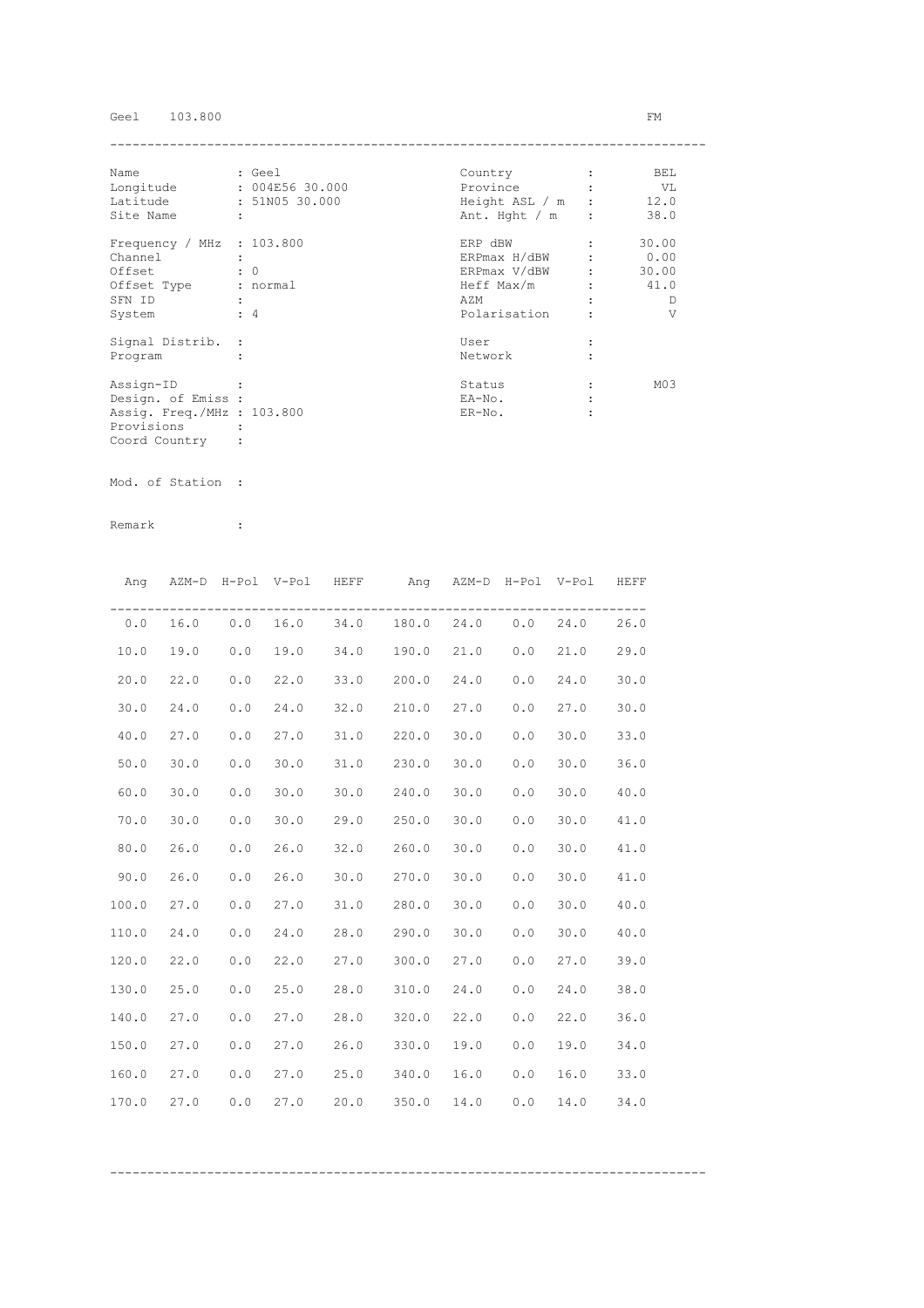Geel 103.800 FM

| Name | : Geel | Country | : BEL |
|---|---|---|---|
| Longitude | : 004E56 30.000 | Province | : VL |
| Latitude | : 51N05 30.000 | Height ASL / m | : 12.0 |
| Site Name | : | Ant. Hght / m | : 38.0 |
| Frequency / MHz | : 103.800 | ERP dBW | : 30.00 |
| Channel | : | ERPmax H/dBW | : 0.00 |
| Offset | : 0 | ERPmax V/dBW | : 30.00 |
| Offset Type | : normal | Heff Max/m | : 41.0 |
| SFN ID | : | AZM | : D |
| System | : 4 | Polarisation | : V |
| Signal Distrib. | : | User | : |
| Program | : | Network | : |
| Assign-ID | : | Status | : M03 |
| Design. of Emiss | : | EA-No. | : |
| Assig. Freq./MHz | : 103.800 | ER-No. | : |
| Provisions | : | | |
| Coord Country | : | | |

Mod. of Station :

Remark :

| Ang | AZM-D | H-Pol | V-Pol | HEFF | Ang | AZM-D | H-Pol | V-Pol | HEFF |
|---|---|---|---|---|---|---|---|---|---|
| 0.0 | 16.0 | 0.0 | 16.0 | 34.0 | 180.0 | 24.0 | 0.0 | 24.0 | 26.0 |
| 10.0 | 19.0 | 0.0 | 19.0 | 34.0 | 190.0 | 21.0 | 0.0 | 21.0 | 29.0 |
| 20.0 | 22.0 | 0.0 | 22.0 | 33.0 | 200.0 | 24.0 | 0.0 | 24.0 | 30.0 |
| 30.0 | 24.0 | 0.0 | 24.0 | 32.0 | 210.0 | 27.0 | 0.0 | 27.0 | 30.0 |
| 40.0 | 27.0 | 0.0 | 27.0 | 31.0 | 220.0 | 30.0 | 0.0 | 30.0 | 33.0 |
| 50.0 | 30.0 | 0.0 | 30.0 | 31.0 | 230.0 | 30.0 | 0.0 | 30.0 | 36.0 |
| 60.0 | 30.0 | 0.0 | 30.0 | 30.0 | 240.0 | 30.0 | 0.0 | 30.0 | 40.0 |
| 70.0 | 30.0 | 0.0 | 30.0 | 29.0 | 250.0 | 30.0 | 0.0 | 30.0 | 41.0 |
| 80.0 | 26.0 | 0.0 | 26.0 | 32.0 | 260.0 | 30.0 | 0.0 | 30.0 | 41.0 |
| 90.0 | 26.0 | 0.0 | 26.0 | 30.0 | 270.0 | 30.0 | 0.0 | 30.0 | 41.0 |
| 100.0 | 27.0 | 0.0 | 27.0 | 31.0 | 280.0 | 30.0 | 0.0 | 30.0 | 40.0 |
| 110.0 | 24.0 | 0.0 | 24.0 | 28.0 | 290.0 | 30.0 | 0.0 | 30.0 | 40.0 |
| 120.0 | 22.0 | 0.0 | 22.0 | 27.0 | 300.0 | 27.0 | 0.0 | 27.0 | 39.0 |
| 130.0 | 25.0 | 0.0 | 25.0 | 28.0 | 310.0 | 24.0 | 0.0 | 24.0 | 38.0 |
| 140.0 | 27.0 | 0.0 | 27.0 | 28.0 | 320.0 | 22.0 | 0.0 | 22.0 | 36.0 |
| 150.0 | 27.0 | 0.0 | 27.0 | 26.0 | 330.0 | 19.0 | 0.0 | 19.0 | 34.0 |
| 160.0 | 27.0 | 0.0 | 27.0 | 25.0 | 340.0 | 16.0 | 0.0 | 16.0 | 33.0 |
| 170.0 | 27.0 | 0.0 | 27.0 | 20.0 | 350.0 | 14.0 | 0.0 | 14.0 | 34.0 |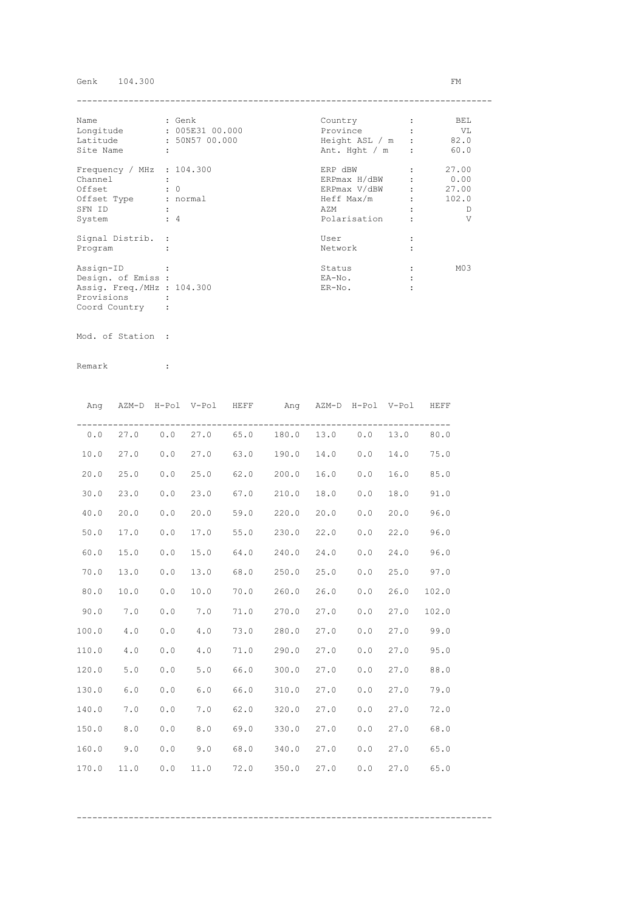Genk 104.300 FM

| Name | : Genk | Country | : | BEL |
|---|---|---|---|---|
| Longitude | : 005E31 00.000 | Province | : | VL |
| Latitude | : 50N57 00.000 | Height ASL / m | : | 82.0 |
| Site Name | : | Ant. Hght / m | : | 60.0 |
| Frequency / MHz | : 104.300 | ERP dBW | : | 27.00 |
| Channel | : | ERPmax H/dBW | : | 0.00 |
| Offset | : 0 | ERPmax V/dBW | : | 27.00 |
| Offset Type | : normal | Heff Max/m | : | 102.0 |
| SFN ID | : | AZM | : | D |
| System | : 4 | Polarisation | : | V |
| Signal Distrib. | : | User | : | |
| Program | : | Network | : | |
| Assign-ID | : | Status | : | M03 |
| Design. of Emiss | : | EA-No. | : | |
| Assig. Freq./MHz | : 104.300 | ER-No. | : | |
| Provisions | : | | | |
| Coord Country | : | | | |

Mod. of Station :

Remark :

| Ang | AZM-D | H-Pol | V-Pol | HEFF | Ang | AZM-D | H-Pol | V-Pol | HEFF |
|---|---|---|---|---|---|---|---|---|---|
| 0.0 | 27.0 | 0.0 | 27.0 | 65.0 | 180.0 | 13.0 | 0.0 | 13.0 | 80.0 |
| 10.0 | 27.0 | 0.0 | 27.0 | 63.0 | 190.0 | 14.0 | 0.0 | 14.0 | 75.0 |
| 20.0 | 25.0 | 0.0 | 25.0 | 62.0 | 200.0 | 16.0 | 0.0 | 16.0 | 85.0 |
| 30.0 | 23.0 | 0.0 | 23.0 | 67.0 | 210.0 | 18.0 | 0.0 | 18.0 | 91.0 |
| 40.0 | 20.0 | 0.0 | 20.0 | 59.0 | 220.0 | 20.0 | 0.0 | 20.0 | 96.0 |
| 50.0 | 17.0 | 0.0 | 17.0 | 55.0 | 230.0 | 22.0 | 0.0 | 22.0 | 96.0 |
| 60.0 | 15.0 | 0.0 | 15.0 | 64.0 | 240.0 | 24.0 | 0.0 | 24.0 | 96.0 |
| 70.0 | 13.0 | 0.0 | 13.0 | 68.0 | 250.0 | 25.0 | 0.0 | 25.0 | 97.0 |
| 80.0 | 10.0 | 0.0 | 10.0 | 70.0 | 260.0 | 26.0 | 0.0 | 26.0 | 102.0 |
| 90.0 | 7.0 | 0.0 | 7.0 | 71.0 | 270.0 | 27.0 | 0.0 | 27.0 | 102.0 |
| 100.0 | 4.0 | 0.0 | 4.0 | 73.0 | 280.0 | 27.0 | 0.0 | 27.0 | 99.0 |
| 110.0 | 4.0 | 0.0 | 4.0 | 71.0 | 290.0 | 27.0 | 0.0 | 27.0 | 95.0 |
| 120.0 | 5.0 | 0.0 | 5.0 | 66.0 | 300.0 | 27.0 | 0.0 | 27.0 | 88.0 |
| 130.0 | 6.0 | 0.0 | 6.0 | 66.0 | 310.0 | 27.0 | 0.0 | 27.0 | 79.0 |
| 140.0 | 7.0 | 0.0 | 7.0 | 62.0 | 320.0 | 27.0 | 0.0 | 27.0 | 72.0 |
| 150.0 | 8.0 | 0.0 | 8.0 | 69.0 | 330.0 | 27.0 | 0.0 | 27.0 | 68.0 |
| 160.0 | 9.0 | 0.0 | 9.0 | 68.0 | 340.0 | 27.0 | 0.0 | 27.0 | 65.0 |
| 170.0 | 11.0 | 0.0 | 11.0 | 72.0 | 350.0 | 27.0 | 0.0 | 27.0 | 65.0 |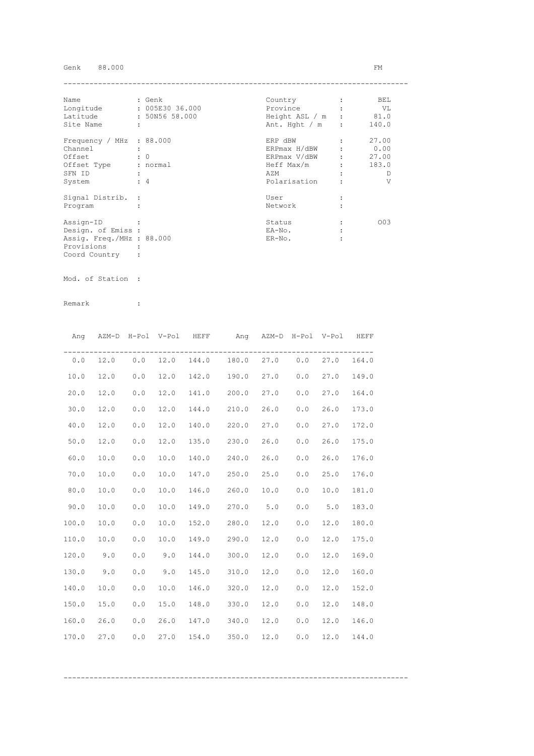Genk 88.000 FM

---

| | | | | |
|---|---|---|---|---|
| Name | : Genk | | Country | : BEL |
| Longitude | : 005E30 36.000 | | Province | : VL |
| Latitude | : 50N56 58.000 | | Height ASL / m | : 81.0 |
| Site Name | : | | Ant. Hght / m | : 140.0 |
| Frequency / MHz | : 88.000 | | ERP dBW | : 27.00 |
| Channel | : | | ERPmax H/dBW | : 0.00 |
| Offset | : 0 | | ERPmax V/dBW | : 27.00 |
| Offset Type | : normal | | Heff Max/m | : 183.0 |
| SFN ID | : | | AZM | : D |
| System | : 4 | | Polarisation | : V |
| Signal Distrib. | : | | User | : |
| Program | : | | Network | : |
| Assign-ID | : | | Status | : O03 |
| Design. of Emiss | : | | EA-No. | : |
| Assig. Freq./MHz | : 88.000 | | ER-No. | : |
| Provisions | : | | | |
| Coord Country | : | | | |

Mod. of Station :

Remark :

| Ang | AZM-D | H-Pol | V-Pol | HEFF | Ang | AZM-D | H-Pol | V-Pol | HEFF |
|---|---|---|---|---|---|---|---|---|---|
| 0.0 | 12.0 | 0.0 | 12.0 | 144.0 | 180.0 | 27.0 | 0.0 | 27.0 | 164.0 |
| 10.0 | 12.0 | 0.0 | 12.0 | 142.0 | 190.0 | 27.0 | 0.0 | 27.0 | 149.0 |
| 20.0 | 12.0 | 0.0 | 12.0 | 141.0 | 200.0 | 27.0 | 0.0 | 27.0 | 164.0 |
| 30.0 | 12.0 | 0.0 | 12.0 | 144.0 | 210.0 | 26.0 | 0.0 | 26.0 | 173.0 |
| 40.0 | 12.0 | 0.0 | 12.0 | 140.0 | 220.0 | 27.0 | 0.0 | 27.0 | 172.0 |
| 50.0 | 12.0 | 0.0 | 12.0 | 135.0 | 230.0 | 26.0 | 0.0 | 26.0 | 175.0 |
| 60.0 | 10.0 | 0.0 | 10.0 | 140.0 | 240.0 | 26.0 | 0.0 | 26.0 | 176.0 |
| 70.0 | 10.0 | 0.0 | 10.0 | 147.0 | 250.0 | 25.0 | 0.0 | 25.0 | 176.0 |
| 80.0 | 10.0 | 0.0 | 10.0 | 146.0 | 260.0 | 10.0 | 0.0 | 10.0 | 181.0 |
| 90.0 | 10.0 | 0.0 | 10.0 | 149.0 | 270.0 | 5.0 | 0.0 | 5.0 | 183.0 |
| 100.0 | 10.0 | 0.0 | 10.0 | 152.0 | 280.0 | 12.0 | 0.0 | 12.0 | 180.0 |
| 110.0 | 10.0 | 0.0 | 10.0 | 149.0 | 290.0 | 12.0 | 0.0 | 12.0 | 175.0 |
| 120.0 | 9.0 | 0.0 | 9.0 | 144.0 | 300.0 | 12.0 | 0.0 | 12.0 | 169.0 |
| 130.0 | 9.0 | 0.0 | 9.0 | 145.0 | 310.0 | 12.0 | 0.0 | 12.0 | 160.0 |
| 140.0 | 10.0 | 0.0 | 10.0 | 146.0 | 320.0 | 12.0 | 0.0 | 12.0 | 152.0 |
| 150.0 | 15.0 | 0.0 | 15.0 | 148.0 | 330.0 | 12.0 | 0.0 | 12.0 | 148.0 |
| 160.0 | 26.0 | 0.0 | 26.0 | 147.0 | 340.0 | 12.0 | 0.0 | 12.0 | 146.0 |
| 170.0 | 27.0 | 0.0 | 27.0 | 154.0 | 350.0 | 12.0 | 0.0 | 12.0 | 144.0 |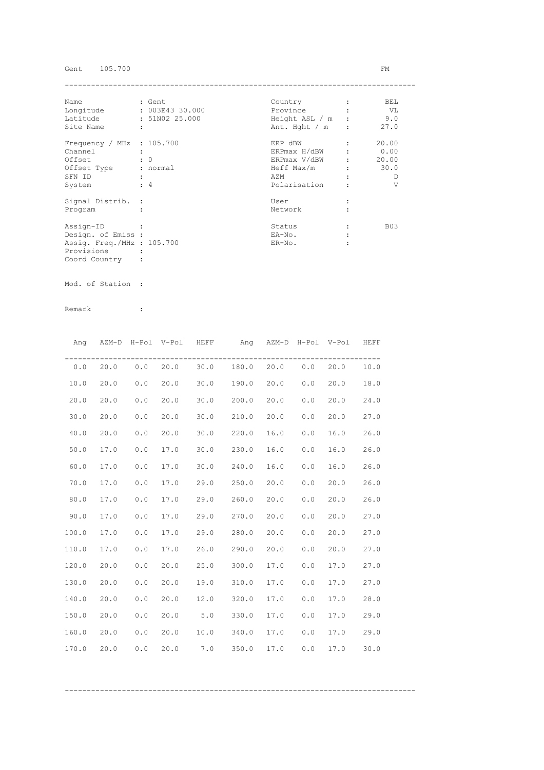Gent 105.700 FM

---

| Name | : Gent | Country | : | BEL |
|---|---|---|---|---|
| Longitude | : 003E43 30.000 | Province | : | VL |
| Latitude | : 51N02 25.000 | Height ASL / m | : | 9.0 |
| Site Name | : | Ant. Hght / m | : | 27.0 |
| Frequency / MHz | : 105.700 | ERP dBW | : | 20.00 |
| Channel | : | ERPmax H/dBW | : | 0.00 |
| Offset | : 0 | ERPmax V/dBW | : | 20.00 |
| Offset Type | : normal | Heff Max/m | : | 30.0 |
| SFN ID | : | AZM | : | D |
| System | : 4 | Polarisation | : | V |
| Signal Distrib. | : | User | : | |
| Program | : | Network | : | |
| Assign-ID | : | Status | : | B03 |
| Design. of Emiss | : | EA-No. | : | |
| Assig. Freq./MHz | : 105.700 | ER-No. | : | |
| Provisions | : | | | |
| Coord Country | : | | | |

Mod. of Station :

Remark :

| Ang | AZM-D | H-Pol | V-Pol | HEFF | Ang | AZM-D | H-Pol | V-Pol | HEFF |
|---|---|---|---|---|---|---|---|---|---|
| 0.0 | 20.0 | 0.0 | 20.0 | 30.0 | 180.0 | 20.0 | 0.0 | 20.0 | 10.0 |
| 10.0 | 20.0 | 0.0 | 20.0 | 30.0 | 190.0 | 20.0 | 0.0 | 20.0 | 18.0 |
| 20.0 | 20.0 | 0.0 | 20.0 | 30.0 | 200.0 | 20.0 | 0.0 | 20.0 | 24.0 |
| 30.0 | 20.0 | 0.0 | 20.0 | 30.0 | 210.0 | 20.0 | 0.0 | 20.0 | 27.0 |
| 40.0 | 20.0 | 0.0 | 20.0 | 30.0 | 220.0 | 16.0 | 0.0 | 16.0 | 26.0 |
| 50.0 | 17.0 | 0.0 | 17.0 | 30.0 | 230.0 | 16.0 | 0.0 | 16.0 | 26.0 |
| 60.0 | 17.0 | 0.0 | 17.0 | 30.0 | 240.0 | 16.0 | 0.0 | 16.0 | 26.0 |
| 70.0 | 17.0 | 0.0 | 17.0 | 29.0 | 250.0 | 20.0 | 0.0 | 20.0 | 26.0 |
| 80.0 | 17.0 | 0.0 | 17.0 | 29.0 | 260.0 | 20.0 | 0.0 | 20.0 | 26.0 |
| 90.0 | 17.0 | 0.0 | 17.0 | 29.0 | 270.0 | 20.0 | 0.0 | 20.0 | 27.0 |
| 100.0 | 17.0 | 0.0 | 17.0 | 29.0 | 280.0 | 20.0 | 0.0 | 20.0 | 27.0 |
| 110.0 | 17.0 | 0.0 | 17.0 | 26.0 | 290.0 | 20.0 | 0.0 | 20.0 | 27.0 |
| 120.0 | 20.0 | 0.0 | 20.0 | 25.0 | 300.0 | 17.0 | 0.0 | 17.0 | 27.0 |
| 130.0 | 20.0 | 0.0 | 20.0 | 19.0 | 310.0 | 17.0 | 0.0 | 17.0 | 27.0 |
| 140.0 | 20.0 | 0.0 | 20.0 | 12.0 | 320.0 | 17.0 | 0.0 | 17.0 | 28.0 |
| 150.0 | 20.0 | 0.0 | 20.0 | 5.0 | 330.0 | 17.0 | 0.0 | 17.0 | 29.0 |
| 160.0 | 20.0 | 0.0 | 20.0 | 10.0 | 340.0 | 17.0 | 0.0 | 17.0 | 29.0 |
| 170.0 | 20.0 | 0.0 | 20.0 | 7.0 | 350.0 | 17.0 | 0.0 | 17.0 | 30.0 |

---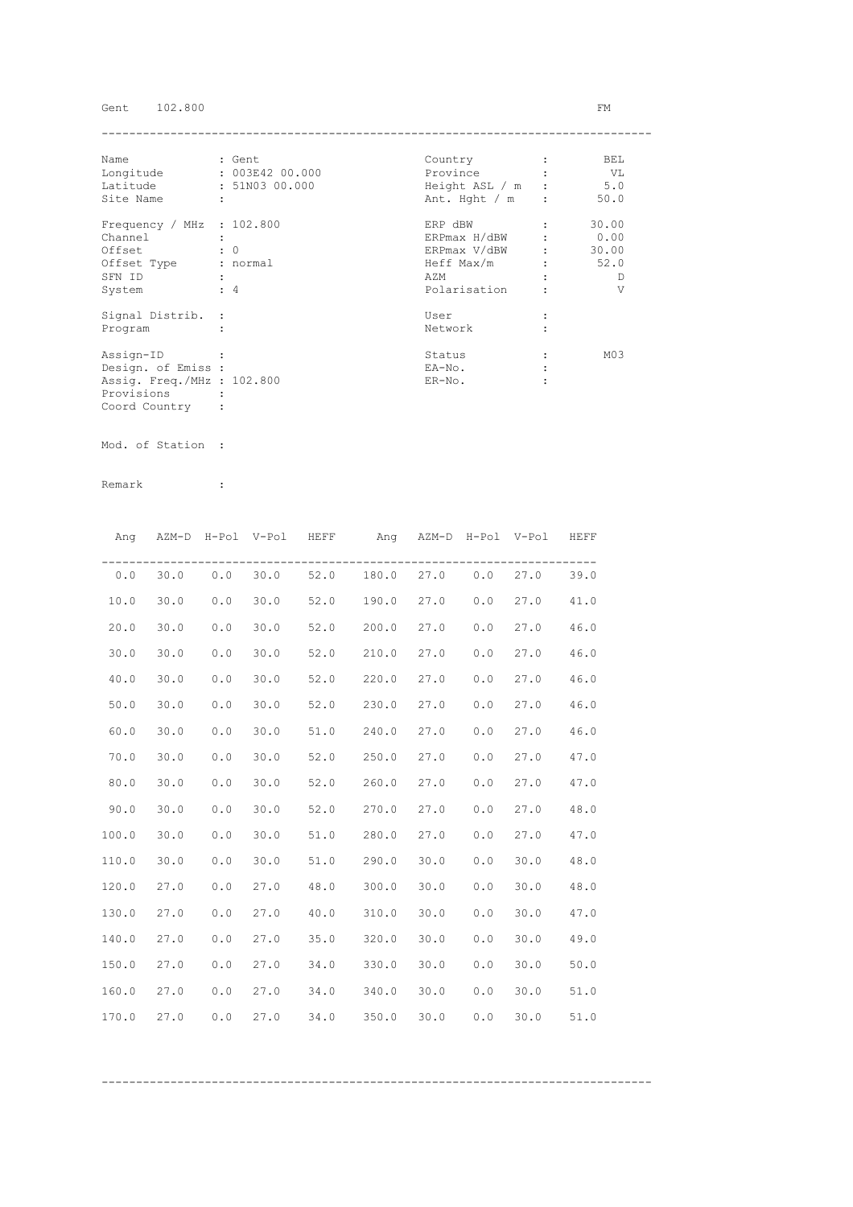Gent 102.800 FM

| | | | | |
|---|---|---|---|---|
| Name | : Gent | | Country | : BEL |
| Longitude | : 003E42 00.000 | | Province | : VL |
| Latitude | : 51N03 00.000 | | Height ASL / m | : 5.0 |
| Site Name | : | | Ant. Hght / m | : 50.0 |
| Frequency / MHz | : 102.800 | | ERP dBW | : 30.00 |
| Channel | : | | ERPmax H/dBW | : 0.00 |
| Offset | : 0 | | ERPmax V/dBW | : 30.00 |
| Offset Type | : normal | | Heff Max/m | : 52.0 |
| SFN ID | : | | AZM | : D |
| System | : 4 | | Polarisation | : V |
| Signal Distrib. | : | | User | : |
| Program | : | | Network | : |
| Assign-ID | : | | Status | : M03 |
| Design. of Emiss | : | | EA-No. | : |
| Assig. Freq./MHz | : 102.800 | | ER-No. | : |
| Provisions | : | | | |
| Coord Country | : | | | |

Mod. of Station :

Remark :

| Ang | AZM-D | H-Pol | V-Pol | HEFF | Ang | AZM-D | H-Pol | V-Pol | HEFF |
|---|---|---|---|---|---|---|---|---|---|
| 0.0 | 30.0 | 0.0 | 30.0 | 52.0 | 180.0 | 27.0 | 0.0 | 27.0 | 39.0 |
| 10.0 | 30.0 | 0.0 | 30.0 | 52.0 | 190.0 | 27.0 | 0.0 | 27.0 | 41.0 |
| 20.0 | 30.0 | 0.0 | 30.0 | 52.0 | 200.0 | 27.0 | 0.0 | 27.0 | 46.0 |
| 30.0 | 30.0 | 0.0 | 30.0 | 52.0 | 210.0 | 27.0 | 0.0 | 27.0 | 46.0 |
| 40.0 | 30.0 | 0.0 | 30.0 | 52.0 | 220.0 | 27.0 | 0.0 | 27.0 | 46.0 |
| 50.0 | 30.0 | 0.0 | 30.0 | 52.0 | 230.0 | 27.0 | 0.0 | 27.0 | 46.0 |
| 60.0 | 30.0 | 0.0 | 30.0 | 51.0 | 240.0 | 27.0 | 0.0 | 27.0 | 46.0 |
| 70.0 | 30.0 | 0.0 | 30.0 | 52.0 | 250.0 | 27.0 | 0.0 | 27.0 | 47.0 |
| 80.0 | 30.0 | 0.0 | 30.0 | 52.0 | 260.0 | 27.0 | 0.0 | 27.0 | 47.0 |
| 90.0 | 30.0 | 0.0 | 30.0 | 52.0 | 270.0 | 27.0 | 0.0 | 27.0 | 48.0 |
| 100.0 | 30.0 | 0.0 | 30.0 | 51.0 | 280.0 | 27.0 | 0.0 | 27.0 | 47.0 |
| 110.0 | 30.0 | 0.0 | 30.0 | 51.0 | 290.0 | 30.0 | 0.0 | 30.0 | 48.0 |
| 120.0 | 27.0 | 0.0 | 27.0 | 48.0 | 300.0 | 30.0 | 0.0 | 30.0 | 48.0 |
| 130.0 | 27.0 | 0.0 | 27.0 | 40.0 | 310.0 | 30.0 | 0.0 | 30.0 | 47.0 |
| 140.0 | 27.0 | 0.0 | 27.0 | 35.0 | 320.0 | 30.0 | 0.0 | 30.0 | 49.0 |
| 150.0 | 27.0 | 0.0 | 27.0 | 34.0 | 330.0 | 30.0 | 0.0 | 30.0 | 50.0 |
| 160.0 | 27.0 | 0.0 | 27.0 | 34.0 | 340.0 | 30.0 | 0.0 | 30.0 | 51.0 |
| 170.0 | 27.0 | 0.0 | 27.0 | 34.0 | 350.0 | 30.0 | 0.0 | 30.0 | 51.0 |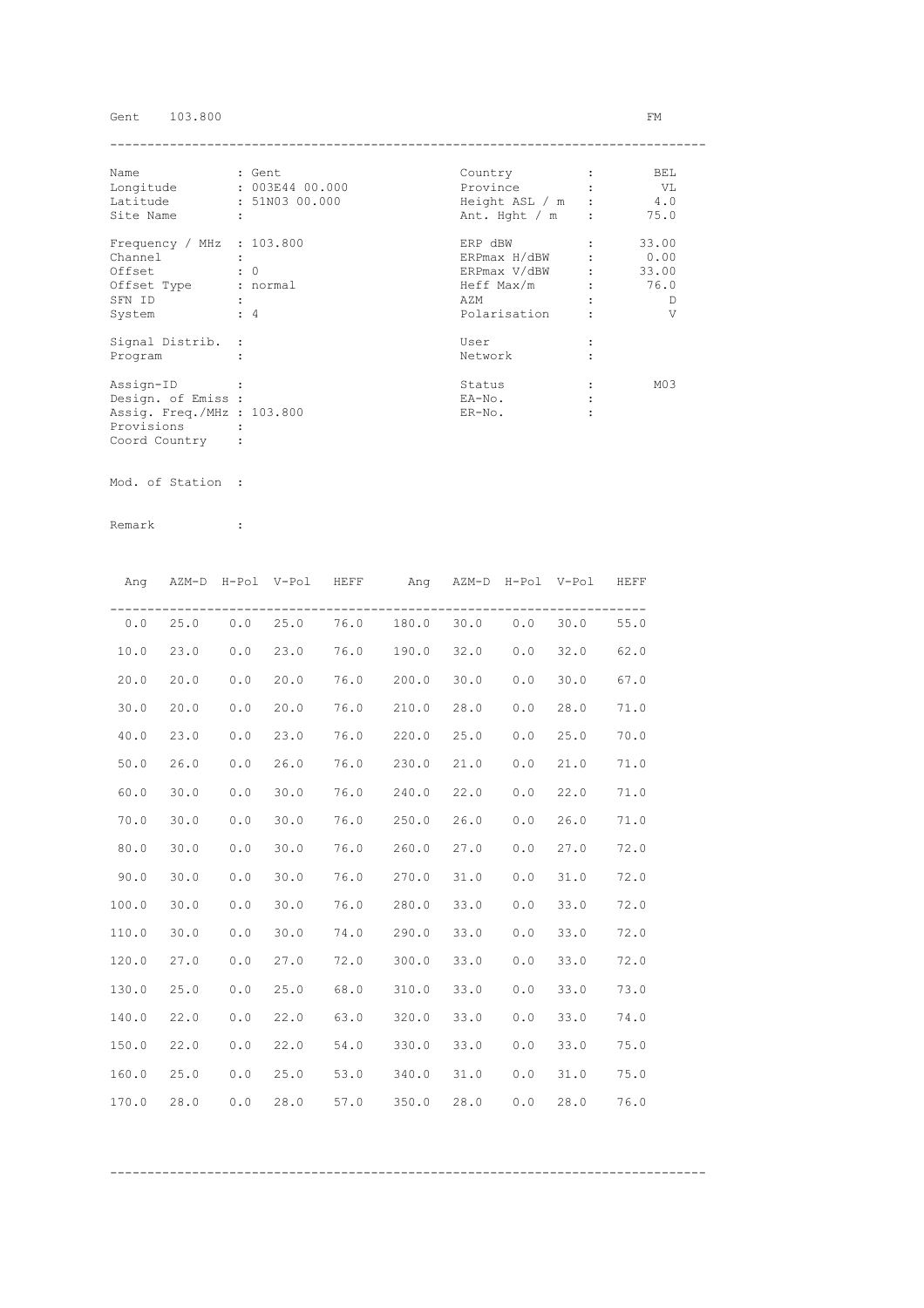Gent 103.800 FM

---

| | | | | |
|---|---|---|---|---|
| Name | : Gent | | Country | : BEL |
| Longitude | : 003E44 00.000 | | Province | : VL |
| Latitude | : 51N03 00.000 | | Height ASL / m | : 4.0 |
| Site Name | : | | Ant. Hght / m | : 75.0 |
| Frequency / MHz | : 103.800 | | ERP dBW | : 33.00 |
| Channel | : | | ERPmax H/dBW | : 0.00 |
| Offset | : 0 | | ERPmax V/dBW | : 33.00 |
| Offset Type | : normal | | Heff Max/m | : 76.0 |
| SFN ID | : | | AZM | : D |
| System | : 4 | | Polarisation | : V |
| Signal Distrib. | : | | User | : |
| Program | : | | Network | : |
| Assign-ID | : | | Status | : M03 |
| Design. of Emiss | : | | EA-No. | : |
| Assig. Freq./MHz | : 103.800 | | ER-No. | : |
| Provisions | : | | | |
| Coord Country | : | | | |

Mod. of Station :

Remark :

| Ang | AZM-D | H-Pol | V-Pol | HEFF | Ang | AZM-D | H-Pol | V-Pol | HEFF |
|---|---|---|---|---|---|---|---|---|---|
| 0.0 | 25.0 | 0.0 | 25.0 | 76.0 | 180.0 | 30.0 | 0.0 | 30.0 | 55.0 |
| 10.0 | 23.0 | 0.0 | 23.0 | 76.0 | 190.0 | 32.0 | 0.0 | 32.0 | 62.0 |
| 20.0 | 20.0 | 0.0 | 20.0 | 76.0 | 200.0 | 30.0 | 0.0 | 30.0 | 67.0 |
| 30.0 | 20.0 | 0.0 | 20.0 | 76.0 | 210.0 | 28.0 | 0.0 | 28.0 | 71.0 |
| 40.0 | 23.0 | 0.0 | 23.0 | 76.0 | 220.0 | 25.0 | 0.0 | 25.0 | 70.0 |
| 50.0 | 26.0 | 0.0 | 26.0 | 76.0 | 230.0 | 21.0 | 0.0 | 21.0 | 71.0 |
| 60.0 | 30.0 | 0.0 | 30.0 | 76.0 | 240.0 | 22.0 | 0.0 | 22.0 | 71.0 |
| 70.0 | 30.0 | 0.0 | 30.0 | 76.0 | 250.0 | 26.0 | 0.0 | 26.0 | 71.0 |
| 80.0 | 30.0 | 0.0 | 30.0 | 76.0 | 260.0 | 27.0 | 0.0 | 27.0 | 72.0 |
| 90.0 | 30.0 | 0.0 | 30.0 | 76.0 | 270.0 | 31.0 | 0.0 | 31.0 | 72.0 |
| 100.0 | 30.0 | 0.0 | 30.0 | 76.0 | 280.0 | 33.0 | 0.0 | 33.0 | 72.0 |
| 110.0 | 30.0 | 0.0 | 30.0 | 74.0 | 290.0 | 33.0 | 0.0 | 33.0 | 72.0 |
| 120.0 | 27.0 | 0.0 | 27.0 | 72.0 | 300.0 | 33.0 | 0.0 | 33.0 | 72.0 |
| 130.0 | 25.0 | 0.0 | 25.0 | 68.0 | 310.0 | 33.0 | 0.0 | 33.0 | 73.0 |
| 140.0 | 22.0 | 0.0 | 22.0 | 63.0 | 320.0 | 33.0 | 0.0 | 33.0 | 74.0 |
| 150.0 | 22.0 | 0.0 | 22.0 | 54.0 | 330.0 | 33.0 | 0.0 | 33.0 | 75.0 |
| 160.0 | 25.0 | 0.0 | 25.0 | 53.0 | 340.0 | 31.0 | 0.0 | 31.0 | 75.0 |
| 170.0 | 28.0 | 0.0 | 28.0 | 57.0 | 350.0 | 28.0 | 0.0 | 28.0 | 76.0 |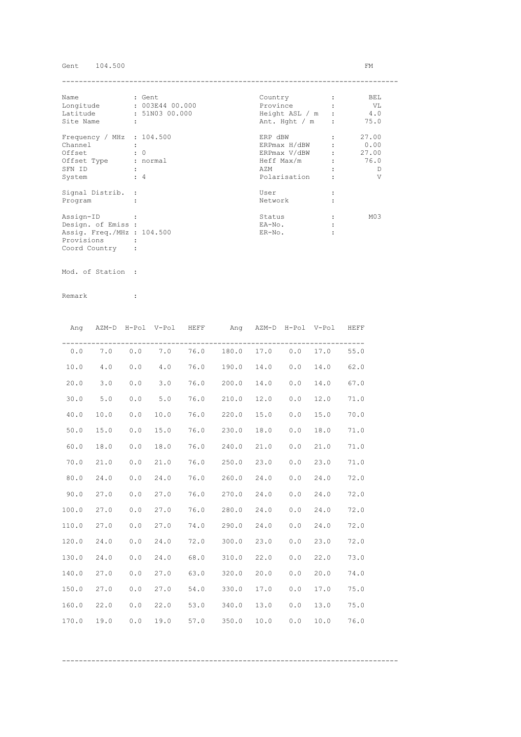Gent 104.500 FM

| Name | : Gent | Country | : BEL |
|---|---|---|---|
| Longitude | : 003E44 00.000 | Province | : VL |
| Latitude | : 51N03 00.000 | Height ASL / m | : 4.0 |
| Site Name | : | Ant. Hght / m | : 75.0 |
| Frequency / MHz | : 104.500 | ERP dBW | : 27.00 |
| Channel | : | ERPmax H/dBW | : 0.00 |
| Offset | : 0 | ERPmax V/dBW | : 27.00 |
| Offset Type | : normal | Heff Max/m | : 76.0 |
| SFN ID | : | AZM | : D |
| System | : 4 | Polarisation | : V |
| Signal Distrib. | : | User | : |
| Program | : | Network | : |
| Assign-ID | : | Status | : M03 |
| Design. of Emiss | : | EA-No. | : |
| Assig. Freq./MHz | : 104.500 | ER-No. | : |
| Provisions | : | | |
| Coord Country | : | | |

Mod. of Station :

Remark :

| Ang | AZM-D | H-Pol | V-Pol | HEFF | Ang | AZM-D | H-Pol | V-Pol | HEFF |
|---|---|---|---|---|---|---|---|---|---|
| 0.0 | 7.0 | 0.0 | 7.0 | 76.0 | 180.0 | 17.0 | 0.0 | 17.0 | 55.0 |
| 10.0 | 4.0 | 0.0 | 4.0 | 76.0 | 190.0 | 14.0 | 0.0 | 14.0 | 62.0 |
| 20.0 | 3.0 | 0.0 | 3.0 | 76.0 | 200.0 | 14.0 | 0.0 | 14.0 | 67.0 |
| 30.0 | 5.0 | 0.0 | 5.0 | 76.0 | 210.0 | 12.0 | 0.0 | 12.0 | 71.0 |
| 40.0 | 10.0 | 0.0 | 10.0 | 76.0 | 220.0 | 15.0 | 0.0 | 15.0 | 70.0 |
| 50.0 | 15.0 | 0.0 | 15.0 | 76.0 | 230.0 | 18.0 | 0.0 | 18.0 | 71.0 |
| 60.0 | 18.0 | 0.0 | 18.0 | 76.0 | 240.0 | 21.0 | 0.0 | 21.0 | 71.0 |
| 70.0 | 21.0 | 0.0 | 21.0 | 76.0 | 250.0 | 23.0 | 0.0 | 23.0 | 71.0 |
| 80.0 | 24.0 | 0.0 | 24.0 | 76.0 | 260.0 | 24.0 | 0.0 | 24.0 | 72.0 |
| 90.0 | 27.0 | 0.0 | 27.0 | 76.0 | 270.0 | 24.0 | 0.0 | 24.0 | 72.0 |
| 100.0 | 27.0 | 0.0 | 27.0 | 76.0 | 280.0 | 24.0 | 0.0 | 24.0 | 72.0 |
| 110.0 | 27.0 | 0.0 | 27.0 | 74.0 | 290.0 | 24.0 | 0.0 | 24.0 | 72.0 |
| 120.0 | 24.0 | 0.0 | 24.0 | 72.0 | 300.0 | 23.0 | 0.0 | 23.0 | 72.0 |
| 130.0 | 24.0 | 0.0 | 24.0 | 68.0 | 310.0 | 22.0 | 0.0 | 22.0 | 73.0 |
| 140.0 | 27.0 | 0.0 | 27.0 | 63.0 | 320.0 | 20.0 | 0.0 | 20.0 | 74.0 |
| 150.0 | 27.0 | 0.0 | 27.0 | 54.0 | 330.0 | 17.0 | 0.0 | 17.0 | 75.0 |
| 160.0 | 22.0 | 0.0 | 22.0 | 53.0 | 340.0 | 13.0 | 0.0 | 13.0 | 75.0 |
| 170.0 | 19.0 | 0.0 | 19.0 | 57.0 | 350.0 | 10.0 | 0.0 | 10.0 | 76.0 |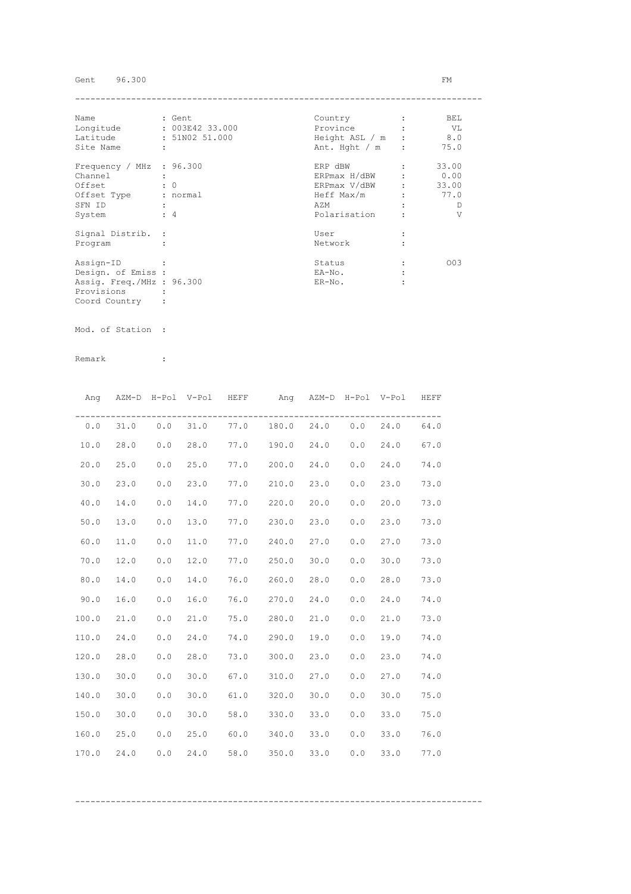Gent 96.300 FM

| | | | | |
|---|---|---|---|---|
| Name | : Gent | | Country | : BEL |
| Longitude | : 003E42 33.000 | | Province | : VL |
| Latitude | : 51N02 51.000 | | Height ASL / m | : 8.0 |
| Site Name | : | | Ant. Hght / m | : 75.0 |
| Frequency / MHz | : 96.300 | | ERP dBW | : 33.00 |
| Channel | : | | ERPmax H/dBW | : 0.00 |
| Offset | : 0 | | ERPmax V/dBW | : 33.00 |
| Offset Type | : normal | | Heff Max/m | : 77.0 |
| SFN ID | : | | AZM | : D |
| System | : 4 | | Polarisation | : V |
| Signal Distrib. | : | | User | : |
| Program | : | | Network | : |
| Assign-ID | : | | Status | : 003 |
| Design. of Emiss | : | | EA-No. | : |
| Assig. Freq./MHz | : 96.300 | | ER-No. | : |
| Provisions | : | | | |
| Coord Country | : | | | |

Mod. of Station :

Remark :

| Ang | AZM-D | H-Pol | V-Pol | HEFF | Ang | AZM-D | H-Pol | V-Pol | HEFF |
|---|---|---|---|---|---|---|---|---|---|
| 0.0 | 31.0 | 0.0 | 31.0 | 77.0 | 180.0 | 24.0 | 0.0 | 24.0 | 64.0 |
| 10.0 | 28.0 | 0.0 | 28.0 | 77.0 | 190.0 | 24.0 | 0.0 | 24.0 | 67.0 |
| 20.0 | 25.0 | 0.0 | 25.0 | 77.0 | 200.0 | 24.0 | 0.0 | 24.0 | 74.0 |
| 30.0 | 23.0 | 0.0 | 23.0 | 77.0 | 210.0 | 23.0 | 0.0 | 23.0 | 73.0 |
| 40.0 | 14.0 | 0.0 | 14.0 | 77.0 | 220.0 | 20.0 | 0.0 | 20.0 | 73.0 |
| 50.0 | 13.0 | 0.0 | 13.0 | 77.0 | 230.0 | 23.0 | 0.0 | 23.0 | 73.0 |
| 60.0 | 11.0 | 0.0 | 11.0 | 77.0 | 240.0 | 27.0 | 0.0 | 27.0 | 73.0 |
| 70.0 | 12.0 | 0.0 | 12.0 | 77.0 | 250.0 | 30.0 | 0.0 | 30.0 | 73.0 |
| 80.0 | 14.0 | 0.0 | 14.0 | 76.0 | 260.0 | 28.0 | 0.0 | 28.0 | 73.0 |
| 90.0 | 16.0 | 0.0 | 16.0 | 76.0 | 270.0 | 24.0 | 0.0 | 24.0 | 74.0 |
| 100.0 | 21.0 | 0.0 | 21.0 | 75.0 | 280.0 | 21.0 | 0.0 | 21.0 | 73.0 |
| 110.0 | 24.0 | 0.0 | 24.0 | 74.0 | 290.0 | 19.0 | 0.0 | 19.0 | 74.0 |
| 120.0 | 28.0 | 0.0 | 28.0 | 73.0 | 300.0 | 23.0 | 0.0 | 23.0 | 74.0 |
| 130.0 | 30.0 | 0.0 | 30.0 | 67.0 | 310.0 | 27.0 | 0.0 | 27.0 | 74.0 |
| 140.0 | 30.0 | 0.0 | 30.0 | 61.0 | 320.0 | 30.0 | 0.0 | 30.0 | 75.0 |
| 150.0 | 30.0 | 0.0 | 30.0 | 58.0 | 330.0 | 33.0 | 0.0 | 33.0 | 75.0 |
| 160.0 | 25.0 | 0.0 | 25.0 | 60.0 | 340.0 | 33.0 | 0.0 | 33.0 | 76.0 |
| 170.0 | 24.0 | 0.0 | 24.0 | 58.0 | 350.0 | 33.0 | 0.0 | 33.0 | 77.0 |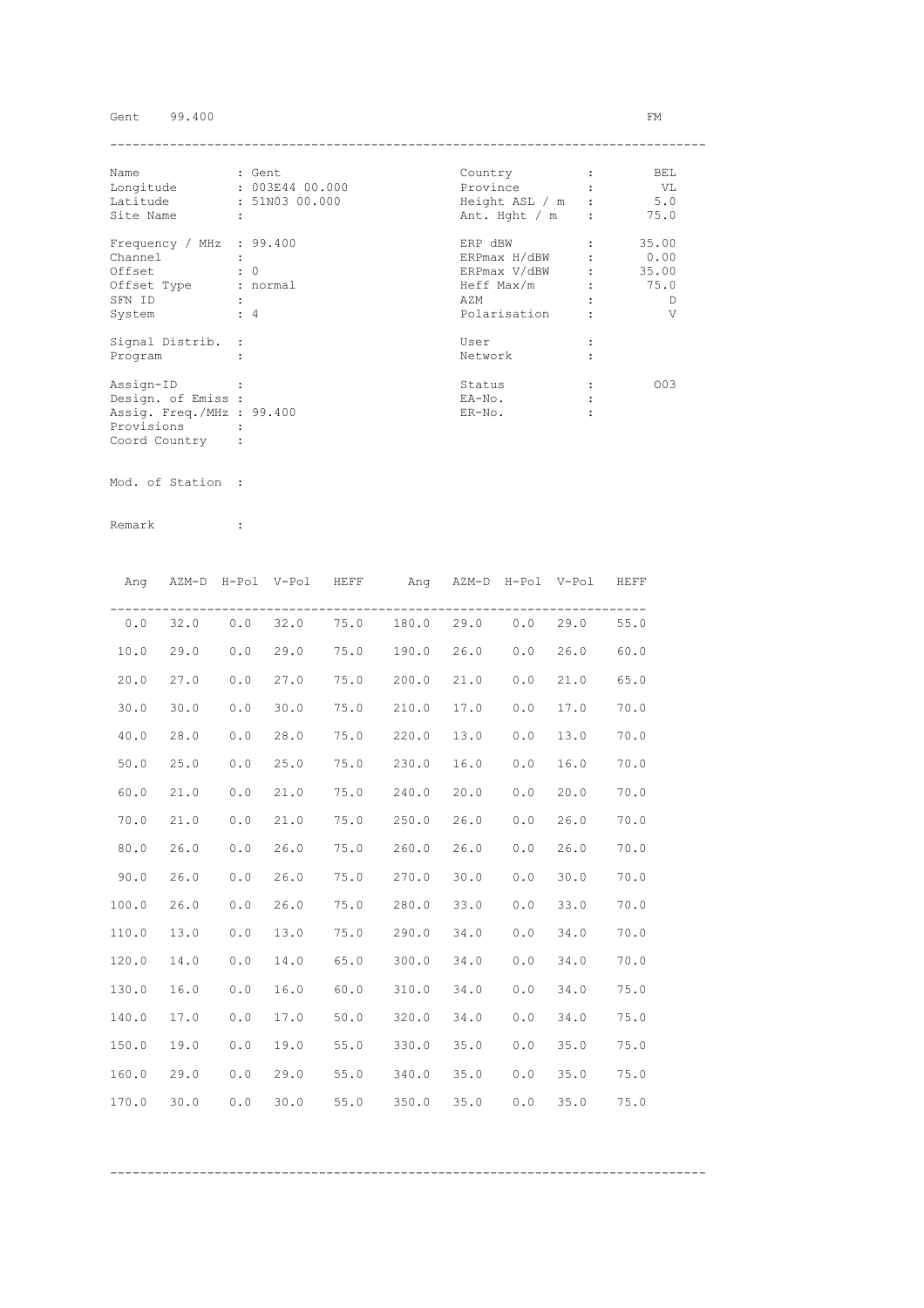Gent 99.400 FM

| Name | : Gent | Country | : BEL |
|---|---|---|---|
| Longitude | : 003E44 00.000 | Province | : VL |
| Latitude | : 51N03 00.000 | Height ASL / m | : 5.0 |
| Site Name | : | Ant. Hght / m | : 75.0 |
| Frequency / MHz | : 99.400 | ERP dBW | : 35.00 |
| Channel | : | ERPmax H/dBW | : 0.00 |
| Offset | : 0 | ERPmax V/dBW | : 35.00 |
| Offset Type | : normal | Heff Max/m | : 75.0 |
| SFN ID | : | AZM | : D |
| System | : 4 | Polarisation | : V |
| Signal Distrib. | : | User | : |
| Program | : | Network | : |
| Assign-ID | : | Status | : O03 |
| Design. of Emiss | : | EA-No. | : |
| Assig. Freq./MHz | : 99.400 | ER-No. | : |
| Provisions | : | | |
| Coord Country | : | | |

Mod. of Station :

Remark :

| Ang | AZM-D | H-Pol | V-Pol | HEFF | Ang | AZM-D | H-Pol | V-Pol | HEFF |
|---|---|---|---|---|---|---|---|---|---|
| 0.0 | 32.0 | 0.0 | 32.0 | 75.0 | 180.0 | 29.0 | 0.0 | 29.0 | 55.0 |
| 10.0 | 29.0 | 0.0 | 29.0 | 75.0 | 190.0 | 26.0 | 0.0 | 26.0 | 60.0 |
| 20.0 | 27.0 | 0.0 | 27.0 | 75.0 | 200.0 | 21.0 | 0.0 | 21.0 | 65.0 |
| 30.0 | 30.0 | 0.0 | 30.0 | 75.0 | 210.0 | 17.0 | 0.0 | 17.0 | 70.0 |
| 40.0 | 28.0 | 0.0 | 28.0 | 75.0 | 220.0 | 13.0 | 0.0 | 13.0 | 70.0 |
| 50.0 | 25.0 | 0.0 | 25.0 | 75.0 | 230.0 | 16.0 | 0.0 | 16.0 | 70.0 |
| 60.0 | 21.0 | 0.0 | 21.0 | 75.0 | 240.0 | 20.0 | 0.0 | 20.0 | 70.0 |
| 70.0 | 21.0 | 0.0 | 21.0 | 75.0 | 250.0 | 26.0 | 0.0 | 26.0 | 70.0 |
| 80.0 | 26.0 | 0.0 | 26.0 | 75.0 | 260.0 | 26.0 | 0.0 | 26.0 | 70.0 |
| 90.0 | 26.0 | 0.0 | 26.0 | 75.0 | 270.0 | 30.0 | 0.0 | 30.0 | 70.0 |
| 100.0 | 26.0 | 0.0 | 26.0 | 75.0 | 280.0 | 33.0 | 0.0 | 33.0 | 70.0 |
| 110.0 | 13.0 | 0.0 | 13.0 | 75.0 | 290.0 | 34.0 | 0.0 | 34.0 | 70.0 |
| 120.0 | 14.0 | 0.0 | 14.0 | 65.0 | 300.0 | 34.0 | 0.0 | 34.0 | 70.0 |
| 130.0 | 16.0 | 0.0 | 16.0 | 60.0 | 310.0 | 34.0 | 0.0 | 34.0 | 75.0 |
| 140.0 | 17.0 | 0.0 | 17.0 | 50.0 | 320.0 | 34.0 | 0.0 | 34.0 | 75.0 |
| 150.0 | 19.0 | 0.0 | 19.0 | 55.0 | 330.0 | 35.0 | 0.0 | 35.0 | 75.0 |
| 160.0 | 29.0 | 0.0 | 29.0 | 55.0 | 340.0 | 35.0 | 0.0 | 35.0 | 75.0 |
| 170.0 | 30.0 | 0.0 | 30.0 | 55.0 | 350.0 | 35.0 | 0.0 | 35.0 | 75.0 |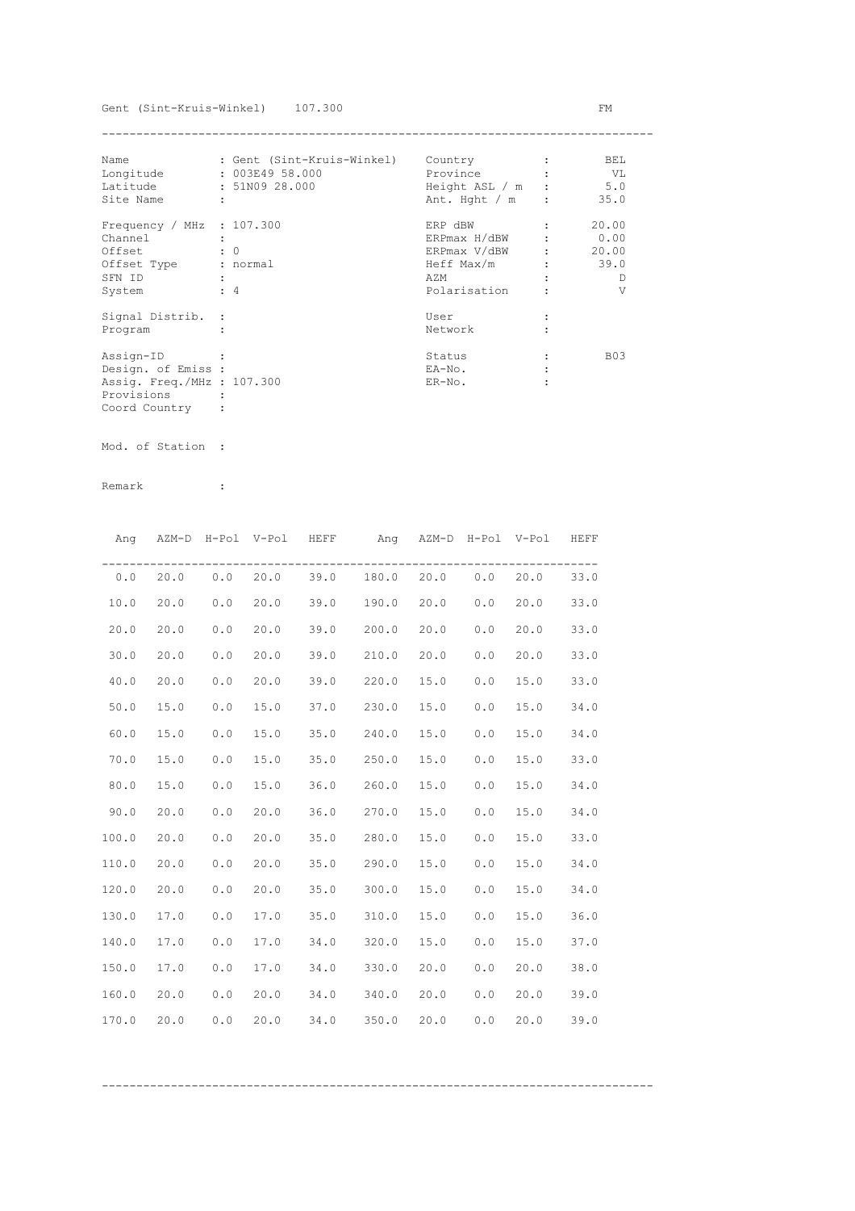Gent (Sint-Kruis-Winkel)    107.300    FM

| | | | |
|---|---|---|---|
| Name | : Gent (Sint-Kruis-Winkel) | Country : | BEL |
| Longitude | : 003E49 58.000 | Province : | VL |
| Latitude | : 51N09 28.000 | Height ASL / m : | 5.0 |
| Site Name | : | Ant. Hght / m : | 35.0 |
| Frequency / MHz | : 107.300 | ERP dBW : | 20.00 |
| Channel | : | ERPmax H/dBW : | 0.00 |
| Offset | : 0 | ERPmax V/dBW : | 20.00 |
| Offset Type | : normal | Heff Max/m : | 39.0 |
| SFN ID | : | AZM : | D |
| System | : 4 | Polarisation : | V |
| Signal Distrib. | : | User : | |
| Program | : | Network : | |
| Assign-ID | : | Status : | B03 |
| Design. of Emiss | : | EA-No. : | |
| Assig. Freq./MHz | : 107.300 | ER-No. : | |
| Provisions | : | | |
| Coord Country | : | | |

Mod. of Station :

Remark :

| Ang | AZM-D | H-Pol | V-Pol | HEFF | Ang | AZM-D | H-Pol | V-Pol | HEFF |
|---|---|---|---|---|---|---|---|---|---|
| 0.0 | 20.0 | 0.0 | 20.0 | 39.0 | 180.0 | 20.0 | 0.0 | 20.0 | 33.0 |
| 10.0 | 20.0 | 0.0 | 20.0 | 39.0 | 190.0 | 20.0 | 0.0 | 20.0 | 33.0 |
| 20.0 | 20.0 | 0.0 | 20.0 | 39.0 | 200.0 | 20.0 | 0.0 | 20.0 | 33.0 |
| 30.0 | 20.0 | 0.0 | 20.0 | 39.0 | 210.0 | 20.0 | 0.0 | 20.0 | 33.0 |
| 40.0 | 20.0 | 0.0 | 20.0 | 39.0 | 220.0 | 15.0 | 0.0 | 15.0 | 33.0 |
| 50.0 | 15.0 | 0.0 | 15.0 | 37.0 | 230.0 | 15.0 | 0.0 | 15.0 | 34.0 |
| 60.0 | 15.0 | 0.0 | 15.0 | 35.0 | 240.0 | 15.0 | 0.0 | 15.0 | 34.0 |
| 70.0 | 15.0 | 0.0 | 15.0 | 35.0 | 250.0 | 15.0 | 0.0 | 15.0 | 33.0 |
| 80.0 | 15.0 | 0.0 | 15.0 | 36.0 | 260.0 | 15.0 | 0.0 | 15.0 | 34.0 |
| 90.0 | 20.0 | 0.0 | 20.0 | 36.0 | 270.0 | 15.0 | 0.0 | 15.0 | 34.0 |
| 100.0 | 20.0 | 0.0 | 20.0 | 35.0 | 280.0 | 15.0 | 0.0 | 15.0 | 33.0 |
| 110.0 | 20.0 | 0.0 | 20.0 | 35.0 | 290.0 | 15.0 | 0.0 | 15.0 | 34.0 |
| 120.0 | 20.0 | 0.0 | 20.0 | 35.0 | 300.0 | 15.0 | 0.0 | 15.0 | 34.0 |
| 130.0 | 17.0 | 0.0 | 17.0 | 35.0 | 310.0 | 15.0 | 0.0 | 15.0 | 36.0 |
| 140.0 | 17.0 | 0.0 | 17.0 | 34.0 | 320.0 | 15.0 | 0.0 | 15.0 | 37.0 |
| 150.0 | 17.0 | 0.0 | 17.0 | 34.0 | 330.0 | 20.0 | 0.0 | 20.0 | 38.0 |
| 160.0 | 20.0 | 0.0 | 20.0 | 34.0 | 340.0 | 20.0 | 0.0 | 20.0 | 39.0 |
| 170.0 | 20.0 | 0.0 | 20.0 | 34.0 | 350.0 | 20.0 | 0.0 | 20.0 | 39.0 |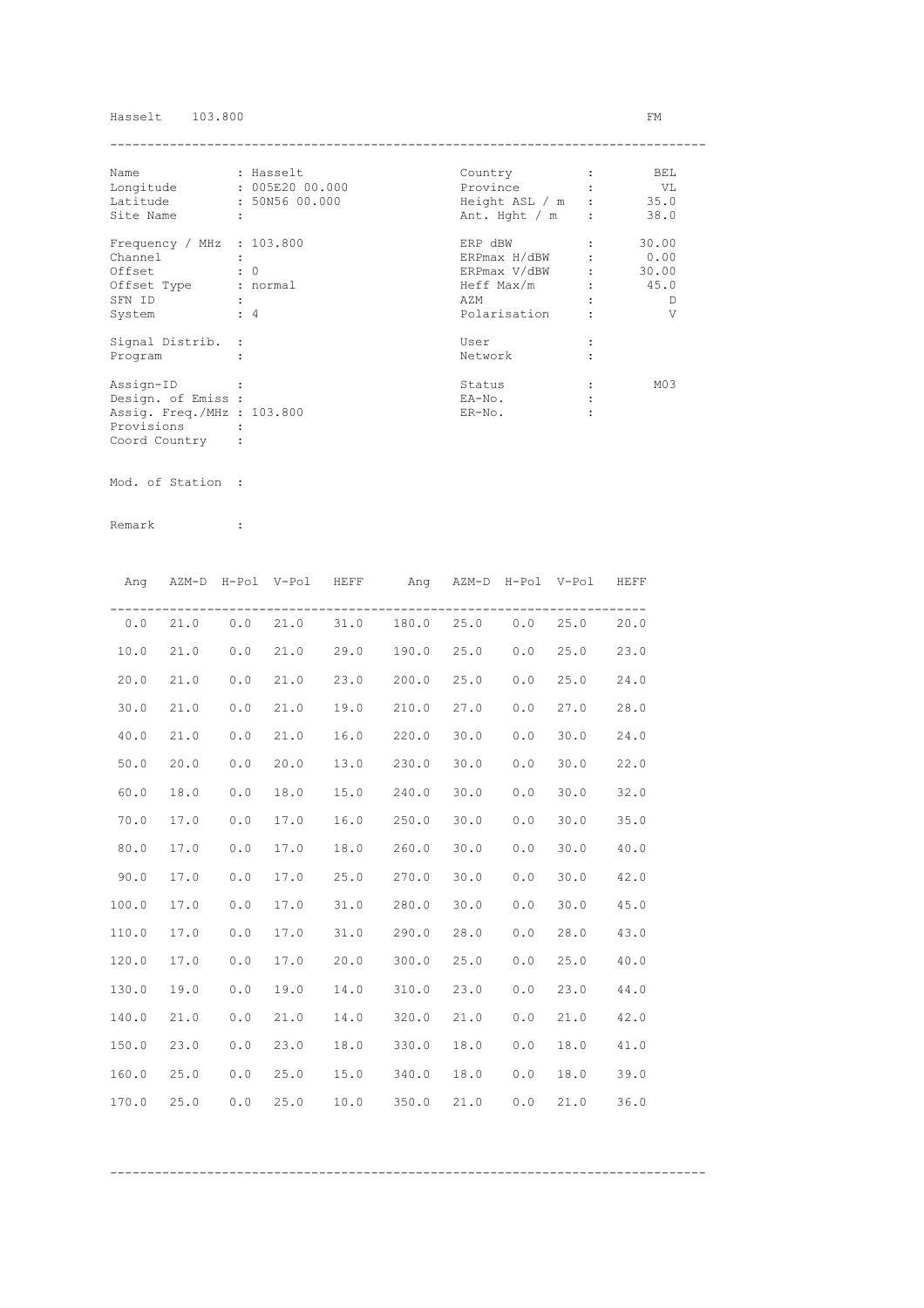Hasselt 103.800 FM

---

| | | | | |
|---|---|---|---|---|
| Name | : Hasselt | | Country | : BEL |
| Longitude | : 005E20 00.000 | | Province | : VL |
| Latitude | : 50N56 00.000 | | Height ASL / m | : 35.0 |
| Site Name | : | | Ant. Hght / m | : 38.0 |
| Frequency / MHz | : 103.800 | | ERP dBW | : 30.00 |
| Channel | : | | ERPmax H/dBW | : 0.00 |
| Offset | : 0 | | ERPmax V/dBW | : 30.00 |
| Offset Type | : normal | | Heff Max/m | : 45.0 |
| SFN ID | : | | AZM | : D |
| System | : 4 | | Polarisation | : V |
| Signal Distrib. | : | | User | : |
| Program | : | | Network | : |
| Assign-ID | : | | Status | : M03 |
| Design. of Emiss | : | | EA-No. | : |
| Assig. Freq./MHz | : 103.800 | | ER-No. | : |
| Provisions | : | | | |
| Coord Country | : | | | |

Mod. of Station :

Remark :

| Ang | AZM-D | H-Pol | V-Pol | HEFF | Ang | AZM-D | H-Pol | V-Pol | HEFF |
|---|---|---|---|---|---|---|---|---|---|
| 0.0 | 21.0 | 0.0 | 21.0 | 31.0 | 180.0 | 25.0 | 0.0 | 25.0 | 20.0 |
| 10.0 | 21.0 | 0.0 | 21.0 | 29.0 | 190.0 | 25.0 | 0.0 | 25.0 | 23.0 |
| 20.0 | 21.0 | 0.0 | 21.0 | 23.0 | 200.0 | 25.0 | 0.0 | 25.0 | 24.0 |
| 30.0 | 21.0 | 0.0 | 21.0 | 19.0 | 210.0 | 27.0 | 0.0 | 27.0 | 28.0 |
| 40.0 | 21.0 | 0.0 | 21.0 | 16.0 | 220.0 | 30.0 | 0.0 | 30.0 | 24.0 |
| 50.0 | 20.0 | 0.0 | 20.0 | 13.0 | 230.0 | 30.0 | 0.0 | 30.0 | 22.0 |
| 60.0 | 18.0 | 0.0 | 18.0 | 15.0 | 240.0 | 30.0 | 0.0 | 30.0 | 32.0 |
| 70.0 | 17.0 | 0.0 | 17.0 | 16.0 | 250.0 | 30.0 | 0.0 | 30.0 | 35.0 |
| 80.0 | 17.0 | 0.0 | 17.0 | 18.0 | 260.0 | 30.0 | 0.0 | 30.0 | 40.0 |
| 90.0 | 17.0 | 0.0 | 17.0 | 25.0 | 270.0 | 30.0 | 0.0 | 30.0 | 42.0 |
| 100.0 | 17.0 | 0.0 | 17.0 | 31.0 | 280.0 | 30.0 | 0.0 | 30.0 | 45.0 |
| 110.0 | 17.0 | 0.0 | 17.0 | 31.0 | 290.0 | 28.0 | 0.0 | 28.0 | 43.0 |
| 120.0 | 17.0 | 0.0 | 17.0 | 20.0 | 300.0 | 25.0 | 0.0 | 25.0 | 40.0 |
| 130.0 | 19.0 | 0.0 | 19.0 | 14.0 | 310.0 | 23.0 | 0.0 | 23.0 | 44.0 |
| 140.0 | 21.0 | 0.0 | 21.0 | 14.0 | 320.0 | 21.0 | 0.0 | 21.0 | 42.0 |
| 150.0 | 23.0 | 0.0 | 23.0 | 18.0 | 330.0 | 18.0 | 0.0 | 18.0 | 41.0 |
| 160.0 | 25.0 | 0.0 | 25.0 | 15.0 | 340.0 | 18.0 | 0.0 | 18.0 | 39.0 |
| 170.0 | 25.0 | 0.0 | 25.0 | 10.0 | 350.0 | 21.0 | 0.0 | 21.0 | 36.0 |

---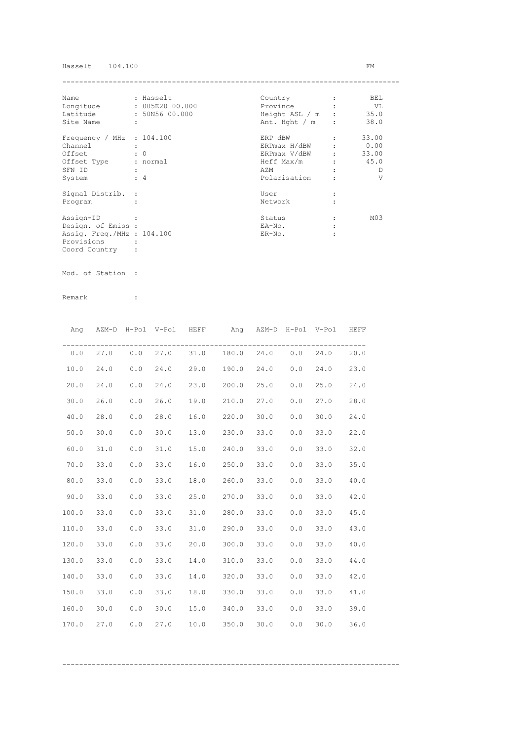Hasselt 104.100 FM

---

| | | | | |
|---|---|---|---|---|
| Name | : Hasselt | | Country | : BEL |
| Longitude | : 005E20 00.000 | | Province | : VL |
| Latitude | : 50N56 00.000 | | Height ASL / m | : 35.0 |
| Site Name | : | | Ant. Hght / m | : 38.0 |
| Frequency / MHz | : 104.100 | | ERP dBW | : 33.00 |
| Channel | : | | ERPmax H/dBW | : 0.00 |
| Offset | : 0 | | ERPmax V/dBW | : 33.00 |
| Offset Type | : normal | | Heff Max/m | : 45.0 |
| SFN ID | : | | AZM | : D |
| System | : 4 | | Polarisation | : V |
| Signal Distrib. | : | | User | : |
| Program | : | | Network | : |
| Assign-ID | : | | Status | : M03 |
| Design. of Emiss | : | | EA-No. | : |
| Assig. Freq./MHz | : 104.100 | | ER-No. | : |
| Provisions | : | | | |
| Coord Country | : | | | |

Mod. of Station :

Remark :

| Ang | AZM-D | H-Pol | V-Pol | HEFF | Ang | AZM-D | H-Pol | V-Pol | HEFF |
|---|---|---|---|---|---|---|---|---|---|
| 0.0 | 27.0 | 0.0 | 27.0 | 31.0 | 180.0 | 24.0 | 0.0 | 24.0 | 20.0 |
| 10.0 | 24.0 | 0.0 | 24.0 | 29.0 | 190.0 | 24.0 | 0.0 | 24.0 | 23.0 |
| 20.0 | 24.0 | 0.0 | 24.0 | 23.0 | 200.0 | 25.0 | 0.0 | 25.0 | 24.0 |
| 30.0 | 26.0 | 0.0 | 26.0 | 19.0 | 210.0 | 27.0 | 0.0 | 27.0 | 28.0 |
| 40.0 | 28.0 | 0.0 | 28.0 | 16.0 | 220.0 | 30.0 | 0.0 | 30.0 | 24.0 |
| 50.0 | 30.0 | 0.0 | 30.0 | 13.0 | 230.0 | 33.0 | 0.0 | 33.0 | 22.0 |
| 60.0 | 31.0 | 0.0 | 31.0 | 15.0 | 240.0 | 33.0 | 0.0 | 33.0 | 32.0 |
| 70.0 | 33.0 | 0.0 | 33.0 | 16.0 | 250.0 | 33.0 | 0.0 | 33.0 | 35.0 |
| 80.0 | 33.0 | 0.0 | 33.0 | 18.0 | 260.0 | 33.0 | 0.0 | 33.0 | 40.0 |
| 90.0 | 33.0 | 0.0 | 33.0 | 25.0 | 270.0 | 33.0 | 0.0 | 33.0 | 42.0 |
| 100.0 | 33.0 | 0.0 | 33.0 | 31.0 | 280.0 | 33.0 | 0.0 | 33.0 | 45.0 |
| 110.0 | 33.0 | 0.0 | 33.0 | 31.0 | 290.0 | 33.0 | 0.0 | 33.0 | 43.0 |
| 120.0 | 33.0 | 0.0 | 33.0 | 20.0 | 300.0 | 33.0 | 0.0 | 33.0 | 40.0 |
| 130.0 | 33.0 | 0.0 | 33.0 | 14.0 | 310.0 | 33.0 | 0.0 | 33.0 | 44.0 |
| 140.0 | 33.0 | 0.0 | 33.0 | 14.0 | 320.0 | 33.0 | 0.0 | 33.0 | 42.0 |
| 150.0 | 33.0 | 0.0 | 33.0 | 18.0 | 330.0 | 33.0 | 0.0 | 33.0 | 41.0 |
| 160.0 | 30.0 | 0.0 | 30.0 | 15.0 | 340.0 | 33.0 | 0.0 | 33.0 | 39.0 |
| 170.0 | 27.0 | 0.0 | 27.0 | 10.0 | 350.0 | 30.0 | 0.0 | 30.0 | 36.0 |

---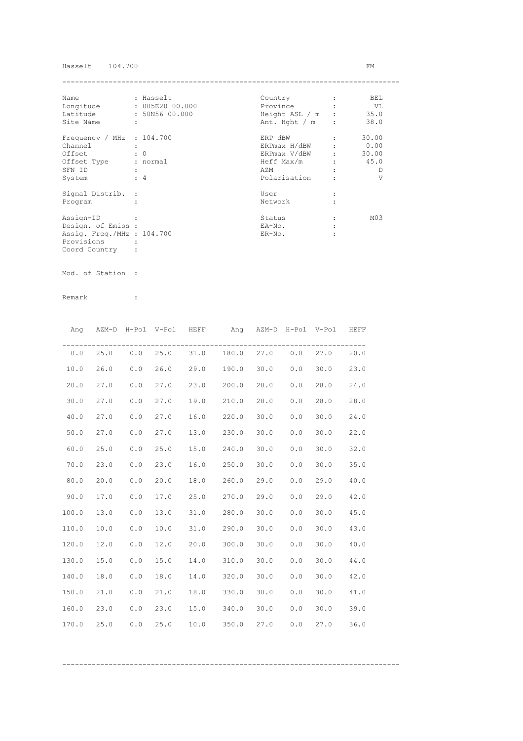Hasselt 104.700 FM

| Name | : Hasselt | Country | : | BEL |
|---|---|---|---|---|
| Longitude | : 005E20 00.000 | Province | : | VL |
| Latitude | : 50N56 00.000 | Height ASL / m | : | 35.0 |
| Site Name | : | Ant. Hght / m | : | 38.0 |
| Frequency / MHz | : 104.700 | ERP dBW | : | 30.00 |
| Channel | : | ERPmax H/dBW | : | 0.00 |
| Offset | : 0 | ERPmax V/dBW | : | 30.00 |
| Offset Type | : normal | Heff Max/m | : | 45.0 |
| SFN ID | : | AZM | : | D |
| System | : 4 | Polarisation | : | V |
| Signal Distrib. | : | User | : | |
| Program | : | Network | : | |
| Assign-ID | : | Status | : | M03 |
| Design. of Emiss | : | EA-No. | : | |
| Assig. Freq./MHz | : 104.700 | ER-No. | : | |
| Provisions | : | | | |
| Coord Country | : | | | |

Mod. of Station :

Remark :

| Ang | AZM-D | H-Pol | V-Pol | HEFF | Ang | AZM-D | H-Pol | V-Pol | HEFF |
|---|---|---|---|---|---|---|---|---|---|
| 0.0 | 25.0 | 0.0 | 25.0 | 31.0 | 180.0 | 27.0 | 0.0 | 27.0 | 20.0 |
| 10.0 | 26.0 | 0.0 | 26.0 | 29.0 | 190.0 | 30.0 | 0.0 | 30.0 | 23.0 |
| 20.0 | 27.0 | 0.0 | 27.0 | 23.0 | 200.0 | 28.0 | 0.0 | 28.0 | 24.0 |
| 30.0 | 27.0 | 0.0 | 27.0 | 19.0 | 210.0 | 28.0 | 0.0 | 28.0 | 28.0 |
| 40.0 | 27.0 | 0.0 | 27.0 | 16.0 | 220.0 | 30.0 | 0.0 | 30.0 | 24.0 |
| 50.0 | 27.0 | 0.0 | 27.0 | 13.0 | 230.0 | 30.0 | 0.0 | 30.0 | 22.0 |
| 60.0 | 25.0 | 0.0 | 25.0 | 15.0 | 240.0 | 30.0 | 0.0 | 30.0 | 32.0 |
| 70.0 | 23.0 | 0.0 | 23.0 | 16.0 | 250.0 | 30.0 | 0.0 | 30.0 | 35.0 |
| 80.0 | 20.0 | 0.0 | 20.0 | 18.0 | 260.0 | 29.0 | 0.0 | 29.0 | 40.0 |
| 90.0 | 17.0 | 0.0 | 17.0 | 25.0 | 270.0 | 29.0 | 0.0 | 29.0 | 42.0 |
| 100.0 | 13.0 | 0.0 | 13.0 | 31.0 | 280.0 | 30.0 | 0.0 | 30.0 | 45.0 |
| 110.0 | 10.0 | 0.0 | 10.0 | 31.0 | 290.0 | 30.0 | 0.0 | 30.0 | 43.0 |
| 120.0 | 12.0 | 0.0 | 12.0 | 20.0 | 300.0 | 30.0 | 0.0 | 30.0 | 40.0 |
| 130.0 | 15.0 | 0.0 | 15.0 | 14.0 | 310.0 | 30.0 | 0.0 | 30.0 | 44.0 |
| 140.0 | 18.0 | 0.0 | 18.0 | 14.0 | 320.0 | 30.0 | 0.0 | 30.0 | 42.0 |
| 150.0 | 21.0 | 0.0 | 21.0 | 18.0 | 330.0 | 30.0 | 0.0 | 30.0 | 41.0 |
| 160.0 | 23.0 | 0.0 | 23.0 | 15.0 | 340.0 | 30.0 | 0.0 | 30.0 | 39.0 |
| 170.0 | 25.0 | 0.0 | 25.0 | 10.0 | 350.0 | 27.0 | 0.0 | 27.0 | 36.0 |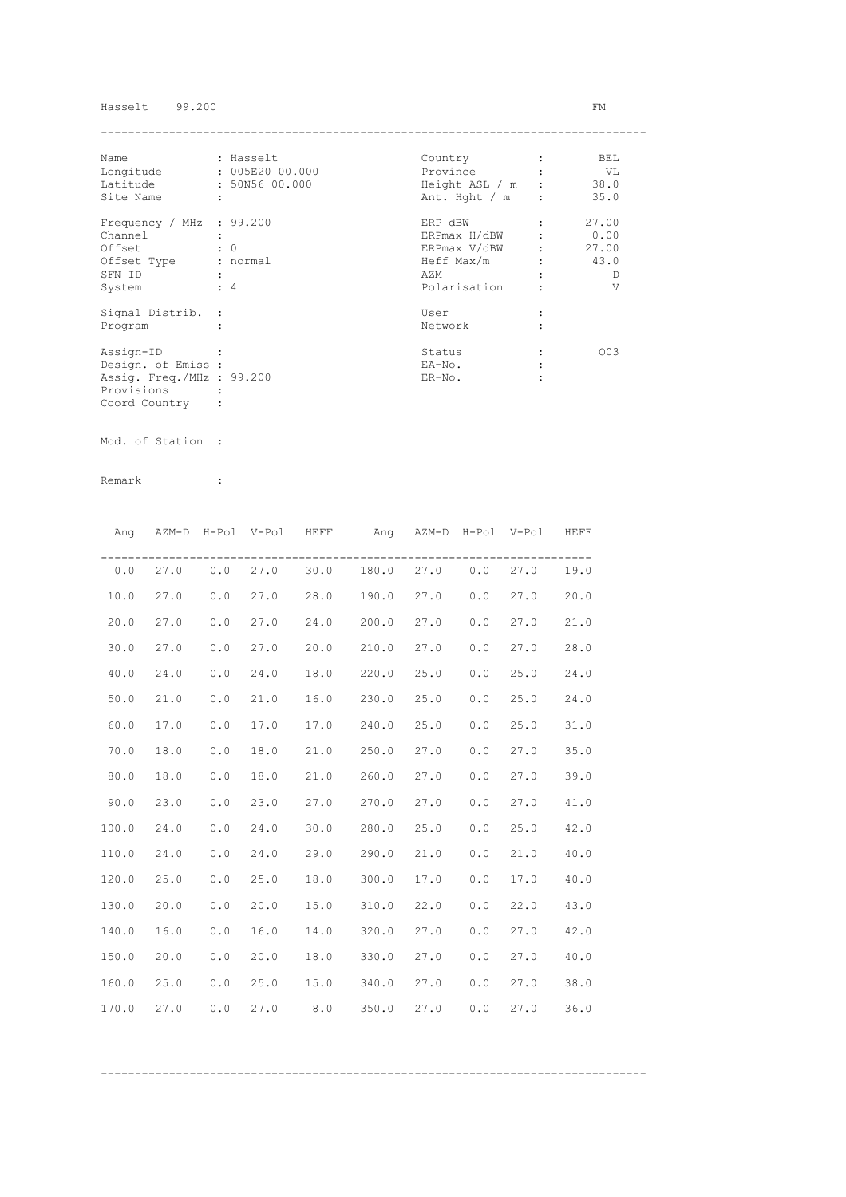Hasselt 99.200 FM

| Name | : Hasselt | Country | : | BEL |
|---|---|---|---|---|
| Longitude | : 005E20 00.000 | Province | : | VL |
| Latitude | : 50N56 00.000 | Height ASL / m | : | 38.0 |
| Site Name | : | Ant. Hght / m | : | 35.0 |
| Frequency / MHz | : 99.200 | ERP dBW | : | 27.00 |
| Channel | : | ERPmax H/dBW | : | 0.00 |
| Offset | : 0 | ERPmax V/dBW | : | 27.00 |
| Offset Type | : normal | Heff Max/m | : | 43.0 |
| SFN ID | : | AZM | : | D |
| System | : 4 | Polarisation | : | V |
| Signal Distrib. | : | User | : | |
| Program | : | Network | : | |
| Assign-ID | : | Status | : | O03 |
| Design. of Emiss | : | EA-No. | : | |
| Assig. Freq./MHz | : 99.200 | ER-No. | : | |
| Provisions | : | | | |
| Coord Country | : | | | |

Mod. of Station :

Remark :

| Ang | AZM-D | H-Pol | V-Pol | HEFF | Ang | AZM-D | H-Pol | V-Pol | HEFF |
|---|---|---|---|---|---|---|---|---|---|
| 0.0 | 27.0 | 0.0 | 27.0 | 30.0 | 180.0 | 27.0 | 0.0 | 27.0 | 19.0 |
| 10.0 | 27.0 | 0.0 | 27.0 | 28.0 | 190.0 | 27.0 | 0.0 | 27.0 | 20.0 |
| 20.0 | 27.0 | 0.0 | 27.0 | 24.0 | 200.0 | 27.0 | 0.0 | 27.0 | 21.0 |
| 30.0 | 27.0 | 0.0 | 27.0 | 20.0 | 210.0 | 27.0 | 0.0 | 27.0 | 28.0 |
| 40.0 | 24.0 | 0.0 | 24.0 | 18.0 | 220.0 | 25.0 | 0.0 | 25.0 | 24.0 |
| 50.0 | 21.0 | 0.0 | 21.0 | 16.0 | 230.0 | 25.0 | 0.0 | 25.0 | 24.0 |
| 60.0 | 17.0 | 0.0 | 17.0 | 17.0 | 240.0 | 25.0 | 0.0 | 25.0 | 31.0 |
| 70.0 | 18.0 | 0.0 | 18.0 | 21.0 | 250.0 | 27.0 | 0.0 | 27.0 | 35.0 |
| 80.0 | 18.0 | 0.0 | 18.0 | 21.0 | 260.0 | 27.0 | 0.0 | 27.0 | 39.0 |
| 90.0 | 23.0 | 0.0 | 23.0 | 27.0 | 270.0 | 27.0 | 0.0 | 27.0 | 41.0 |
| 100.0 | 24.0 | 0.0 | 24.0 | 30.0 | 280.0 | 25.0 | 0.0 | 25.0 | 42.0 |
| 110.0 | 24.0 | 0.0 | 24.0 | 29.0 | 290.0 | 21.0 | 0.0 | 21.0 | 40.0 |
| 120.0 | 25.0 | 0.0 | 25.0 | 18.0 | 300.0 | 17.0 | 0.0 | 17.0 | 40.0 |
| 130.0 | 20.0 | 0.0 | 20.0 | 15.0 | 310.0 | 22.0 | 0.0 | 22.0 | 43.0 |
| 140.0 | 16.0 | 0.0 | 16.0 | 14.0 | 320.0 | 27.0 | 0.0 | 27.0 | 42.0 |
| 150.0 | 20.0 | 0.0 | 20.0 | 18.0 | 330.0 | 27.0 | 0.0 | 27.0 | 40.0 |
| 160.0 | 25.0 | 0.0 | 25.0 | 15.0 | 340.0 | 27.0 | 0.0 | 27.0 | 38.0 |
| 170.0 | 27.0 | 0.0 | 27.0 | 8.0 | 350.0 | 27.0 | 0.0 | 27.0 | 36.0 |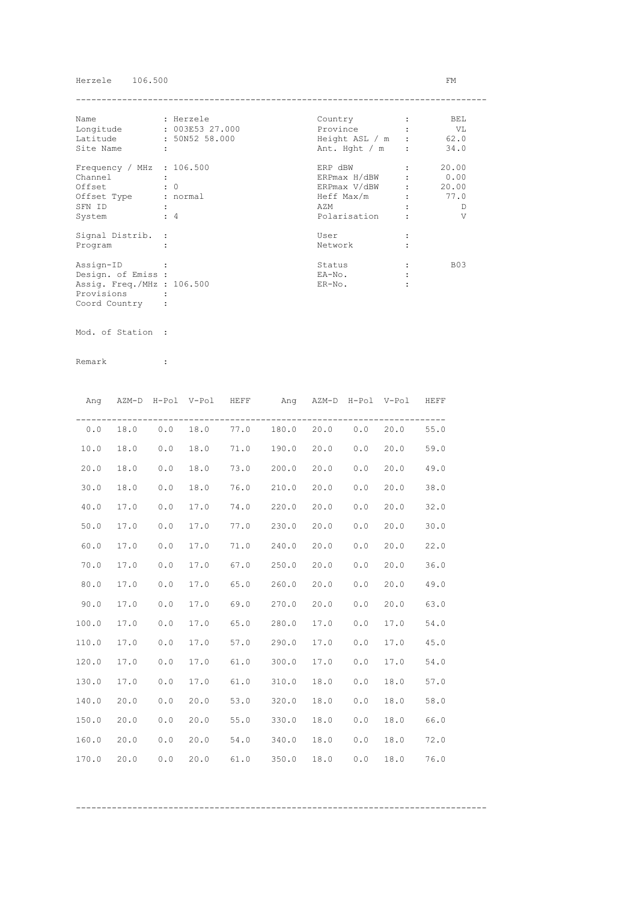Herzele 106.500 FM

| Name | : Herzele | Country | : BEL |
|---|---|---|---|
| Longitude | : 003E53 27.000 | Province | : VL |
| Latitude | : 50N52 58.000 | Height ASL / m | : 62.0 |
| Site Name | : | Ant. Hght / m | : 34.0 |
| Frequency / MHz | : 106.500 | ERP dBW | : 20.00 |
| Channel | : | ERPmax H/dBW | : 0.00 |
| Offset | : 0 | ERPmax V/dBW | : 20.00 |
| Offset Type | : normal | Heff Max/m | : 77.0 |
| SFN ID | : | AZM | : D |
| System | : 4 | Polarisation | : V |
| Signal Distrib. | : | User | : |
| Program | : | Network | : |
| Assign-ID | : | Status | : B03 |
| Design. of Emiss | : | EA-No. | : |
| Assig. Freq./MHz | : 106.500 | ER-No. | : |
| Provisions | : | | |
| Coord Country | : | | |

Mod. of Station :

Remark :

| Ang | AZM-D | H-Pol | V-Pol | HEFF | Ang | AZM-D | H-Pol | V-Pol | HEFF |
|---|---|---|---|---|---|---|---|---|---|
| 0.0 | 18.0 | 0.0 | 18.0 | 77.0 | 180.0 | 20.0 | 0.0 | 20.0 | 55.0 |
| 10.0 | 18.0 | 0.0 | 18.0 | 71.0 | 190.0 | 20.0 | 0.0 | 20.0 | 59.0 |
| 20.0 | 18.0 | 0.0 | 18.0 | 73.0 | 200.0 | 20.0 | 0.0 | 20.0 | 49.0 |
| 30.0 | 18.0 | 0.0 | 18.0 | 76.0 | 210.0 | 20.0 | 0.0 | 20.0 | 38.0 |
| 40.0 | 17.0 | 0.0 | 17.0 | 74.0 | 220.0 | 20.0 | 0.0 | 20.0 | 32.0 |
| 50.0 | 17.0 | 0.0 | 17.0 | 77.0 | 230.0 | 20.0 | 0.0 | 20.0 | 30.0 |
| 60.0 | 17.0 | 0.0 | 17.0 | 71.0 | 240.0 | 20.0 | 0.0 | 20.0 | 22.0 |
| 70.0 | 17.0 | 0.0 | 17.0 | 67.0 | 250.0 | 20.0 | 0.0 | 20.0 | 36.0 |
| 80.0 | 17.0 | 0.0 | 17.0 | 65.0 | 260.0 | 20.0 | 0.0 | 20.0 | 49.0 |
| 90.0 | 17.0 | 0.0 | 17.0 | 69.0 | 270.0 | 20.0 | 0.0 | 20.0 | 63.0 |
| 100.0 | 17.0 | 0.0 | 17.0 | 65.0 | 280.0 | 17.0 | 0.0 | 17.0 | 54.0 |
| 110.0 | 17.0 | 0.0 | 17.0 | 57.0 | 290.0 | 17.0 | 0.0 | 17.0 | 45.0 |
| 120.0 | 17.0 | 0.0 | 17.0 | 61.0 | 300.0 | 17.0 | 0.0 | 17.0 | 54.0 |
| 130.0 | 17.0 | 0.0 | 17.0 | 61.0 | 310.0 | 18.0 | 0.0 | 18.0 | 57.0 |
| 140.0 | 20.0 | 0.0 | 20.0 | 53.0 | 320.0 | 18.0 | 0.0 | 18.0 | 58.0 |
| 150.0 | 20.0 | 0.0 | 20.0 | 55.0 | 330.0 | 18.0 | 0.0 | 18.0 | 66.0 |
| 160.0 | 20.0 | 0.0 | 20.0 | 54.0 | 340.0 | 18.0 | 0.0 | 18.0 | 72.0 |
| 170.0 | 20.0 | 0.0 | 20.0 | 61.0 | 350.0 | 18.0 | 0.0 | 18.0 | 76.0 |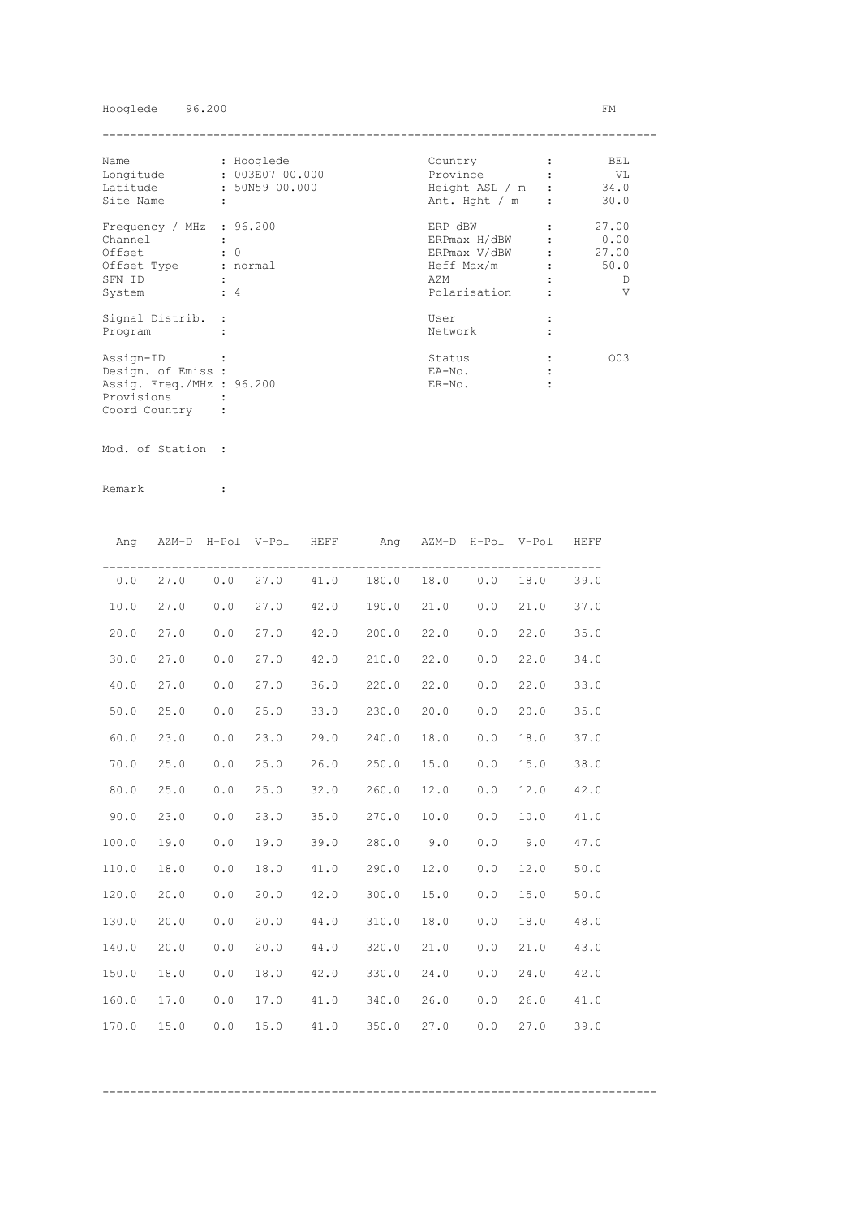Hooglede 96.200 FM

---

| Field | Value | Field | Value |
|---|---|---|---|
| Name | : Hooglede | Country | : BEL |
| Longitude | : 003E07 00.000 | Province | : VL |
| Latitude | : 50N59 00.000 | Height ASL / m | : 34.0 |
| Site Name | : | Ant. Hght / m | : 30.0 |
| Frequency / MHz | : 96.200 | ERP dBW | : 27.00 |
| Channel | : | ERPmax H/dBW | : 0.00 |
| Offset | : 0 | ERPmax V/dBW | : 27.00 |
| Offset Type | : normal | Heff Max/m | : 50.0 |
| SFN ID | : | AZM | : D |
| System | : 4 | Polarisation | : V |
| Signal Distrib. | : | User | : |
| Program | : | Network | : |
| Assign-ID | : | Status | : O03 |
| Design. of Emiss | : | EA-No. | : |
| Assig. Freq./MHz | : 96.200 | ER-No. | : |
| Provisions | : | | |
| Coord Country | : | | |

Mod. of Station :

Remark :

| Ang | AZM-D | H-Pol | V-Pol | HEFF | Ang | AZM-D | H-Pol | V-Pol | HEFF |
|---|---|---|---|---|---|---|---|---|---|
| 0.0 | 27.0 | 0.0 | 27.0 | 41.0 | 180.0 | 18.0 | 0.0 | 18.0 | 39.0 |
| 10.0 | 27.0 | 0.0 | 27.0 | 42.0 | 190.0 | 21.0 | 0.0 | 21.0 | 37.0 |
| 20.0 | 27.0 | 0.0 | 27.0 | 42.0 | 200.0 | 22.0 | 0.0 | 22.0 | 35.0 |
| 30.0 | 27.0 | 0.0 | 27.0 | 42.0 | 210.0 | 22.0 | 0.0 | 22.0 | 34.0 |
| 40.0 | 27.0 | 0.0 | 27.0 | 36.0 | 220.0 | 22.0 | 0.0 | 22.0 | 33.0 |
| 50.0 | 25.0 | 0.0 | 25.0 | 33.0 | 230.0 | 20.0 | 0.0 | 20.0 | 35.0 |
| 60.0 | 23.0 | 0.0 | 23.0 | 29.0 | 240.0 | 18.0 | 0.0 | 18.0 | 37.0 |
| 70.0 | 25.0 | 0.0 | 25.0 | 26.0 | 250.0 | 15.0 | 0.0 | 15.0 | 38.0 |
| 80.0 | 25.0 | 0.0 | 25.0 | 32.0 | 260.0 | 12.0 | 0.0 | 12.0 | 42.0 |
| 90.0 | 23.0 | 0.0 | 23.0 | 35.0 | 270.0 | 10.0 | 0.0 | 10.0 | 41.0 |
| 100.0 | 19.0 | 0.0 | 19.0 | 39.0 | 280.0 | 9.0 | 0.0 | 9.0 | 47.0 |
| 110.0 | 18.0 | 0.0 | 18.0 | 41.0 | 290.0 | 12.0 | 0.0 | 12.0 | 50.0 |
| 120.0 | 20.0 | 0.0 | 20.0 | 42.0 | 300.0 | 15.0 | 0.0 | 15.0 | 50.0 |
| 130.0 | 20.0 | 0.0 | 20.0 | 44.0 | 310.0 | 18.0 | 0.0 | 18.0 | 48.0 |
| 140.0 | 20.0 | 0.0 | 20.0 | 44.0 | 320.0 | 21.0 | 0.0 | 21.0 | 43.0 |
| 150.0 | 18.0 | 0.0 | 18.0 | 42.0 | 330.0 | 24.0 | 0.0 | 24.0 | 42.0 |
| 160.0 | 17.0 | 0.0 | 17.0 | 41.0 | 340.0 | 26.0 | 0.0 | 26.0 | 41.0 |
| 170.0 | 15.0 | 0.0 | 15.0 | 41.0 | 350.0 | 27.0 | 0.0 | 27.0 | 39.0 |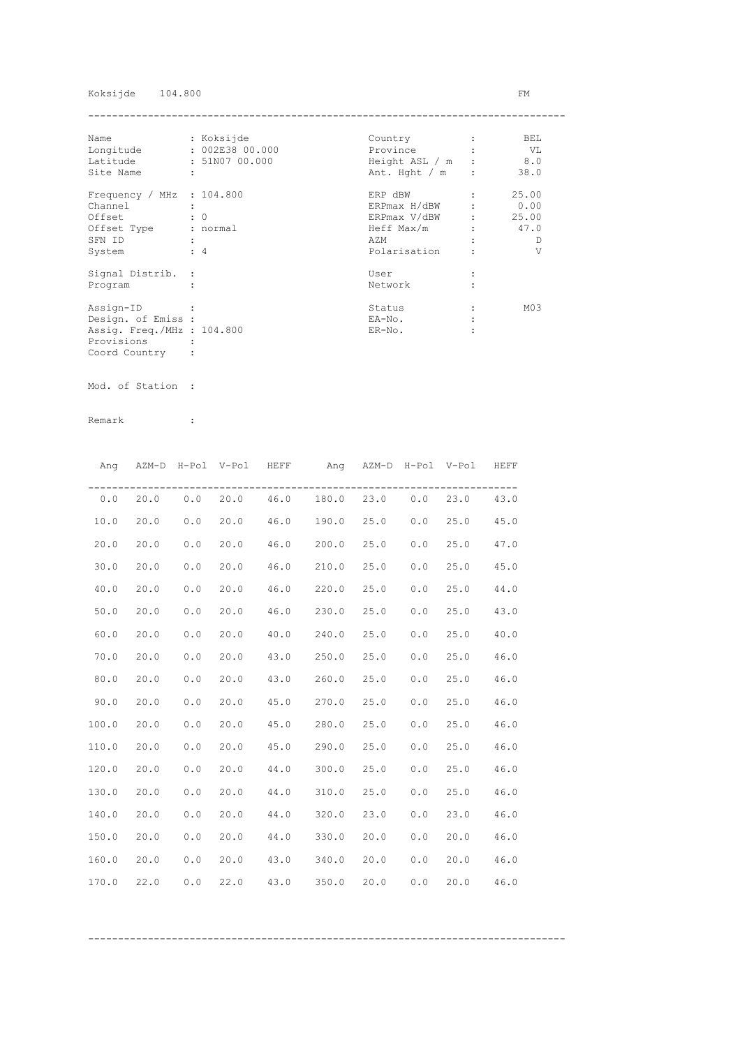Koksijde 104.800 FM

| Name | : Koksijde | Country | : | BEL |
|---|---|---|---|---|
| Longitude | : 002E38 00.000 | Province | : | VL |
| Latitude | : 51N07 00.000 | Height ASL / m | : | 8.0 |
| Site Name | : | Ant. Hght / m | : | 38.0 |
| Frequency / MHz | : 104.800 | ERP dBW | : | 25.00 |
| Channel | : | ERPmax H/dBW | : | 0.00 |
| Offset | : 0 | ERPmax V/dBW | : | 25.00 |
| Offset Type | : normal | Heff Max/m | : | 47.0 |
| SFN ID | : | AZM | : | D |
| System | : 4 | Polarisation | : | V |
| Signal Distrib. | : | User | : | |
| Program | : | Network | : | |
| Assign-ID | : | Status | : | M03 |
| Design. of Emiss | : | EA-No. | : | |
| Assig. Freq./MHz | : 104.800 | ER-No. | : | |
| Provisions | : | | | |
| Coord Country | : | | | |

Mod. of Station :

Remark :

| Ang | AZM-D | H-Pol | V-Pol | HEFF | Ang | AZM-D | H-Pol | V-Pol | HEFF |
|---|---|---|---|---|---|---|---|---|---|
| 0.0 | 20.0 | 0.0 | 20.0 | 46.0 | 180.0 | 23.0 | 0.0 | 23.0 | 43.0 |
| 10.0 | 20.0 | 0.0 | 20.0 | 46.0 | 190.0 | 25.0 | 0.0 | 25.0 | 45.0 |
| 20.0 | 20.0 | 0.0 | 20.0 | 46.0 | 200.0 | 25.0 | 0.0 | 25.0 | 47.0 |
| 30.0 | 20.0 | 0.0 | 20.0 | 46.0 | 210.0 | 25.0 | 0.0 | 25.0 | 45.0 |
| 40.0 | 20.0 | 0.0 | 20.0 | 46.0 | 220.0 | 25.0 | 0.0 | 25.0 | 44.0 |
| 50.0 | 20.0 | 0.0 | 20.0 | 46.0 | 230.0 | 25.0 | 0.0 | 25.0 | 43.0 |
| 60.0 | 20.0 | 0.0 | 20.0 | 40.0 | 240.0 | 25.0 | 0.0 | 25.0 | 40.0 |
| 70.0 | 20.0 | 0.0 | 20.0 | 43.0 | 250.0 | 25.0 | 0.0 | 25.0 | 46.0 |
| 80.0 | 20.0 | 0.0 | 20.0 | 43.0 | 260.0 | 25.0 | 0.0 | 25.0 | 46.0 |
| 90.0 | 20.0 | 0.0 | 20.0 | 45.0 | 270.0 | 25.0 | 0.0 | 25.0 | 46.0 |
| 100.0 | 20.0 | 0.0 | 20.0 | 45.0 | 280.0 | 25.0 | 0.0 | 25.0 | 46.0 |
| 110.0 | 20.0 | 0.0 | 20.0 | 45.0 | 290.0 | 25.0 | 0.0 | 25.0 | 46.0 |
| 120.0 | 20.0 | 0.0 | 20.0 | 44.0 | 300.0 | 25.0 | 0.0 | 25.0 | 46.0 |
| 130.0 | 20.0 | 0.0 | 20.0 | 44.0 | 310.0 | 25.0 | 0.0 | 25.0 | 46.0 |
| 140.0 | 20.0 | 0.0 | 20.0 | 44.0 | 320.0 | 23.0 | 0.0 | 23.0 | 46.0 |
| 150.0 | 20.0 | 0.0 | 20.0 | 44.0 | 330.0 | 20.0 | 0.0 | 20.0 | 46.0 |
| 160.0 | 20.0 | 0.0 | 20.0 | 43.0 | 340.0 | 20.0 | 0.0 | 20.0 | 46.0 |
| 170.0 | 22.0 | 0.0 | 22.0 | 43.0 | 350.0 | 20.0 | 0.0 | 20.0 | 46.0 |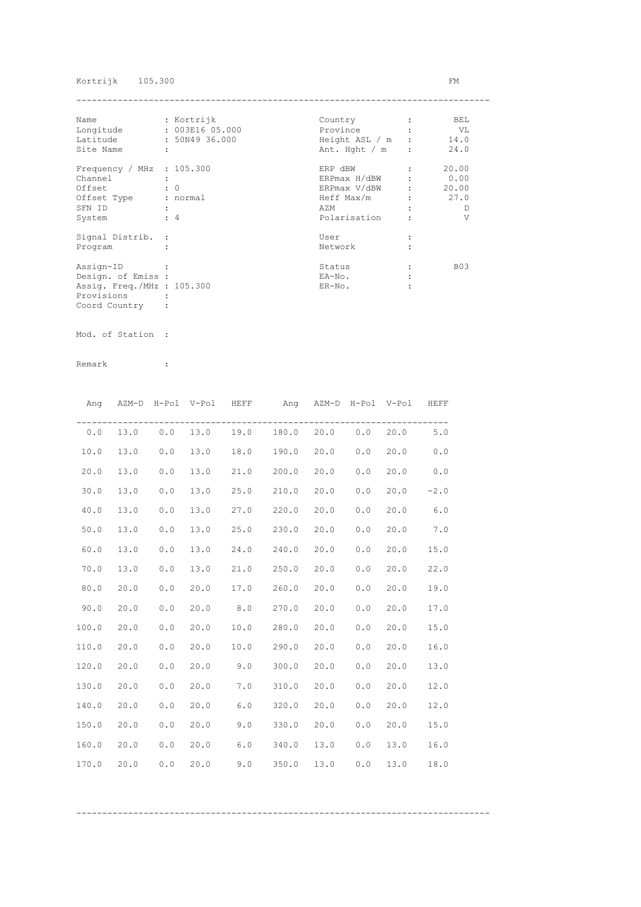Kortrijk 105.300 FM

| Field | Value | Field | Value |
|---|---|---|---|
| Name | : Kortrijk | Country | : BEL |
| Longitude | : 003E16 05.000 | Province | : VL |
| Latitude | : 50N49 36.000 | Height ASL / m | : 14.0 |
| Site Name | : | Ant. Hght / m | : 24.0 |
| Frequency / MHz | : 105.300 | ERP dBW | : 20.00 |
| Channel | : | ERPmax H/dBW | : 0.00 |
| Offset | : 0 | ERPmax V/dBW | : 20.00 |
| Offset Type | : normal | Heff Max/m | : 27.0 |
| SFN ID | : | AZM | : D |
| System | : 4 | Polarisation | : V |
| Signal Distrib. | : | User | : |
| Program | : | Network | : |
| Assign-ID | : | Status | : B03 |
| Design. of Emiss | : | EA-No. | : |
| Assig. Freq./MHz | : 105.300 | ER-No. | : |
| Provisions | : | | |
| Coord Country | : | | |

Mod. of Station :

Remark :

| Ang | AZM-D | H-Pol | V-Pol | HEFF | Ang | AZM-D | H-Pol | V-Pol | HEFF |
|---|---|---|---|---|---|---|---|---|---|
| 0.0 | 13.0 | 0.0 | 13.0 | 19.0 | 180.0 | 20.0 | 0.0 | 20.0 | 5.0 |
| 10.0 | 13.0 | 0.0 | 13.0 | 18.0 | 190.0 | 20.0 | 0.0 | 20.0 | 0.0 |
| 20.0 | 13.0 | 0.0 | 13.0 | 21.0 | 200.0 | 20.0 | 0.0 | 20.0 | 0.0 |
| 30.0 | 13.0 | 0.0 | 13.0 | 25.0 | 210.0 | 20.0 | 0.0 | 20.0 | -2.0 |
| 40.0 | 13.0 | 0.0 | 13.0 | 27.0 | 220.0 | 20.0 | 0.0 | 20.0 | 6.0 |
| 50.0 | 13.0 | 0.0 | 13.0 | 25.0 | 230.0 | 20.0 | 0.0 | 20.0 | 7.0 |
| 60.0 | 13.0 | 0.0 | 13.0 | 24.0 | 240.0 | 20.0 | 0.0 | 20.0 | 15.0 |
| 70.0 | 13.0 | 0.0 | 13.0 | 21.0 | 250.0 | 20.0 | 0.0 | 20.0 | 22.0 |
| 80.0 | 20.0 | 0.0 | 20.0 | 17.0 | 260.0 | 20.0 | 0.0 | 20.0 | 19.0 |
| 90.0 | 20.0 | 0.0 | 20.0 | 8.0 | 270.0 | 20.0 | 0.0 | 20.0 | 17.0 |
| 100.0 | 20.0 | 0.0 | 20.0 | 10.0 | 280.0 | 20.0 | 0.0 | 20.0 | 15.0 |
| 110.0 | 20.0 | 0.0 | 20.0 | 10.0 | 290.0 | 20.0 | 0.0 | 20.0 | 16.0 |
| 120.0 | 20.0 | 0.0 | 20.0 | 9.0 | 300.0 | 20.0 | 0.0 | 20.0 | 13.0 |
| 130.0 | 20.0 | 0.0 | 20.0 | 7.0 | 310.0 | 20.0 | 0.0 | 20.0 | 12.0 |
| 140.0 | 20.0 | 0.0 | 20.0 | 6.0 | 320.0 | 20.0 | 0.0 | 20.0 | 12.0 |
| 150.0 | 20.0 | 0.0 | 20.0 | 9.0 | 330.0 | 20.0 | 0.0 | 20.0 | 15.0 |
| 160.0 | 20.0 | 0.0 | 20.0 | 6.0 | 340.0 | 13.0 | 0.0 | 13.0 | 16.0 |
| 170.0 | 20.0 | 0.0 | 20.0 | 9.0 | 350.0 | 13.0 | 0.0 | 13.0 | 18.0 |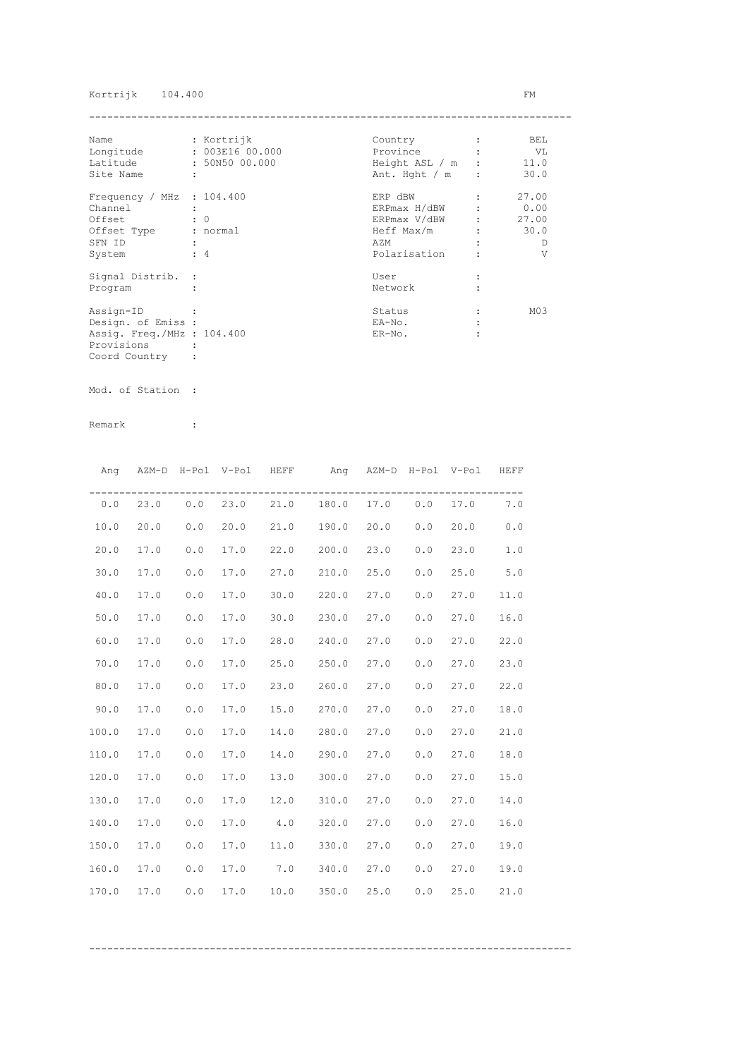Kortrijk 104.400 FM

---

| | | | | |
|---|---|---|---|---|
| Name | : Kortrijk | | Country | : BEL |
| Longitude | : 003E16 00.000 | | Province | : VL |
| Latitude | : 50N50 00.000 | | Height ASL / m | : 11.0 |
| Site Name | : | | Ant. Hght / m | : 30.0 |
| Frequency / MHz | : 104.400 | | ERP dBW | : 27.00 |
| Channel | : | | ERPmax H/dBW | : 0.00 |
| Offset | : 0 | | ERPmax V/dBW | : 27.00 |
| Offset Type | : normal | | Heff Max/m | : 30.0 |
| SFN ID | : | | AZM | : D |
| System | : 4 | | Polarisation | : V |
| Signal Distrib. | : | | User | : |
| Program | : | | Network | : |
| Assign-ID | : | | Status | : M03 |
| Design. of Emiss | : | | EA-No. | : |
| Assig. Freq./MHz | : 104.400 | | ER-No. | : |
| Provisions | : | | | |
| Coord Country | : | | | |

Mod. of Station :

Remark :

| Ang | AZM-D | H-Pol | V-Pol | HEFF | Ang | AZM-D | H-Pol | V-Pol | HEFF |
|---|---|---|---|---|---|---|---|---|---|
| 0.0 | 23.0 | 0.0 | 23.0 | 21.0 | 180.0 | 17.0 | 0.0 | 17.0 | 7.0 |
| 10.0 | 20.0 | 0.0 | 20.0 | 21.0 | 190.0 | 20.0 | 0.0 | 20.0 | 0.0 |
| 20.0 | 17.0 | 0.0 | 17.0 | 22.0 | 200.0 | 23.0 | 0.0 | 23.0 | 1.0 |
| 30.0 | 17.0 | 0.0 | 17.0 | 27.0 | 210.0 | 25.0 | 0.0 | 25.0 | 5.0 |
| 40.0 | 17.0 | 0.0 | 17.0 | 30.0 | 220.0 | 27.0 | 0.0 | 27.0 | 11.0 |
| 50.0 | 17.0 | 0.0 | 17.0 | 30.0 | 230.0 | 27.0 | 0.0 | 27.0 | 16.0 |
| 60.0 | 17.0 | 0.0 | 17.0 | 28.0 | 240.0 | 27.0 | 0.0 | 27.0 | 22.0 |
| 70.0 | 17.0 | 0.0 | 17.0 | 25.0 | 250.0 | 27.0 | 0.0 | 27.0 | 23.0 |
| 80.0 | 17.0 | 0.0 | 17.0 | 23.0 | 260.0 | 27.0 | 0.0 | 27.0 | 22.0 |
| 90.0 | 17.0 | 0.0 | 17.0 | 15.0 | 270.0 | 27.0 | 0.0 | 27.0 | 18.0 |
| 100.0 | 17.0 | 0.0 | 17.0 | 14.0 | 280.0 | 27.0 | 0.0 | 27.0 | 21.0 |
| 110.0 | 17.0 | 0.0 | 17.0 | 14.0 | 290.0 | 27.0 | 0.0 | 27.0 | 18.0 |
| 120.0 | 17.0 | 0.0 | 17.0 | 13.0 | 300.0 | 27.0 | 0.0 | 27.0 | 15.0 |
| 130.0 | 17.0 | 0.0 | 17.0 | 12.0 | 310.0 | 27.0 | 0.0 | 27.0 | 14.0 |
| 140.0 | 17.0 | 0.0 | 17.0 | 4.0 | 320.0 | 27.0 | 0.0 | 27.0 | 16.0 |
| 150.0 | 17.0 | 0.0 | 17.0 | 11.0 | 330.0 | 27.0 | 0.0 | 27.0 | 19.0 |
| 160.0 | 17.0 | 0.0 | 17.0 | 7.0 | 340.0 | 27.0 | 0.0 | 27.0 | 19.0 |
| 170.0 | 17.0 | 0.0 | 17.0 | 10.0 | 350.0 | 25.0 | 0.0 | 25.0 | 21.0 |

---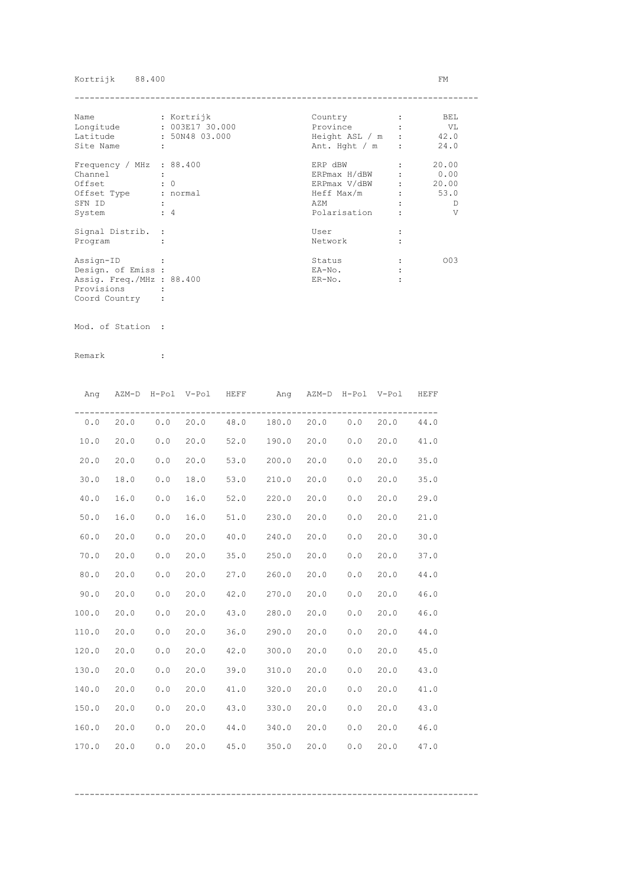Kortrijk 88.400 FM

| | | | |
|---|---|---|---|
| Name | : Kortrijk | Country | : BEL |
| Longitude | : 003E17 30.000 | Province | : VL |
| Latitude | : 50N48 03.000 | Height ASL / m | : 42.0 |
| Site Name | : | Ant. Hght / m | : 24.0 |
| Frequency / MHz | : 88.400 | ERP dBW | : 20.00 |
| Channel | : | ERPmax H/dBW | : 0.00 |
| Offset | : 0 | ERPmax V/dBW | : 20.00 |
| Offset Type | : normal | Heff Max/m | : 53.0 |
| SFN ID | : | AZM | : D |
| System | : 4 | Polarisation | : V |
| Signal Distrib. | : | User | : |
| Program | : | Network | : |
| Assign-ID | : | Status | : O03 |
| Design. of Emiss | : | EA-No. | : |
| Assig. Freq./MHz | : 88.400 | ER-No. | : |
| Provisions | : | | |
| Coord Country | : | | |

Mod. of Station :

Remark :

| Ang | AZM-D | H-Pol | V-Pol | HEFF | Ang | AZM-D | H-Pol | V-Pol | HEFF |
|---|---|---|---|---|---|---|---|---|---|
| 0.0 | 20.0 | 0.0 | 20.0 | 48.0 | 180.0 | 20.0 | 0.0 | 20.0 | 44.0 |
| 10.0 | 20.0 | 0.0 | 20.0 | 52.0 | 190.0 | 20.0 | 0.0 | 20.0 | 41.0 |
| 20.0 | 20.0 | 0.0 | 20.0 | 53.0 | 200.0 | 20.0 | 0.0 | 20.0 | 35.0 |
| 30.0 | 18.0 | 0.0 | 18.0 | 53.0 | 210.0 | 20.0 | 0.0 | 20.0 | 35.0 |
| 40.0 | 16.0 | 0.0 | 16.0 | 52.0 | 220.0 | 20.0 | 0.0 | 20.0 | 29.0 |
| 50.0 | 16.0 | 0.0 | 16.0 | 51.0 | 230.0 | 20.0 | 0.0 | 20.0 | 21.0 |
| 60.0 | 20.0 | 0.0 | 20.0 | 40.0 | 240.0 | 20.0 | 0.0 | 20.0 | 30.0 |
| 70.0 | 20.0 | 0.0 | 20.0 | 35.0 | 250.0 | 20.0 | 0.0 | 20.0 | 37.0 |
| 80.0 | 20.0 | 0.0 | 20.0 | 27.0 | 260.0 | 20.0 | 0.0 | 20.0 | 44.0 |
| 90.0 | 20.0 | 0.0 | 20.0 | 42.0 | 270.0 | 20.0 | 0.0 | 20.0 | 46.0 |
| 100.0 | 20.0 | 0.0 | 20.0 | 43.0 | 280.0 | 20.0 | 0.0 | 20.0 | 46.0 |
| 110.0 | 20.0 | 0.0 | 20.0 | 36.0 | 290.0 | 20.0 | 0.0 | 20.0 | 44.0 |
| 120.0 | 20.0 | 0.0 | 20.0 | 42.0 | 300.0 | 20.0 | 0.0 | 20.0 | 45.0 |
| 130.0 | 20.0 | 0.0 | 20.0 | 39.0 | 310.0 | 20.0 | 0.0 | 20.0 | 43.0 |
| 140.0 | 20.0 | 0.0 | 20.0 | 41.0 | 320.0 | 20.0 | 0.0 | 20.0 | 41.0 |
| 150.0 | 20.0 | 0.0 | 20.0 | 43.0 | 330.0 | 20.0 | 0.0 | 20.0 | 43.0 |
| 160.0 | 20.0 | 0.0 | 20.0 | 44.0 | 340.0 | 20.0 | 0.0 | 20.0 | 46.0 |
| 170.0 | 20.0 | 0.0 | 20.0 | 45.0 | 350.0 | 20.0 | 0.0 | 20.0 | 47.0 |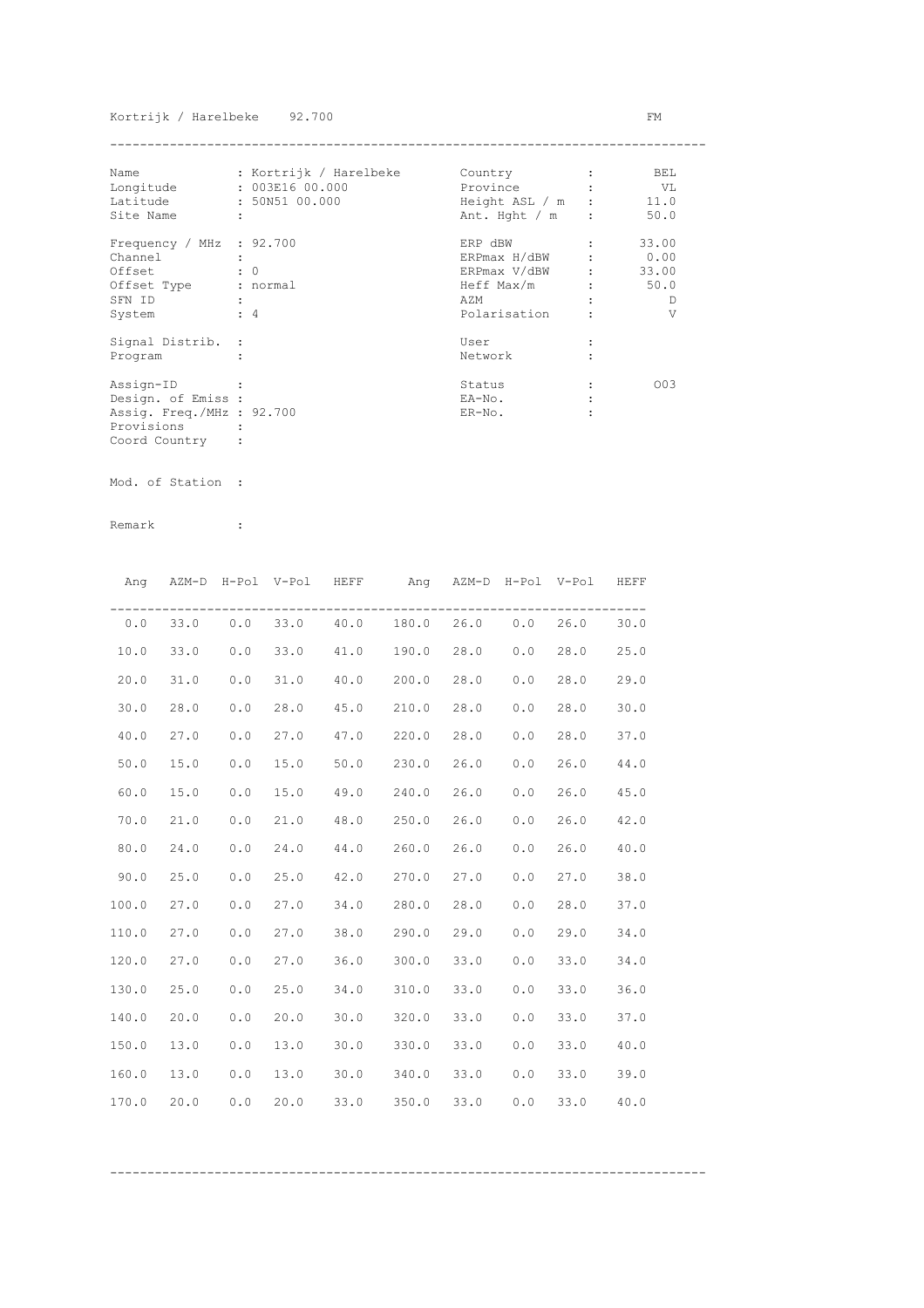Kortrijk / Harelbeke 92.700 FM

| | | | |
|---|---|---|---|
| Name | : Kortrijk / Harelbeke | Country : | BEL |
| Longitude | : 003E16 00.000 | Province : | VL |
| Latitude | : 50N51 00.000 | Height ASL / m : | 11.0 |
| Site Name | : | Ant. Hght / m : | 50.0 |
| Frequency / MHz | : 92.700 | ERP dBW : | 33.00 |
| Channel | : | ERPmax H/dBW : | 0.00 |
| Offset | : 0 | ERPmax V/dBW : | 33.00 |
| Offset Type | : normal | Heff Max/m : | 50.0 |
| SFN ID | : | AZM : | D |
| System | : 4 | Polarisation : | V |
| Signal Distrib. | : | User : | |
| Program | : | Network : | |
| Assign-ID | : | Status : | 003 |
| Design. of Emiss | : | EA-No. : | |
| Assig. Freq./MHz | : 92.700 | ER-No. : | |
| Provisions | : | | |
| Coord Country | : | | |

Mod. of Station :

Remark :

| Ang | AZM-D | H-Pol | V-Pol | HEFF | Ang | AZM-D | H-Pol | V-Pol | HEFF |
|---|---|---|---|---|---|---|---|---|---|
| 0.0 | 33.0 | 0.0 | 33.0 | 40.0 | 180.0 | 26.0 | 0.0 | 26.0 | 30.0 |
| 10.0 | 33.0 | 0.0 | 33.0 | 41.0 | 190.0 | 28.0 | 0.0 | 28.0 | 25.0 |
| 20.0 | 31.0 | 0.0 | 31.0 | 40.0 | 200.0 | 28.0 | 0.0 | 28.0 | 29.0 |
| 30.0 | 28.0 | 0.0 | 28.0 | 45.0 | 210.0 | 28.0 | 0.0 | 28.0 | 30.0 |
| 40.0 | 27.0 | 0.0 | 27.0 | 47.0 | 220.0 | 28.0 | 0.0 | 28.0 | 37.0 |
| 50.0 | 15.0 | 0.0 | 15.0 | 50.0 | 230.0 | 26.0 | 0.0 | 26.0 | 44.0 |
| 60.0 | 15.0 | 0.0 | 15.0 | 49.0 | 240.0 | 26.0 | 0.0 | 26.0 | 45.0 |
| 70.0 | 21.0 | 0.0 | 21.0 | 48.0 | 250.0 | 26.0 | 0.0 | 26.0 | 42.0 |
| 80.0 | 24.0 | 0.0 | 24.0 | 44.0 | 260.0 | 26.0 | 0.0 | 26.0 | 40.0 |
| 90.0 | 25.0 | 0.0 | 25.0 | 42.0 | 270.0 | 27.0 | 0.0 | 27.0 | 38.0 |
| 100.0 | 27.0 | 0.0 | 27.0 | 34.0 | 280.0 | 28.0 | 0.0 | 28.0 | 37.0 |
| 110.0 | 27.0 | 0.0 | 27.0 | 38.0 | 290.0 | 29.0 | 0.0 | 29.0 | 34.0 |
| 120.0 | 27.0 | 0.0 | 27.0 | 36.0 | 300.0 | 33.0 | 0.0 | 33.0 | 34.0 |
| 130.0 | 25.0 | 0.0 | 25.0 | 34.0 | 310.0 | 33.0 | 0.0 | 33.0 | 36.0 |
| 140.0 | 20.0 | 0.0 | 20.0 | 30.0 | 320.0 | 33.0 | 0.0 | 33.0 | 37.0 |
| 150.0 | 13.0 | 0.0 | 13.0 | 30.0 | 330.0 | 33.0 | 0.0 | 33.0 | 40.0 |
| 160.0 | 13.0 | 0.0 | 13.0 | 30.0 | 340.0 | 33.0 | 0.0 | 33.0 | 39.0 |
| 170.0 | 20.0 | 0.0 | 20.0 | 33.0 | 350.0 | 33.0 | 0.0 | 33.0 | 40.0 |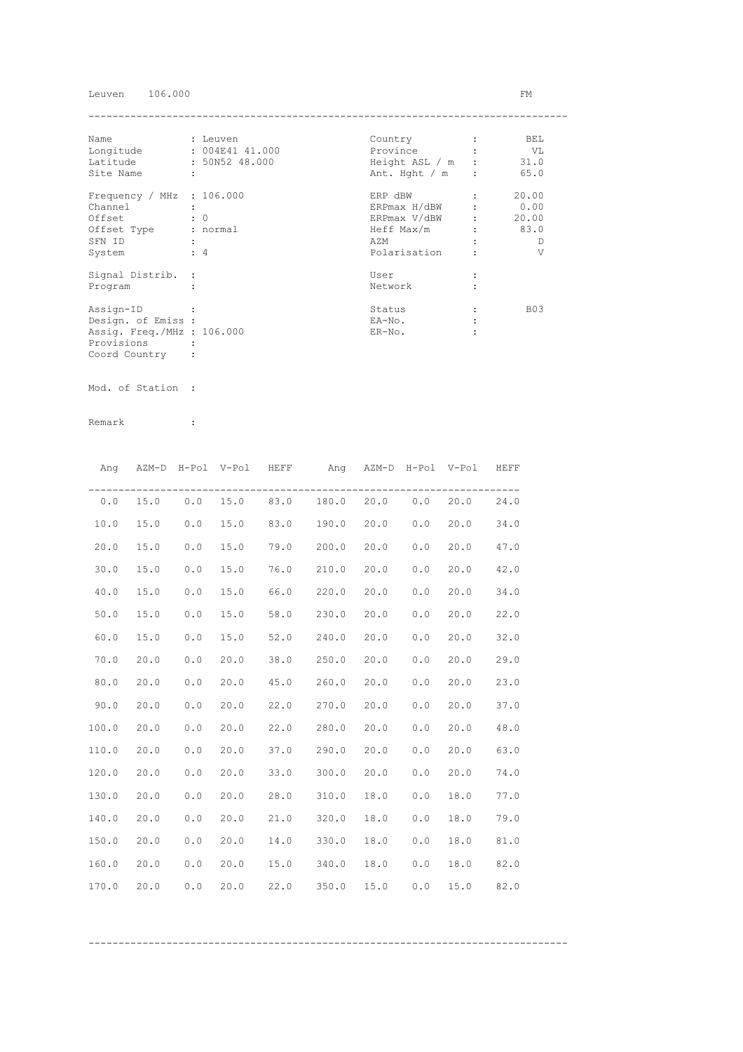Leuven 106.000 FM

| | | | |
|---|---|---|---|
| Name | : Leuven | Country : | BEL |
| Longitude | : 004E41 41.000 | Province : | VL |
| Latitude | : 50N52 48.000 | Height ASL / m : | 31.0 |
| Site Name | : | Ant. Hght / m : | 65.0 |
| Frequency / MHz | : 106.000 | ERP dBW : | 20.00 |
| Channel | : | ERPmax H/dBW : | 0.00 |
| Offset | : 0 | ERPmax V/dBW : | 20.00 |
| Offset Type | : normal | Heff Max/m : | 83.0 |
| SFN ID | : | AZM : | D |
| System | : 4 | Polarisation : | V |
| Signal Distrib. | : | User : | |
| Program | : | Network : | |
| Assign-ID | : | Status : | B03 |
| Design. of Emiss | : | EA-No. : | |
| Assig. Freq./MHz | : 106.000 | ER-No. : | |
| Provisions | : | | |
| Coord Country | : | | |

Mod. of Station :

Remark :

| Ang | AZM-D | H-Pol | V-Pol | HEFF | Ang | AZM-D | H-Pol | V-Pol | HEFF |
|---|---|---|---|---|---|---|---|---|---|
| 0.0 | 15.0 | 0.0 | 15.0 | 83.0 | 180.0 | 20.0 | 0.0 | 20.0 | 24.0 |
| 10.0 | 15.0 | 0.0 | 15.0 | 83.0 | 190.0 | 20.0 | 0.0 | 20.0 | 34.0 |
| 20.0 | 15.0 | 0.0 | 15.0 | 79.0 | 200.0 | 20.0 | 0.0 | 20.0 | 47.0 |
| 30.0 | 15.0 | 0.0 | 15.0 | 76.0 | 210.0 | 20.0 | 0.0 | 20.0 | 42.0 |
| 40.0 | 15.0 | 0.0 | 15.0 | 66.0 | 220.0 | 20.0 | 0.0 | 20.0 | 34.0 |
| 50.0 | 15.0 | 0.0 | 15.0 | 58.0 | 230.0 | 20.0 | 0.0 | 20.0 | 22.0 |
| 60.0 | 15.0 | 0.0 | 15.0 | 52.0 | 240.0 | 20.0 | 0.0 | 20.0 | 32.0 |
| 70.0 | 20.0 | 0.0 | 20.0 | 38.0 | 250.0 | 20.0 | 0.0 | 20.0 | 29.0 |
| 80.0 | 20.0 | 0.0 | 20.0 | 45.0 | 260.0 | 20.0 | 0.0 | 20.0 | 23.0 |
| 90.0 | 20.0 | 0.0 | 20.0 | 22.0 | 270.0 | 20.0 | 0.0 | 20.0 | 37.0 |
| 100.0 | 20.0 | 0.0 | 20.0 | 22.0 | 280.0 | 20.0 | 0.0 | 20.0 | 48.0 |
| 110.0 | 20.0 | 0.0 | 20.0 | 37.0 | 290.0 | 20.0 | 0.0 | 20.0 | 63.0 |
| 120.0 | 20.0 | 0.0 | 20.0 | 33.0 | 300.0 | 20.0 | 0.0 | 20.0 | 74.0 |
| 130.0 | 20.0 | 0.0 | 20.0 | 28.0 | 310.0 | 18.0 | 0.0 | 18.0 | 77.0 |
| 140.0 | 20.0 | 0.0 | 20.0 | 21.0 | 320.0 | 18.0 | 0.0 | 18.0 | 79.0 |
| 150.0 | 20.0 | 0.0 | 20.0 | 14.0 | 330.0 | 18.0 | 0.0 | 18.0 | 81.0 |
| 160.0 | 20.0 | 0.0 | 20.0 | 15.0 | 340.0 | 18.0 | 0.0 | 18.0 | 82.0 |
| 170.0 | 20.0 | 0.0 | 20.0 | 22.0 | 350.0 | 15.0 | 0.0 | 15.0 | 82.0 |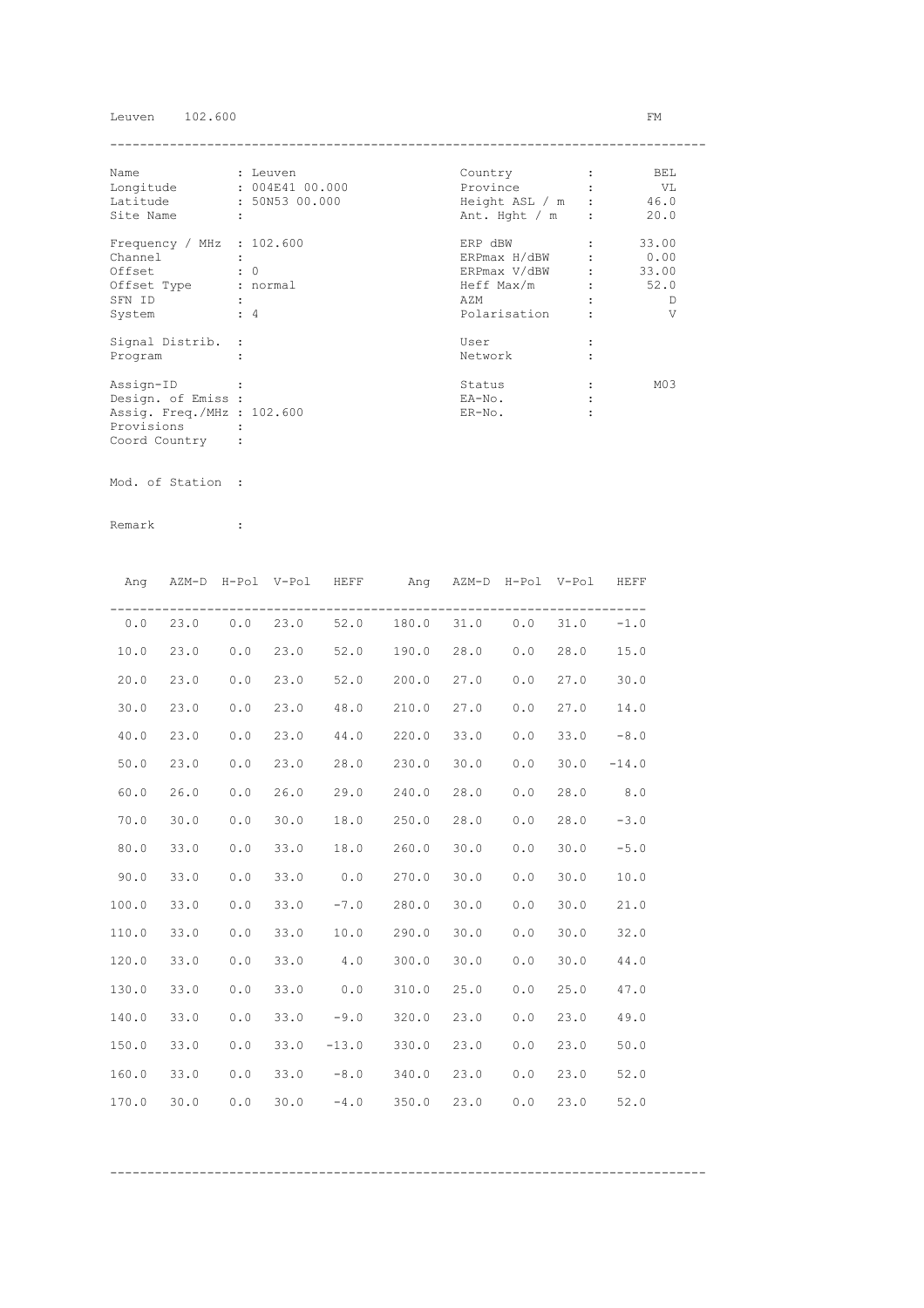Leuven 102.600 FM

| | | | | |
|---|---|---|---|---|
| Name | : Leuven | | Country | : BEL |
| Longitude | : 004E41 00.000 | | Province | : VL |
| Latitude | : 50N53 00.000 | | Height ASL / m | : 46.0 |
| Site Name | : | | Ant. Hght / m | : 20.0 |
| Frequency / MHz | : 102.600 | | ERP dBW | : 33.00 |
| Channel | : | | ERPmax H/dBW | : 0.00 |
| Offset | : 0 | | ERPmax V/dBW | : 33.00 |
| Offset Type | : normal | | Heff Max/m | : 52.0 |
| SFN ID | : | | AZM | : D |
| System | : 4 | | Polarisation | : V |
| Signal Distrib. | : | | User | : |
| Program | : | | Network | : |
| Assign-ID | : | | Status | : M03 |
| Design. of Emiss | : | | EA-No. | : |
| Assig. Freq./MHz | : 102.600 | | ER-No. | : |
| Provisions | : | | | |
| Coord Country | : | | | |

Mod. of Station :

Remark :

| Ang | AZM-D | H-Pol | V-Pol | HEFF | Ang | AZM-D | H-Pol | V-Pol | HEFF |
|---|---|---|---|---|---|---|---|---|---|
| 0.0 | 23.0 | 0.0 | 23.0 | 52.0 | 180.0 | 31.0 | 0.0 | 31.0 | -1.0 |
| 10.0 | 23.0 | 0.0 | 23.0 | 52.0 | 190.0 | 28.0 | 0.0 | 28.0 | 15.0 |
| 20.0 | 23.0 | 0.0 | 23.0 | 52.0 | 200.0 | 27.0 | 0.0 | 27.0 | 30.0 |
| 30.0 | 23.0 | 0.0 | 23.0 | 48.0 | 210.0 | 27.0 | 0.0 | 27.0 | 14.0 |
| 40.0 | 23.0 | 0.0 | 23.0 | 44.0 | 220.0 | 33.0 | 0.0 | 33.0 | -8.0 |
| 50.0 | 23.0 | 0.0 | 23.0 | 28.0 | 230.0 | 30.0 | 0.0 | 30.0 | -14.0 |
| 60.0 | 26.0 | 0.0 | 26.0 | 29.0 | 240.0 | 28.0 | 0.0 | 28.0 | 8.0 |
| 70.0 | 30.0 | 0.0 | 30.0 | 18.0 | 250.0 | 28.0 | 0.0 | 28.0 | -3.0 |
| 80.0 | 33.0 | 0.0 | 33.0 | 18.0 | 260.0 | 30.0 | 0.0 | 30.0 | -5.0 |
| 90.0 | 33.0 | 0.0 | 33.0 | 0.0 | 270.0 | 30.0 | 0.0 | 30.0 | 10.0 |
| 100.0 | 33.0 | 0.0 | 33.0 | -7.0 | 280.0 | 30.0 | 0.0 | 30.0 | 21.0 |
| 110.0 | 33.0 | 0.0 | 33.0 | 10.0 | 290.0 | 30.0 | 0.0 | 30.0 | 32.0 |
| 120.0 | 33.0 | 0.0 | 33.0 | 4.0 | 300.0 | 30.0 | 0.0 | 30.0 | 44.0 |
| 130.0 | 33.0 | 0.0 | 33.0 | 0.0 | 310.0 | 25.0 | 0.0 | 25.0 | 47.0 |
| 140.0 | 33.0 | 0.0 | 33.0 | -9.0 | 320.0 | 23.0 | 0.0 | 23.0 | 49.0 |
| 150.0 | 33.0 | 0.0 | 33.0 | -13.0 | 330.0 | 23.0 | 0.0 | 23.0 | 50.0 |
| 160.0 | 33.0 | 0.0 | 33.0 | -8.0 | 340.0 | 23.0 | 0.0 | 23.0 | 52.0 |
| 170.0 | 30.0 | 0.0 | 30.0 | -4.0 | 350.0 | 23.0 | 0.0 | 23.0 | 52.0 |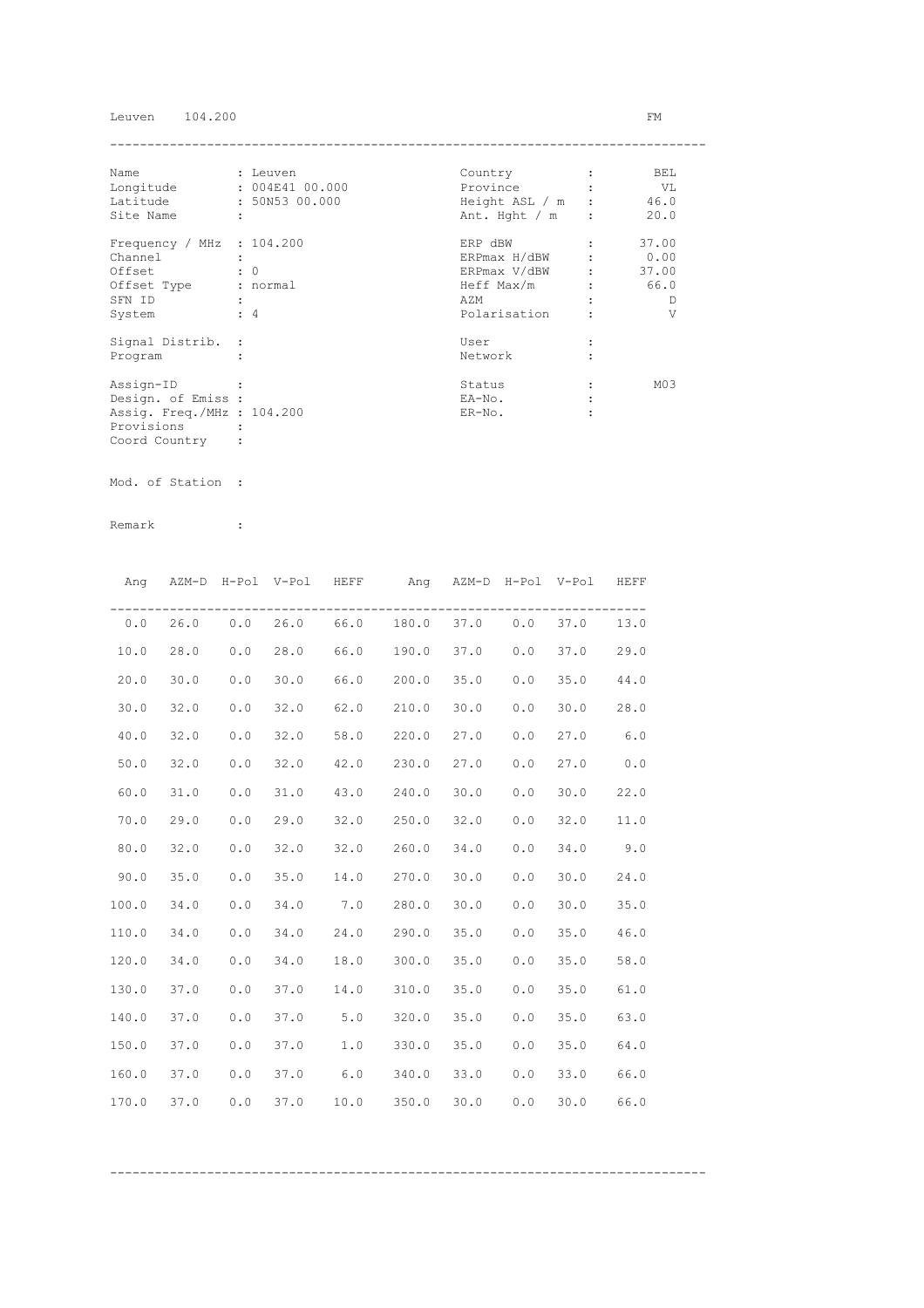Leuven 104.200 FM

| | | | |
|---|---|---|---|
| Name | : Leuven | Country : | BEL |
| Longitude | : 004E41 00.000 | Province : | VL |
| Latitude | : 50N53 00.000 | Height ASL / m : | 46.0 |
| Site Name | : | Ant. Hght / m : | 20.0 |
| Frequency / MHz | : 104.200 | ERP dBW : | 37.00 |
| Channel | : | ERPmax H/dBW : | 0.00 |
| Offset | : 0 | ERPmax V/dBW : | 37.00 |
| Offset Type | : normal | Heff Max/m : | 66.0 |
| SFN ID | : | AZM : | D |
| System | : 4 | Polarisation : | V |
| Signal Distrib. | : | User : | |
| Program | : | Network : | |
| Assign-ID | : | Status : | M03 |
| Design. of Emiss | : | EA-No. : | |
| Assig. Freq./MHz | : 104.200 | ER-No. : | |
| Provisions | : | | |
| Coord Country | : | | |

Mod. of Station :

Remark :

| Ang | AZM-D | H-Pol | V-Pol | HEFF | Ang | AZM-D | H-Pol | V-Pol | HEFF |
|---|---|---|---|---|---|---|---|---|---|
| 0.0 | 26.0 | 0.0 | 26.0 | 66.0 | 180.0 | 37.0 | 0.0 | 37.0 | 13.0 |
| 10.0 | 28.0 | 0.0 | 28.0 | 66.0 | 190.0 | 37.0 | 0.0 | 37.0 | 29.0 |
| 20.0 | 30.0 | 0.0 | 30.0 | 66.0 | 200.0 | 35.0 | 0.0 | 35.0 | 44.0 |
| 30.0 | 32.0 | 0.0 | 32.0 | 62.0 | 210.0 | 30.0 | 0.0 | 30.0 | 28.0 |
| 40.0 | 32.0 | 0.0 | 32.0 | 58.0 | 220.0 | 27.0 | 0.0 | 27.0 | 6.0 |
| 50.0 | 32.0 | 0.0 | 32.0 | 42.0 | 230.0 | 27.0 | 0.0 | 27.0 | 0.0 |
| 60.0 | 31.0 | 0.0 | 31.0 | 43.0 | 240.0 | 30.0 | 0.0 | 30.0 | 22.0 |
| 70.0 | 29.0 | 0.0 | 29.0 | 32.0 | 250.0 | 32.0 | 0.0 | 32.0 | 11.0 |
| 80.0 | 32.0 | 0.0 | 32.0 | 32.0 | 260.0 | 34.0 | 0.0 | 34.0 | 9.0 |
| 90.0 | 35.0 | 0.0 | 35.0 | 14.0 | 270.0 | 30.0 | 0.0 | 30.0 | 24.0 |
| 100.0 | 34.0 | 0.0 | 34.0 | 7.0 | 280.0 | 30.0 | 0.0 | 30.0 | 35.0 |
| 110.0 | 34.0 | 0.0 | 34.0 | 24.0 | 290.0 | 35.0 | 0.0 | 35.0 | 46.0 |
| 120.0 | 34.0 | 0.0 | 34.0 | 18.0 | 300.0 | 35.0 | 0.0 | 35.0 | 58.0 |
| 130.0 | 37.0 | 0.0 | 37.0 | 14.0 | 310.0 | 35.0 | 0.0 | 35.0 | 61.0 |
| 140.0 | 37.0 | 0.0 | 37.0 | 5.0 | 320.0 | 35.0 | 0.0 | 35.0 | 63.0 |
| 150.0 | 37.0 | 0.0 | 37.0 | 1.0 | 330.0 | 35.0 | 0.0 | 35.0 | 64.0 |
| 160.0 | 37.0 | 0.0 | 37.0 | 6.0 | 340.0 | 33.0 | 0.0 | 33.0 | 66.0 |
| 170.0 | 37.0 | 0.0 | 37.0 | 10.0 | 350.0 | 30.0 | 0.0 | 30.0 | 66.0 |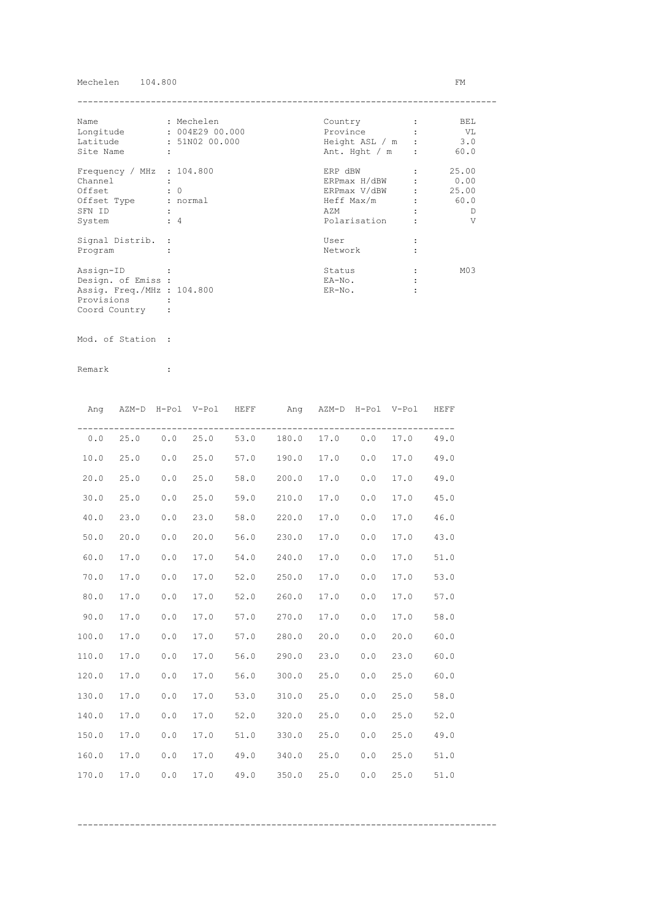Mechelen 104.800 FM

| Name | : Mechelen | Country | : BEL |
|---|---|---|---|
| Longitude | : 004E29 00.000 | Province | : VL |
| Latitude | : 51N02 00.000 | Height ASL / m | : 3.0 |
| Site Name | : | Ant. Hght / m | : 60.0 |
| Frequency / MHz | : 104.800 | ERP dBW | : 25.00 |
| Channel | : | ERPmax H/dBW | : 0.00 |
| Offset | : 0 | ERPmax V/dBW | : 25.00 |
| Offset Type | : normal | Heff Max/m | : 60.0 |
| SFN ID | : | AZM | : D |
| System | : 4 | Polarisation | : V |
| Signal Distrib. | : | User | : |
| Program | : | Network | : |
| Assign-ID | : | Status | : M03 |
| Design. of Emiss | : | EA-No. | : |
| Assig. Freq./MHz | : 104.800 | ER-No. | : |
| Provisions | : | | |
| Coord Country | : | | |

Mod. of Station :

Remark :

| Ang | AZM-D | H-Pol | V-Pol | HEFF | Ang | AZM-D | H-Pol | V-Pol | HEFF |
|---|---|---|---|---|---|---|---|---|---|
| 0.0 | 25.0 | 0.0 | 25.0 | 53.0 | 180.0 | 17.0 | 0.0 | 17.0 | 49.0 |
| 10.0 | 25.0 | 0.0 | 25.0 | 57.0 | 190.0 | 17.0 | 0.0 | 17.0 | 49.0 |
| 20.0 | 25.0 | 0.0 | 25.0 | 58.0 | 200.0 | 17.0 | 0.0 | 17.0 | 49.0 |
| 30.0 | 25.0 | 0.0 | 25.0 | 59.0 | 210.0 | 17.0 | 0.0 | 17.0 | 45.0 |
| 40.0 | 23.0 | 0.0 | 23.0 | 58.0 | 220.0 | 17.0 | 0.0 | 17.0 | 46.0 |
| 50.0 | 20.0 | 0.0 | 20.0 | 56.0 | 230.0 | 17.0 | 0.0 | 17.0 | 43.0 |
| 60.0 | 17.0 | 0.0 | 17.0 | 54.0 | 240.0 | 17.0 | 0.0 | 17.0 | 51.0 |
| 70.0 | 17.0 | 0.0 | 17.0 | 52.0 | 250.0 | 17.0 | 0.0 | 17.0 | 53.0 |
| 80.0 | 17.0 | 0.0 | 17.0 | 52.0 | 260.0 | 17.0 | 0.0 | 17.0 | 57.0 |
| 90.0 | 17.0 | 0.0 | 17.0 | 57.0 | 270.0 | 17.0 | 0.0 | 17.0 | 58.0 |
| 100.0 | 17.0 | 0.0 | 17.0 | 57.0 | 280.0 | 20.0 | 0.0 | 20.0 | 60.0 |
| 110.0 | 17.0 | 0.0 | 17.0 | 56.0 | 290.0 | 23.0 | 0.0 | 23.0 | 60.0 |
| 120.0 | 17.0 | 0.0 | 17.0 | 56.0 | 300.0 | 25.0 | 0.0 | 25.0 | 60.0 |
| 130.0 | 17.0 | 0.0 | 17.0 | 53.0 | 310.0 | 25.0 | 0.0 | 25.0 | 58.0 |
| 140.0 | 17.0 | 0.0 | 17.0 | 52.0 | 320.0 | 25.0 | 0.0 | 25.0 | 52.0 |
| 150.0 | 17.0 | 0.0 | 17.0 | 51.0 | 330.0 | 25.0 | 0.0 | 25.0 | 49.0 |
| 160.0 | 17.0 | 0.0 | 17.0 | 49.0 | 340.0 | 25.0 | 0.0 | 25.0 | 51.0 |
| 170.0 | 17.0 | 0.0 | 17.0 | 49.0 | 350.0 | 25.0 | 0.0 | 25.0 | 51.0 |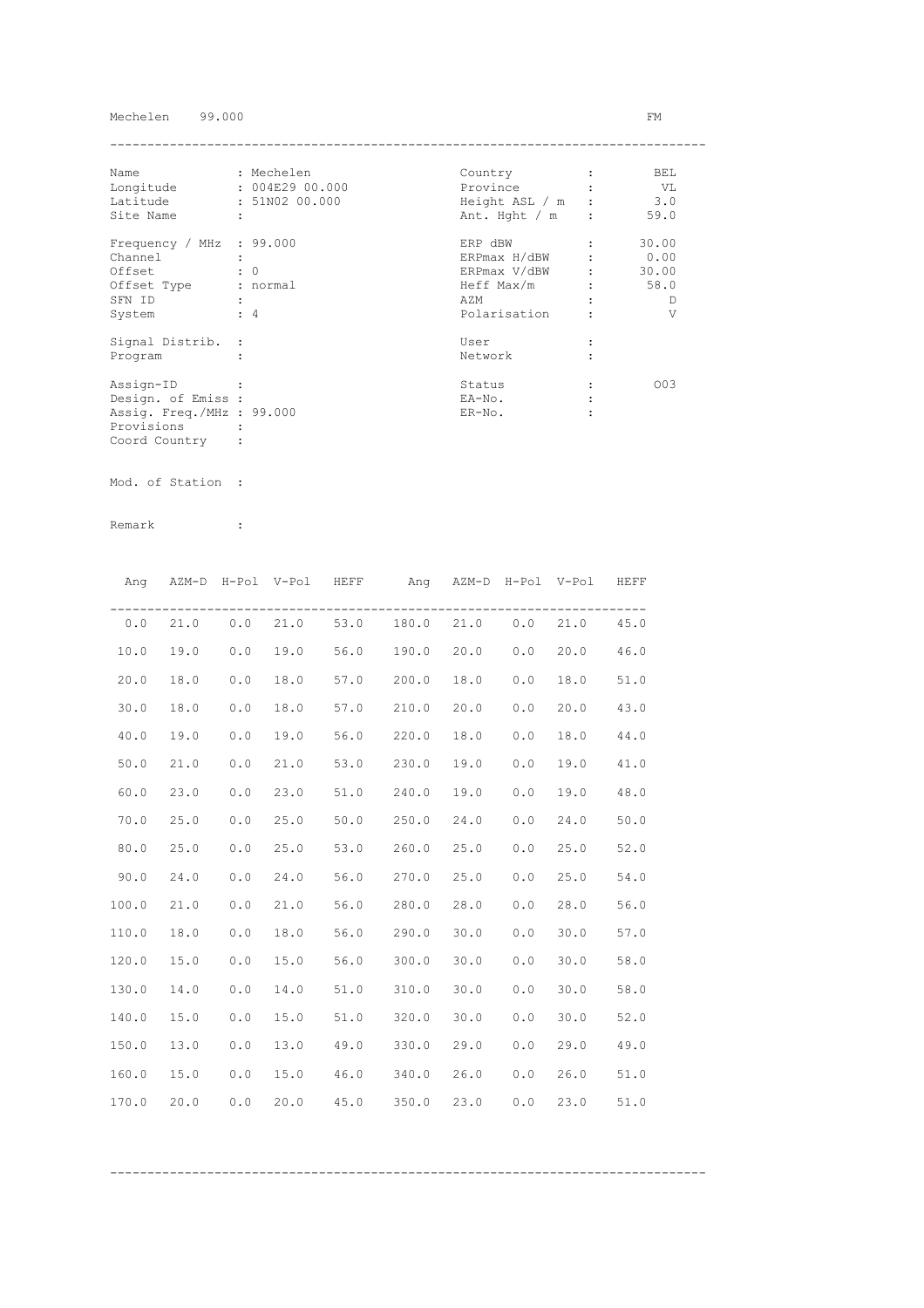Mechelen 99.000 FM

| | | | | |
|---|---|---|---|---|
| Name | : Mechelen | Country | : | BEL |
| Longitude | : 004E29 00.000 | Province | : | VL |
| Latitude | : 51N02 00.000 | Height ASL / m | : | 3.0 |
| Site Name | : | Ant. Hght / m | : | 59.0 |
| Frequency / MHz | : 99.000 | ERP dBW | : | 30.00 |
| Channel | : | ERPmax H/dBW | : | 0.00 |
| Offset | : 0 | ERPmax V/dBW | : | 30.00 |
| Offset Type | : normal | Heff Max/m | : | 58.0 |
| SFN ID | : | AZM | : | D |
| System | : 4 | Polarisation | : | V |
| Signal Distrib. | : | User | : | |
| Program | : | Network | : | |
| Assign-ID | : | Status | : | O03 |
| Design. of Emiss | : | EA-No. | : | |
| Assig. Freq./MHz | : 99.000 | ER-No. | : | |
| Provisions | : | | | |
| Coord Country | : | | | |

Mod. of Station :

Remark :

| Ang | AZM-D | H-Pol | V-Pol | HEFF | Ang | AZM-D | H-Pol | V-Pol | HEFF |
|---|---|---|---|---|---|---|---|---|---|
| 0.0 | 21.0 | 0.0 | 21.0 | 53.0 | 180.0 | 21.0 | 0.0 | 21.0 | 45.0 |
| 10.0 | 19.0 | 0.0 | 19.0 | 56.0 | 190.0 | 20.0 | 0.0 | 20.0 | 46.0 |
| 20.0 | 18.0 | 0.0 | 18.0 | 57.0 | 200.0 | 18.0 | 0.0 | 18.0 | 51.0 |
| 30.0 | 18.0 | 0.0 | 18.0 | 57.0 | 210.0 | 20.0 | 0.0 | 20.0 | 43.0 |
| 40.0 | 19.0 | 0.0 | 19.0 | 56.0 | 220.0 | 18.0 | 0.0 | 18.0 | 44.0 |
| 50.0 | 21.0 | 0.0 | 21.0 | 53.0 | 230.0 | 19.0 | 0.0 | 19.0 | 41.0 |
| 60.0 | 23.0 | 0.0 | 23.0 | 51.0 | 240.0 | 19.0 | 0.0 | 19.0 | 48.0 |
| 70.0 | 25.0 | 0.0 | 25.0 | 50.0 | 250.0 | 24.0 | 0.0 | 24.0 | 50.0 |
| 80.0 | 25.0 | 0.0 | 25.0 | 53.0 | 260.0 | 25.0 | 0.0 | 25.0 | 52.0 |
| 90.0 | 24.0 | 0.0 | 24.0 | 56.0 | 270.0 | 25.0 | 0.0 | 25.0 | 54.0 |
| 100.0 | 21.0 | 0.0 | 21.0 | 56.0 | 280.0 | 28.0 | 0.0 | 28.0 | 56.0 |
| 110.0 | 18.0 | 0.0 | 18.0 | 56.0 | 290.0 | 30.0 | 0.0 | 30.0 | 57.0 |
| 120.0 | 15.0 | 0.0 | 15.0 | 56.0 | 300.0 | 30.0 | 0.0 | 30.0 | 58.0 |
| 130.0 | 14.0 | 0.0 | 14.0 | 51.0 | 310.0 | 30.0 | 0.0 | 30.0 | 58.0 |
| 140.0 | 15.0 | 0.0 | 15.0 | 51.0 | 320.0 | 30.0 | 0.0 | 30.0 | 52.0 |
| 150.0 | 13.0 | 0.0 | 13.0 | 49.0 | 330.0 | 29.0 | 0.0 | 29.0 | 49.0 |
| 160.0 | 15.0 | 0.0 | 15.0 | 46.0 | 340.0 | 26.0 | 0.0 | 26.0 | 51.0 |
| 170.0 | 20.0 | 0.0 | 20.0 | 45.0 | 350.0 | 23.0 | 0.0 | 23.0 | 51.0 |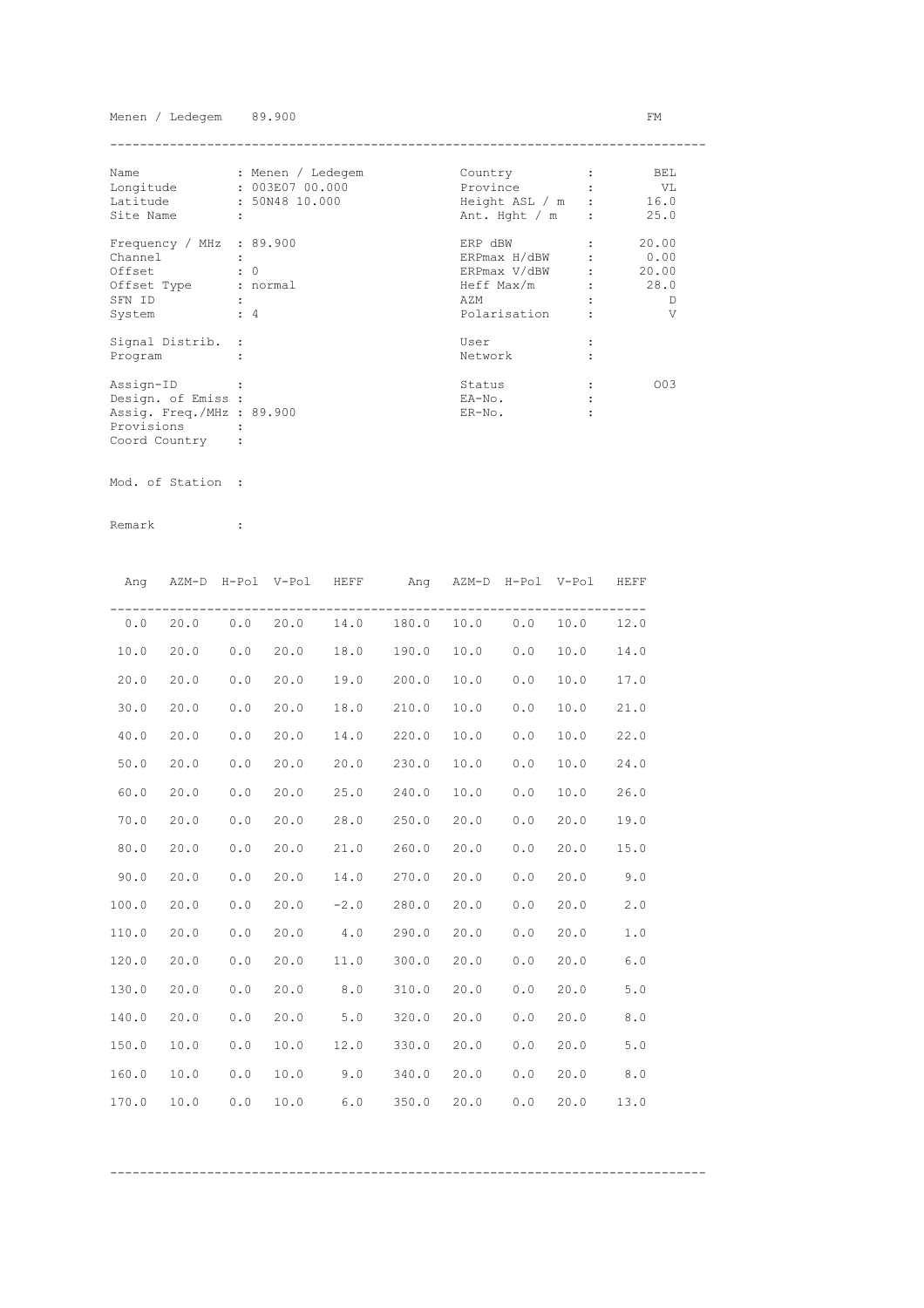Menen / Ledegem 89.900 FM

---

| | | | | | |
|---|---|---|---|---|---|
| Name | : Menen / Ledegem | | Country | : | BEL |
| Longitude | : 003E07 00.000 | | Province | : | VL |
| Latitude | : 50N48 10.000 | | Height ASL / m | : | 16.0 |
| Site Name | : | | Ant. Hght / m | : | 25.0 |
| Frequency / MHz | : 89.900 | | ERP dBW | : | 20.00 |
| Channel | : | | ERPmax H/dBW | : | 0.00 |
| Offset | : 0 | | ERPmax V/dBW | : | 20.00 |
| Offset Type | : normal | | Heff Max/m | : | 28.0 |
| SFN ID | : | | AZM | : | D |
| System | : 4 | | Polarisation | : | V |
| Signal Distrib. | : | | User | : | |
| Program | : | | Network | : | |
| Assign-ID | : | | Status | : | 003 |
| Design. of Emiss | : | | EA-No. | : | |
| Assig. Freq./MHz | : 89.900 | | ER-No. | : | |
| Provisions | : | | | | |
| Coord Country | : | | | | |

Mod. of Station :

Remark :

| Ang | AZM-D | H-Pol | V-Pol | HEFF | Ang | AZM-D | H-Pol | V-Pol | HEFF |
|---|---|---|---|---|---|---|---|---|---|
| 0.0 | 20.0 | 0.0 | 20.0 | 14.0 | 180.0 | 10.0 | 0.0 | 10.0 | 12.0 |
| 10.0 | 20.0 | 0.0 | 20.0 | 18.0 | 190.0 | 10.0 | 0.0 | 10.0 | 14.0 |
| 20.0 | 20.0 | 0.0 | 20.0 | 19.0 | 200.0 | 10.0 | 0.0 | 10.0 | 17.0 |
| 30.0 | 20.0 | 0.0 | 20.0 | 18.0 | 210.0 | 10.0 | 0.0 | 10.0 | 21.0 |
| 40.0 | 20.0 | 0.0 | 20.0 | 14.0 | 220.0 | 10.0 | 0.0 | 10.0 | 22.0 |
| 50.0 | 20.0 | 0.0 | 20.0 | 20.0 | 230.0 | 10.0 | 0.0 | 10.0 | 24.0 |
| 60.0 | 20.0 | 0.0 | 20.0 | 25.0 | 240.0 | 10.0 | 0.0 | 10.0 | 26.0 |
| 70.0 | 20.0 | 0.0 | 20.0 | 28.0 | 250.0 | 20.0 | 0.0 | 20.0 | 19.0 |
| 80.0 | 20.0 | 0.0 | 20.0 | 21.0 | 260.0 | 20.0 | 0.0 | 20.0 | 15.0 |
| 90.0 | 20.0 | 0.0 | 20.0 | 14.0 | 270.0 | 20.0 | 0.0 | 20.0 | 9.0 |
| 100.0 | 20.0 | 0.0 | 20.0 | -2.0 | 280.0 | 20.0 | 0.0 | 20.0 | 2.0 |
| 110.0 | 20.0 | 0.0 | 20.0 | 4.0 | 290.0 | 20.0 | 0.0 | 20.0 | 1.0 |
| 120.0 | 20.0 | 0.0 | 20.0 | 11.0 | 300.0 | 20.0 | 0.0 | 20.0 | 6.0 |
| 130.0 | 20.0 | 0.0 | 20.0 | 8.0 | 310.0 | 20.0 | 0.0 | 20.0 | 5.0 |
| 140.0 | 20.0 | 0.0 | 20.0 | 5.0 | 320.0 | 20.0 | 0.0 | 20.0 | 8.0 |
| 150.0 | 10.0 | 0.0 | 10.0 | 12.0 | 330.0 | 20.0 | 0.0 | 20.0 | 5.0 |
| 160.0 | 10.0 | 0.0 | 10.0 | 9.0 | 340.0 | 20.0 | 0.0 | 20.0 | 8.0 |
| 170.0 | 10.0 | 0.0 | 10.0 | 6.0 | 350.0 | 20.0 | 0.0 | 20.0 | 13.0 |

---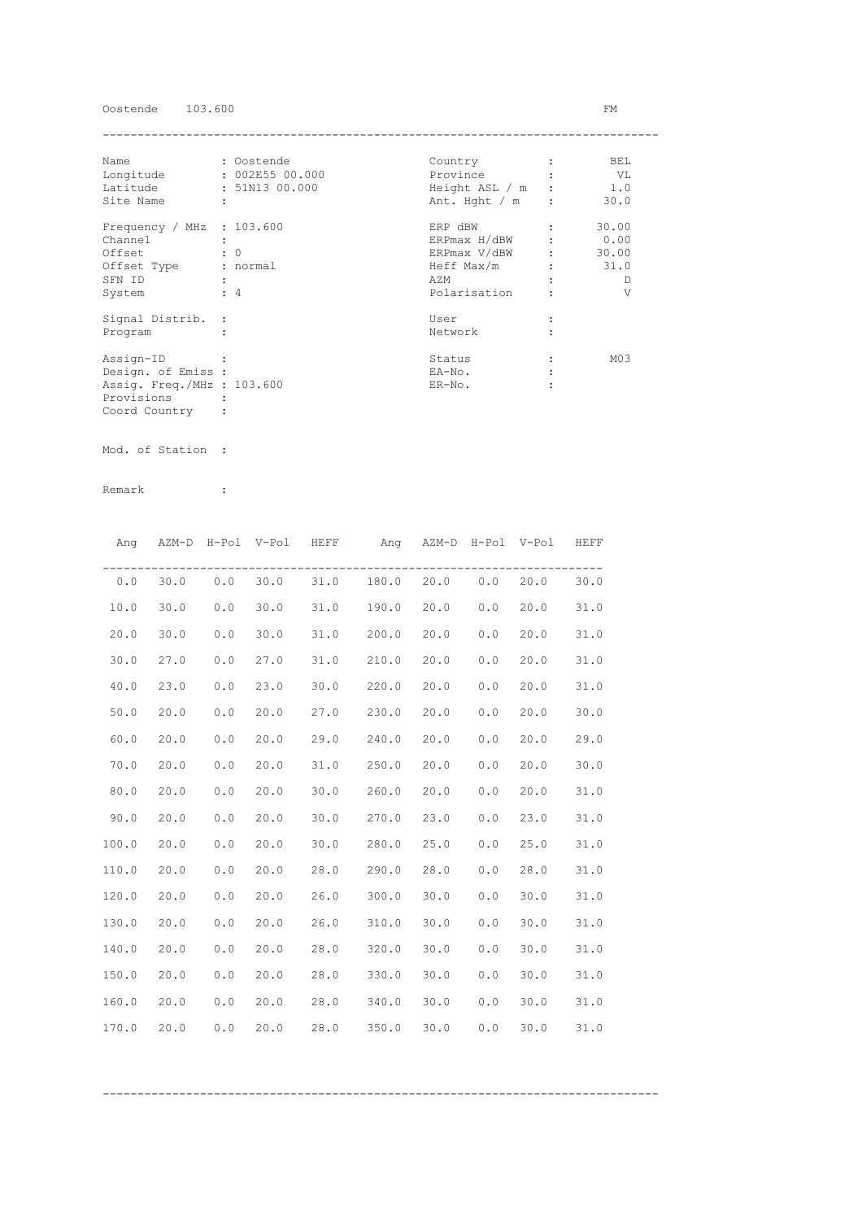Oostende 103.600 FM

---

| | | | | | |
|---|---|---|---|---|---|
| Name | : Oostende | | Country | : | BEL |
| Longitude | : 002E55 00.000 | | Province | : | VL |
| Latitude | : 51N13 00.000 | | Height ASL / m | : | 1.0 |
| Site Name | : | | Ant. Hght / m | : | 30.0 |
| Frequency / MHz | : 103.600 | | ERP dBW | : | 30.00 |
| Channel | : | | ERPmax H/dBW | : | 0.00 |
| Offset | : 0 | | ERPmax V/dBW | : | 30.00 |
| Offset Type | : normal | | Heff Max/m | : | 31.0 |
| SFN ID | : | | AZM | : | D |
| System | : 4 | | Polarisation | : | V |
| Signal Distrib. | : | | User | : | |
| Program | : | | Network | : | |
| Assign-ID | : | | Status | : | M03 |
| Design. of Emiss | : | | EA-No. | : | |
| Assig. Freq./MHz | : 103.600 | | ER-No. | : | |
| Provisions | : | | | | |
| Coord Country | : | | | | |

Mod. of Station :

Remark :

| Ang | AZM-D | H-Pol | V-Pol | HEFF | Ang | AZM-D | H-Pol | V-Pol | HEFF |
|---|---|---|---|---|---|---|---|---|---|
| 0.0 | 30.0 | 0.0 | 30.0 | 31.0 | 180.0 | 20.0 | 0.0 | 20.0 | 30.0 |
| 10.0 | 30.0 | 0.0 | 30.0 | 31.0 | 190.0 | 20.0 | 0.0 | 20.0 | 31.0 |
| 20.0 | 30.0 | 0.0 | 30.0 | 31.0 | 200.0 | 20.0 | 0.0 | 20.0 | 31.0 |
| 30.0 | 27.0 | 0.0 | 27.0 | 31.0 | 210.0 | 20.0 | 0.0 | 20.0 | 31.0 |
| 40.0 | 23.0 | 0.0 | 23.0 | 30.0 | 220.0 | 20.0 | 0.0 | 20.0 | 31.0 |
| 50.0 | 20.0 | 0.0 | 20.0 | 27.0 | 230.0 | 20.0 | 0.0 | 20.0 | 30.0 |
| 60.0 | 20.0 | 0.0 | 20.0 | 29.0 | 240.0 | 20.0 | 0.0 | 20.0 | 29.0 |
| 70.0 | 20.0 | 0.0 | 20.0 | 31.0 | 250.0 | 20.0 | 0.0 | 20.0 | 30.0 |
| 80.0 | 20.0 | 0.0 | 20.0 | 30.0 | 260.0 | 20.0 | 0.0 | 20.0 | 31.0 |
| 90.0 | 20.0 | 0.0 | 20.0 | 30.0 | 270.0 | 23.0 | 0.0 | 23.0 | 31.0 |
| 100.0 | 20.0 | 0.0 | 20.0 | 30.0 | 280.0 | 25.0 | 0.0 | 25.0 | 31.0 |
| 110.0 | 20.0 | 0.0 | 20.0 | 28.0 | 290.0 | 28.0 | 0.0 | 28.0 | 31.0 |
| 120.0 | 20.0 | 0.0 | 20.0 | 26.0 | 300.0 | 30.0 | 0.0 | 30.0 | 31.0 |
| 130.0 | 20.0 | 0.0 | 20.0 | 26.0 | 310.0 | 30.0 | 0.0 | 30.0 | 31.0 |
| 140.0 | 20.0 | 0.0 | 20.0 | 28.0 | 320.0 | 30.0 | 0.0 | 30.0 | 31.0 |
| 150.0 | 20.0 | 0.0 | 20.0 | 28.0 | 330.0 | 30.0 | 0.0 | 30.0 | 31.0 |
| 160.0 | 20.0 | 0.0 | 20.0 | 28.0 | 340.0 | 30.0 | 0.0 | 30.0 | 31.0 |
| 170.0 | 20.0 | 0.0 | 20.0 | 28.0 | 350.0 | 30.0 | 0.0 | 30.0 | 31.0 |

---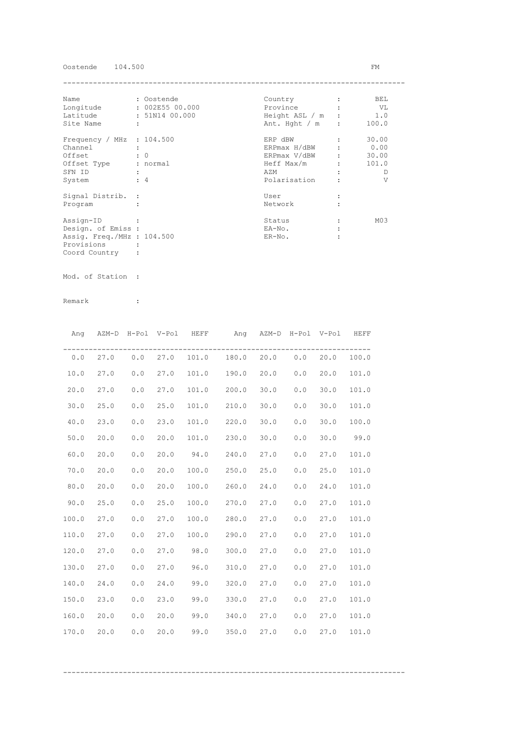Oostende 104.500 FM

| Name | : Oostende | Country | : BEL |
|---|---|---|---|
| Longitude | : 002E55 00.000 | Province | : VL |
| Latitude | : 51N14 00.000 | Height ASL / m | : 1.0 |
| Site Name | : | Ant. Hght / m | : 100.0 |
| Frequency / MHz | : 104.500 | ERP dBW | : 30.00 |
| Channel | : | ERPmax H/dBW | : 0.00 |
| Offset | : 0 | ERPmax V/dBW | : 30.00 |
| Offset Type | : normal | Heff Max/m | : 101.0 |
| SFN ID | : | AZM | : D |
| System | : 4 | Polarisation | : V |
| Signal Distrib. | : | User | : |
| Program | : | Network | : |
| Assign-ID | : | Status | : M03 |
| Design. of Emiss | : | EA-No. | : |
| Assig. Freq./MHz | : 104.500 | ER-No. | : |
| Provisions | : | | |
| Coord Country | : | | |

Mod. of Station :

Remark :

| Ang | AZM-D | H-Pol | V-Pol | HEFF | Ang | AZM-D | H-Pol | V-Pol | HEFF |
|---|---|---|---|---|---|---|---|---|---|
| 0.0 | 27.0 | 0.0 | 27.0 | 101.0 | 180.0 | 20.0 | 0.0 | 20.0 | 100.0 |
| 10.0 | 27.0 | 0.0 | 27.0 | 101.0 | 190.0 | 20.0 | 0.0 | 20.0 | 101.0 |
| 20.0 | 27.0 | 0.0 | 27.0 | 101.0 | 200.0 | 30.0 | 0.0 | 30.0 | 101.0 |
| 30.0 | 25.0 | 0.0 | 25.0 | 101.0 | 210.0 | 30.0 | 0.0 | 30.0 | 101.0 |
| 40.0 | 23.0 | 0.0 | 23.0 | 101.0 | 220.0 | 30.0 | 0.0 | 30.0 | 100.0 |
| 50.0 | 20.0 | 0.0 | 20.0 | 101.0 | 230.0 | 30.0 | 0.0 | 30.0 | 99.0 |
| 60.0 | 20.0 | 0.0 | 20.0 | 94.0 | 240.0 | 27.0 | 0.0 | 27.0 | 101.0 |
| 70.0 | 20.0 | 0.0 | 20.0 | 100.0 | 250.0 | 25.0 | 0.0 | 25.0 | 101.0 |
| 80.0 | 20.0 | 0.0 | 20.0 | 100.0 | 260.0 | 24.0 | 0.0 | 24.0 | 101.0 |
| 90.0 | 25.0 | 0.0 | 25.0 | 100.0 | 270.0 | 27.0 | 0.0 | 27.0 | 101.0 |
| 100.0 | 27.0 | 0.0 | 27.0 | 100.0 | 280.0 | 27.0 | 0.0 | 27.0 | 101.0 |
| 110.0 | 27.0 | 0.0 | 27.0 | 100.0 | 290.0 | 27.0 | 0.0 | 27.0 | 101.0 |
| 120.0 | 27.0 | 0.0 | 27.0 | 98.0 | 300.0 | 27.0 | 0.0 | 27.0 | 101.0 |
| 130.0 | 27.0 | 0.0 | 27.0 | 96.0 | 310.0 | 27.0 | 0.0 | 27.0 | 101.0 |
| 140.0 | 24.0 | 0.0 | 24.0 | 99.0 | 320.0 | 27.0 | 0.0 | 27.0 | 101.0 |
| 150.0 | 23.0 | 0.0 | 23.0 | 99.0 | 330.0 | 27.0 | 0.0 | 27.0 | 101.0 |
| 160.0 | 20.0 | 0.0 | 20.0 | 99.0 | 340.0 | 27.0 | 0.0 | 27.0 | 101.0 |
| 170.0 | 20.0 | 0.0 | 20.0 | 99.0 | 350.0 | 27.0 | 0.0 | 27.0 | 101.0 |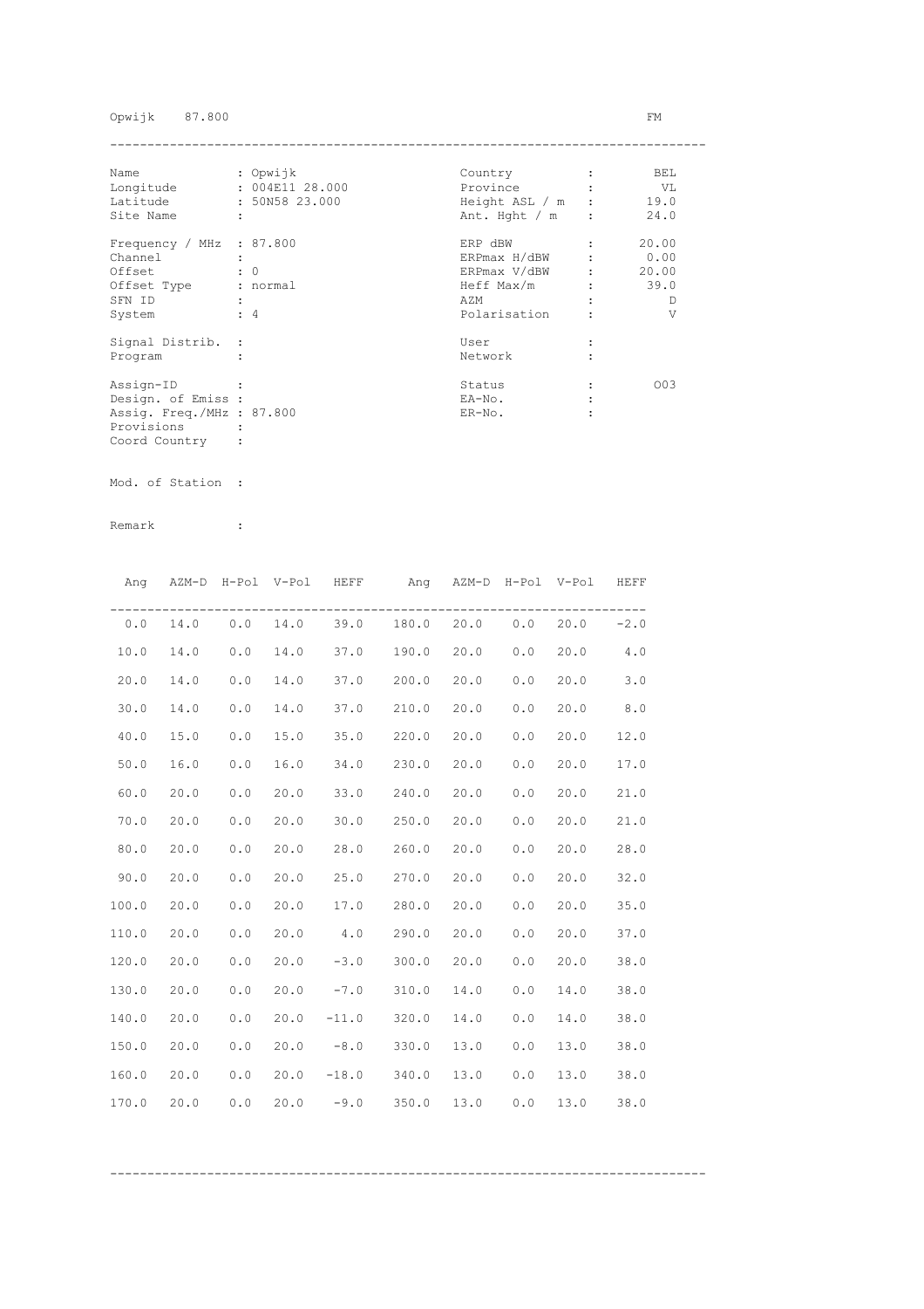Opwijk 87.800 FM

| | | | | |
|---|---|---|---|---|
| Name | : Opwijk | | Country | : BEL |
| Longitude | : 004E11 28.000 | | Province | : VL |
| Latitude | : 50N58 23.000 | | Height ASL / m | : 19.0 |
| Site Name | : | | Ant. Hght / m | : 24.0 |
| Frequency / MHz | : 87.800 | | ERP dBW | : 20.00 |
| Channel | : | | ERPmax H/dBW | : 0.00 |
| Offset | : 0 | | ERPmax V/dBW | : 20.00 |
| Offset Type | : normal | | Heff Max/m | : 39.0 |
| SFN ID | : | | AZM | : D |
| System | : 4 | | Polarisation | : V |
| Signal Distrib. | : | | User | : |
| Program | : | | Network | : |
| Assign-ID | : | | Status | : O03 |
| Design. of Emiss | : | | EA-No. | : |
| Assig. Freq./MHz | : 87.800 | | ER-No. | : |
| Provisions | : | | | |
| Coord Country | : | | | |

Mod. of Station :

Remark :

| Ang | AZM-D | H-Pol | V-Pol | HEFF | Ang | AZM-D | H-Pol | V-Pol | HEFF |
|---|---|---|---|---|---|---|---|---|---|
| 0.0 | 14.0 | 0.0 | 14.0 | 39.0 | 180.0 | 20.0 | 0.0 | 20.0 | -2.0 |
| 10.0 | 14.0 | 0.0 | 14.0 | 37.0 | 190.0 | 20.0 | 0.0 | 20.0 | 4.0 |
| 20.0 | 14.0 | 0.0 | 14.0 | 37.0 | 200.0 | 20.0 | 0.0 | 20.0 | 3.0 |
| 30.0 | 14.0 | 0.0 | 14.0 | 37.0 | 210.0 | 20.0 | 0.0 | 20.0 | 8.0 |
| 40.0 | 15.0 | 0.0 | 15.0 | 35.0 | 220.0 | 20.0 | 0.0 | 20.0 | 12.0 |
| 50.0 | 16.0 | 0.0 | 16.0 | 34.0 | 230.0 | 20.0 | 0.0 | 20.0 | 17.0 |
| 60.0 | 20.0 | 0.0 | 20.0 | 33.0 | 240.0 | 20.0 | 0.0 | 20.0 | 21.0 |
| 70.0 | 20.0 | 0.0 | 20.0 | 30.0 | 250.0 | 20.0 | 0.0 | 20.0 | 21.0 |
| 80.0 | 20.0 | 0.0 | 20.0 | 28.0 | 260.0 | 20.0 | 0.0 | 20.0 | 28.0 |
| 90.0 | 20.0 | 0.0 | 20.0 | 25.0 | 270.0 | 20.0 | 0.0 | 20.0 | 32.0 |
| 100.0 | 20.0 | 0.0 | 20.0 | 17.0 | 280.0 | 20.0 | 0.0 | 20.0 | 35.0 |
| 110.0 | 20.0 | 0.0 | 20.0 | 4.0 | 290.0 | 20.0 | 0.0 | 20.0 | 37.0 |
| 120.0 | 20.0 | 0.0 | 20.0 | -3.0 | 300.0 | 20.0 | 0.0 | 20.0 | 38.0 |
| 130.0 | 20.0 | 0.0 | 20.0 | -7.0 | 310.0 | 14.0 | 0.0 | 14.0 | 38.0 |
| 140.0 | 20.0 | 0.0 | 20.0 | -11.0 | 320.0 | 14.0 | 0.0 | 14.0 | 38.0 |
| 150.0 | 20.0 | 0.0 | 20.0 | -8.0 | 330.0 | 13.0 | 0.0 | 13.0 | 38.0 |
| 160.0 | 20.0 | 0.0 | 20.0 | -18.0 | 340.0 | 13.0 | 0.0 | 13.0 | 38.0 |
| 170.0 | 20.0 | 0.0 | 20.0 | -9.0 | 350.0 | 13.0 | 0.0 | 13.0 | 38.0 |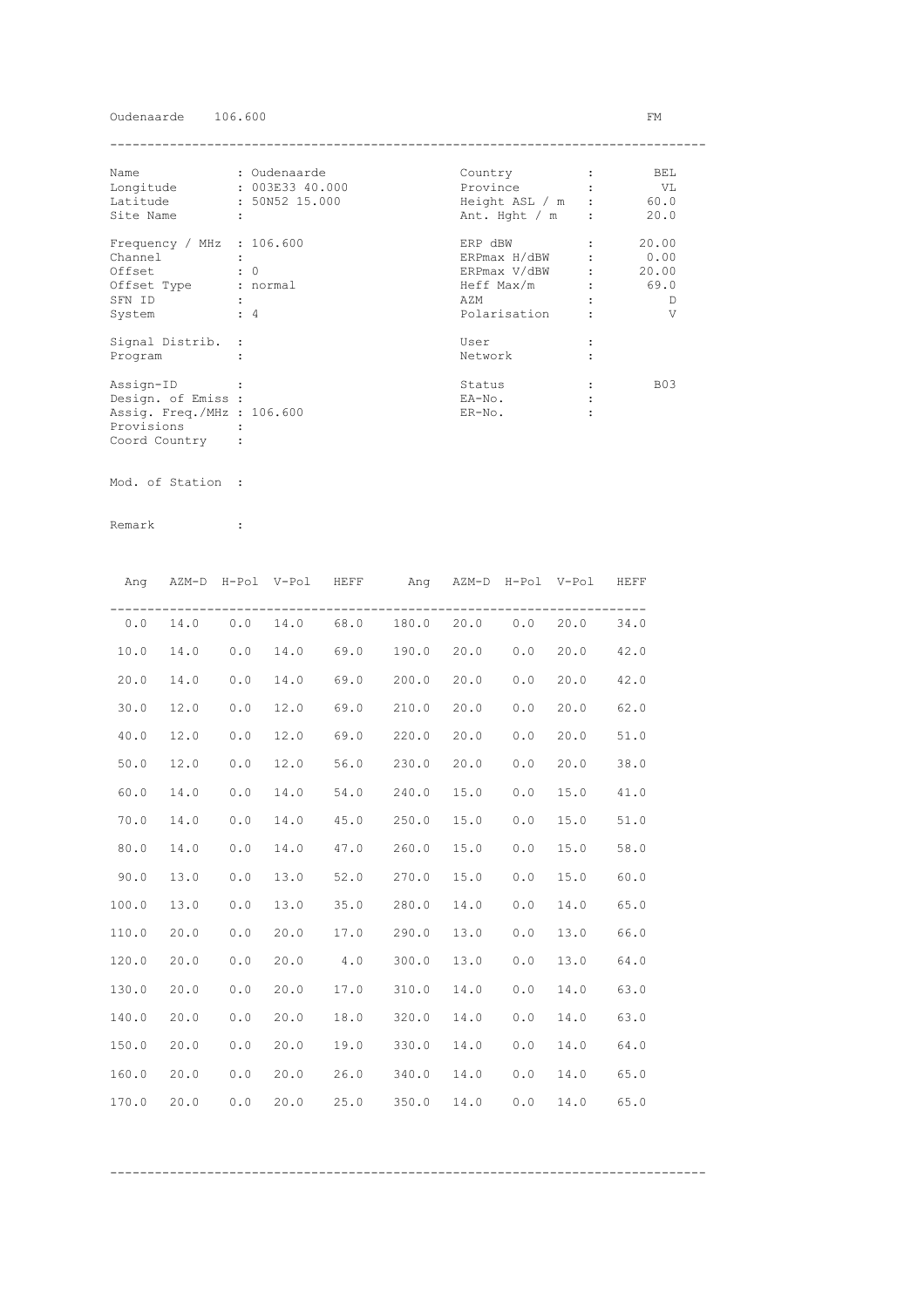Oudenaarde 106.600 FM

---

| | | | | |
|---|---|---|---|---|
| Name | : Oudenaarde | Country | : | BEL |
| Longitude | : 003E33 40.000 | Province | : | VL |
| Latitude | : 50N52 15.000 | Height ASL / m | : | 60.0 |
| Site Name | : | Ant. Hght / m | : | 20.0 |
| Frequency / MHz | : 106.600 | ERP dBW | : | 20.00 |
| Channel | : | ERPmax H/dBW | : | 0.00 |
| Offset | : 0 | ERPmax V/dBW | : | 20.00 |
| Offset Type | : normal | Heff Max/m | : | 69.0 |
| SFN ID | : | AZM | : | D |
| System | : 4 | Polarisation | : | V |
| Signal Distrib. | : | User | : | |
| Program | : | Network | : | |
| Assign-ID | : | Status | : | B03 |
| Design. of Emiss | : | EA-No. | : | |
| Assig. Freq./MHz | : 106.600 | ER-No. | : | |
| Provisions | : | | | |
| Coord Country | : | | | |

Mod. of Station :

Remark :

| Ang | AZM-D | H-Pol | V-Pol | HEFF | Ang | AZM-D | H-Pol | V-Pol | HEFF |
|---|---|---|---|---|---|---|---|---|---|
| 0.0 | 14.0 | 0.0 | 14.0 | 68.0 | 180.0 | 20.0 | 0.0 | 20.0 | 34.0 |
| 10.0 | 14.0 | 0.0 | 14.0 | 69.0 | 190.0 | 20.0 | 0.0 | 20.0 | 42.0 |
| 20.0 | 14.0 | 0.0 | 14.0 | 69.0 | 200.0 | 20.0 | 0.0 | 20.0 | 42.0 |
| 30.0 | 12.0 | 0.0 | 12.0 | 69.0 | 210.0 | 20.0 | 0.0 | 20.0 | 62.0 |
| 40.0 | 12.0 | 0.0 | 12.0 | 69.0 | 220.0 | 20.0 | 0.0 | 20.0 | 51.0 |
| 50.0 | 12.0 | 0.0 | 12.0 | 56.0 | 230.0 | 20.0 | 0.0 | 20.0 | 38.0 |
| 60.0 | 14.0 | 0.0 | 14.0 | 54.0 | 240.0 | 15.0 | 0.0 | 15.0 | 41.0 |
| 70.0 | 14.0 | 0.0 | 14.0 | 45.0 | 250.0 | 15.0 | 0.0 | 15.0 | 51.0 |
| 80.0 | 14.0 | 0.0 | 14.0 | 47.0 | 260.0 | 15.0 | 0.0 | 15.0 | 58.0 |
| 90.0 | 13.0 | 0.0 | 13.0 | 52.0 | 270.0 | 15.0 | 0.0 | 15.0 | 60.0 |
| 100.0 | 13.0 | 0.0 | 13.0 | 35.0 | 280.0 | 14.0 | 0.0 | 14.0 | 65.0 |
| 110.0 | 20.0 | 0.0 | 20.0 | 17.0 | 290.0 | 13.0 | 0.0 | 13.0 | 66.0 |
| 120.0 | 20.0 | 0.0 | 20.0 | 4.0 | 300.0 | 13.0 | 0.0 | 13.0 | 64.0 |
| 130.0 | 20.0 | 0.0 | 20.0 | 17.0 | 310.0 | 14.0 | 0.0 | 14.0 | 63.0 |
| 140.0 | 20.0 | 0.0 | 20.0 | 18.0 | 320.0 | 14.0 | 0.0 | 14.0 | 63.0 |
| 150.0 | 20.0 | 0.0 | 20.0 | 19.0 | 330.0 | 14.0 | 0.0 | 14.0 | 64.0 |
| 160.0 | 20.0 | 0.0 | 20.0 | 26.0 | 340.0 | 14.0 | 0.0 | 14.0 | 65.0 |
| 170.0 | 20.0 | 0.0 | 20.0 | 25.0 | 350.0 | 14.0 | 0.0 | 14.0 | 65.0 |

---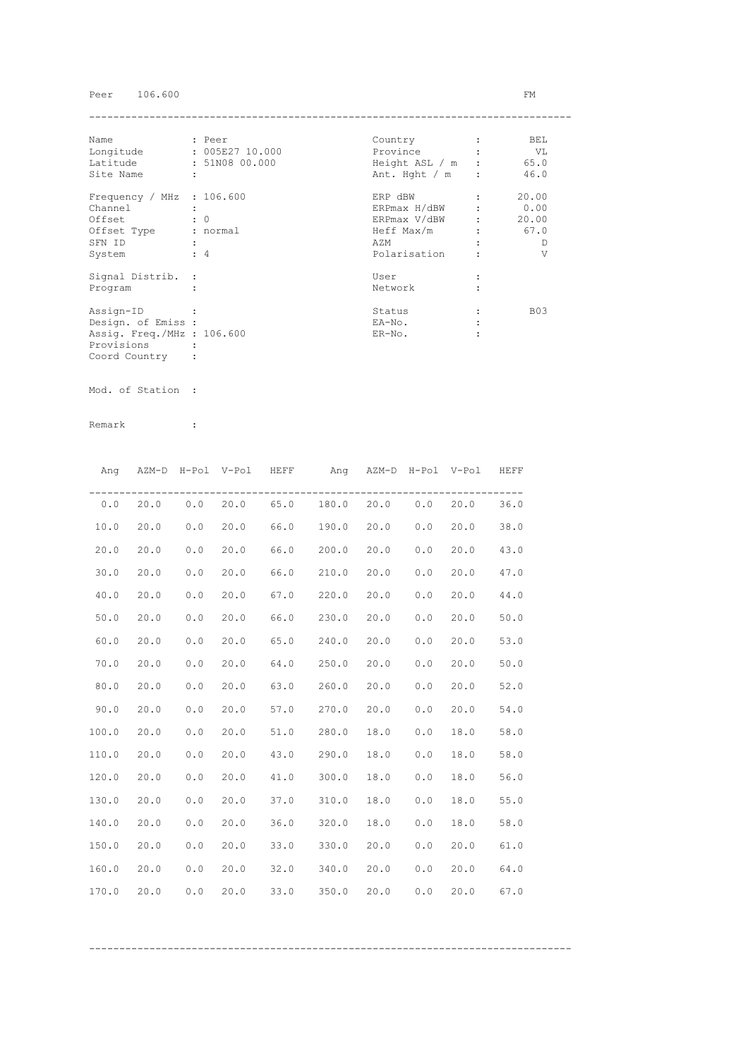Peer 106.600 FM

---

| | | | | |
|---|---|---|---|---|
| Name | : Peer | | Country | : BEL |
| Longitude | : 005E27 10.000 | | Province | : VL |
| Latitude | : 51N08 00.000 | | Height ASL / m | : 65.0 |
| Site Name | : | | Ant. Hght / m | : 46.0 |
| Frequency / MHz | : 106.600 | | ERP dBW | : 20.00 |
| Channel | : | | ERPmax H/dBW | : 0.00 |
| Offset | : 0 | | ERPmax V/dBW | : 20.00 |
| Offset Type | : normal | | Heff Max/m | : 67.0 |
| SFN ID | : | | AZM | : D |
| System | : 4 | | Polarisation | : V |
| Signal Distrib. | : | | User | : |
| Program | : | | Network | : |
| Assign-ID | : | | Status | : B03 |
| Design. of Emiss | : | | EA-No. | : |
| Assig. Freq./MHz | : 106.600 | | ER-No. | : |
| Provisions | : | | | |
| Coord Country | : | | | |

Mod. of Station :

Remark :

| Ang | AZM-D | H-Pol | V-Pol | HEFF | Ang | AZM-D | H-Pol | V-Pol | HEFF |
|---|---|---|---|---|---|---|---|---|---|
| 0.0 | 20.0 | 0.0 | 20.0 | 65.0 | 180.0 | 20.0 | 0.0 | 20.0 | 36.0 |
| 10.0 | 20.0 | 0.0 | 20.0 | 66.0 | 190.0 | 20.0 | 0.0 | 20.0 | 38.0 |
| 20.0 | 20.0 | 0.0 | 20.0 | 66.0 | 200.0 | 20.0 | 0.0 | 20.0 | 43.0 |
| 30.0 | 20.0 | 0.0 | 20.0 | 66.0 | 210.0 | 20.0 | 0.0 | 20.0 | 47.0 |
| 40.0 | 20.0 | 0.0 | 20.0 | 67.0 | 220.0 | 20.0 | 0.0 | 20.0 | 44.0 |
| 50.0 | 20.0 | 0.0 | 20.0 | 66.0 | 230.0 | 20.0 | 0.0 | 20.0 | 50.0 |
| 60.0 | 20.0 | 0.0 | 20.0 | 65.0 | 240.0 | 20.0 | 0.0 | 20.0 | 53.0 |
| 70.0 | 20.0 | 0.0 | 20.0 | 64.0 | 250.0 | 20.0 | 0.0 | 20.0 | 50.0 |
| 80.0 | 20.0 | 0.0 | 20.0 | 63.0 | 260.0 | 20.0 | 0.0 | 20.0 | 52.0 |
| 90.0 | 20.0 | 0.0 | 20.0 | 57.0 | 270.0 | 20.0 | 0.0 | 20.0 | 54.0 |
| 100.0 | 20.0 | 0.0 | 20.0 | 51.0 | 280.0 | 18.0 | 0.0 | 18.0 | 58.0 |
| 110.0 | 20.0 | 0.0 | 20.0 | 43.0 | 290.0 | 18.0 | 0.0 | 18.0 | 58.0 |
| 120.0 | 20.0 | 0.0 | 20.0 | 41.0 | 300.0 | 18.0 | 0.0 | 18.0 | 56.0 |
| 130.0 | 20.0 | 0.0 | 20.0 | 37.0 | 310.0 | 18.0 | 0.0 | 18.0 | 55.0 |
| 140.0 | 20.0 | 0.0 | 20.0 | 36.0 | 320.0 | 18.0 | 0.0 | 18.0 | 58.0 |
| 150.0 | 20.0 | 0.0 | 20.0 | 33.0 | 330.0 | 20.0 | 0.0 | 20.0 | 61.0 |
| 160.0 | 20.0 | 0.0 | 20.0 | 32.0 | 340.0 | 20.0 | 0.0 | 20.0 | 64.0 |
| 170.0 | 20.0 | 0.0 | 20.0 | 33.0 | 350.0 | 20.0 | 0.0 | 20.0 | 67.0 |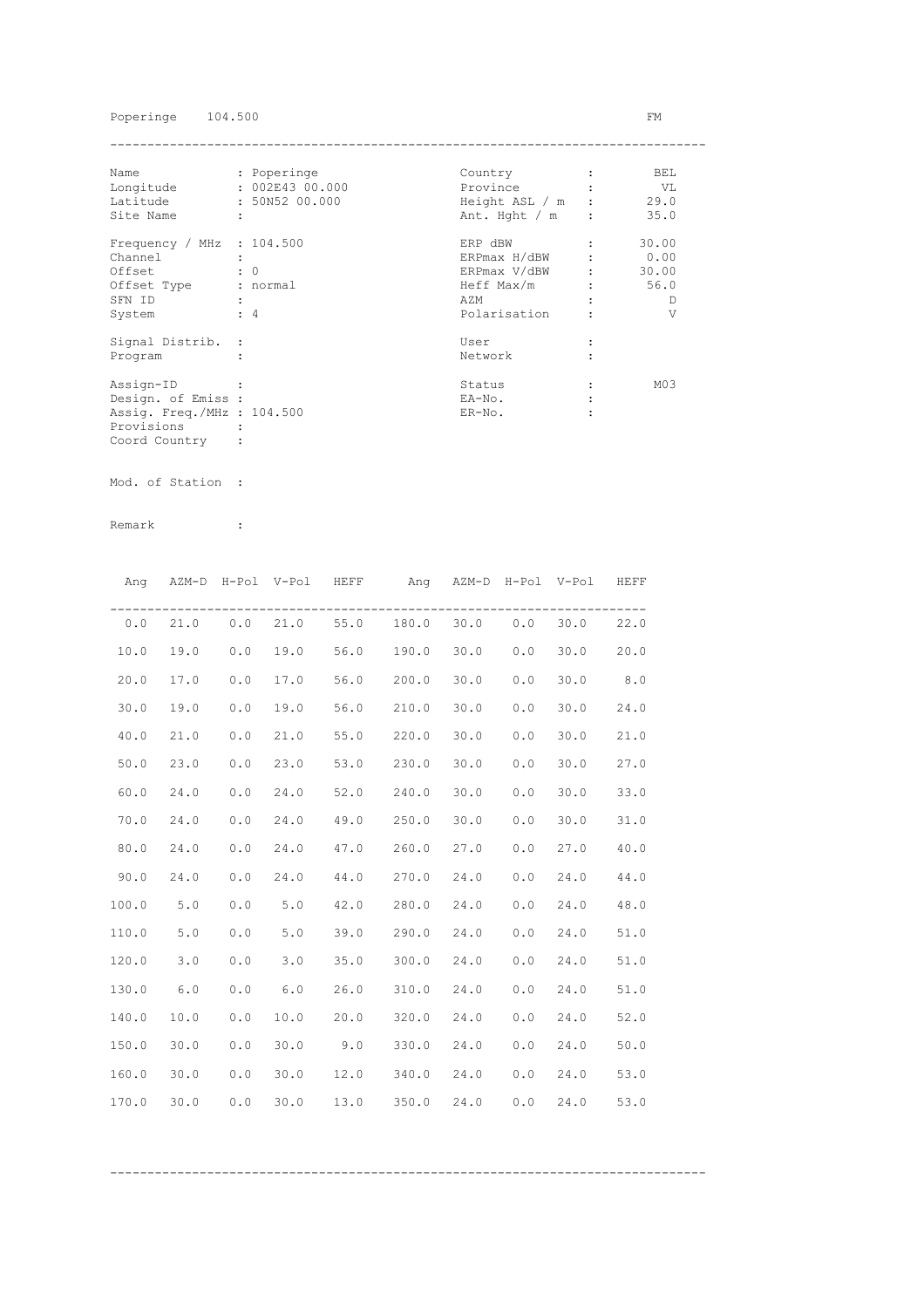Poperinge 104.500 FM

| Name | : Poperinge | Country | : BEL |
|---|---|---|---|
| Longitude | : 002E43 00.000 | Province | : VL |
| Latitude | : 50N52 00.000 | Height ASL / m | : 29.0 |
| Site Name | : | Ant. Hght / m | : 35.0 |
| Frequency / MHz | : 104.500 | ERP dBW | : 30.00 |
| Channel | : | ERPmax H/dBW | : 0.00 |
| Offset | : 0 | ERPmax V/dBW | : 30.00 |
| Offset Type | : normal | Heff Max/m | : 56.0 |
| SFN ID | : | AZM | : D |
| System | : 4 | Polarisation | : V |
| Signal Distrib. | : | User | : |
| Program | : | Network | : |
| Assign-ID | : | Status | : M03 |
| Design. of Emiss | : | EA-No. | : |
| Assig. Freq./MHz | : 104.500 | ER-No. | : |
| Provisions | : | | |
| Coord Country | : | | |

Mod. of Station :

Remark :

| Ang | AZM-D | H-Pol | V-Pol | HEFF | Ang | AZM-D | H-Pol | V-Pol | HEFF |
|---|---|---|---|---|---|---|---|---|---|
| 0.0 | 21.0 | 0.0 | 21.0 | 55.0 | 180.0 | 30.0 | 0.0 | 30.0 | 22.0 |
| 10.0 | 19.0 | 0.0 | 19.0 | 56.0 | 190.0 | 30.0 | 0.0 | 30.0 | 20.0 |
| 20.0 | 17.0 | 0.0 | 17.0 | 56.0 | 200.0 | 30.0 | 0.0 | 30.0 | 8.0 |
| 30.0 | 19.0 | 0.0 | 19.0 | 56.0 | 210.0 | 30.0 | 0.0 | 30.0 | 24.0 |
| 40.0 | 21.0 | 0.0 | 21.0 | 55.0 | 220.0 | 30.0 | 0.0 | 30.0 | 21.0 |
| 50.0 | 23.0 | 0.0 | 23.0 | 53.0 | 230.0 | 30.0 | 0.0 | 30.0 | 27.0 |
| 60.0 | 24.0 | 0.0 | 24.0 | 52.0 | 240.0 | 30.0 | 0.0 | 30.0 | 33.0 |
| 70.0 | 24.0 | 0.0 | 24.0 | 49.0 | 250.0 | 30.0 | 0.0 | 30.0 | 31.0 |
| 80.0 | 24.0 | 0.0 | 24.0 | 47.0 | 260.0 | 27.0 | 0.0 | 27.0 | 40.0 |
| 90.0 | 24.0 | 0.0 | 24.0 | 44.0 | 270.0 | 24.0 | 0.0 | 24.0 | 44.0 |
| 100.0 | 5.0 | 0.0 | 5.0 | 42.0 | 280.0 | 24.0 | 0.0 | 24.0 | 48.0 |
| 110.0 | 5.0 | 0.0 | 5.0 | 39.0 | 290.0 | 24.0 | 0.0 | 24.0 | 51.0 |
| 120.0 | 3.0 | 0.0 | 3.0 | 35.0 | 300.0 | 24.0 | 0.0 | 24.0 | 51.0 |
| 130.0 | 6.0 | 0.0 | 6.0 | 26.0 | 310.0 | 24.0 | 0.0 | 24.0 | 51.0 |
| 140.0 | 10.0 | 0.0 | 10.0 | 20.0 | 320.0 | 24.0 | 0.0 | 24.0 | 52.0 |
| 150.0 | 30.0 | 0.0 | 30.0 | 9.0 | 330.0 | 24.0 | 0.0 | 24.0 | 50.0 |
| 160.0 | 30.0 | 0.0 | 30.0 | 12.0 | 340.0 | 24.0 | 0.0 | 24.0 | 53.0 |
| 170.0 | 30.0 | 0.0 | 30.0 | 13.0 | 350.0 | 24.0 | 0.0 | 24.0 | 53.0 |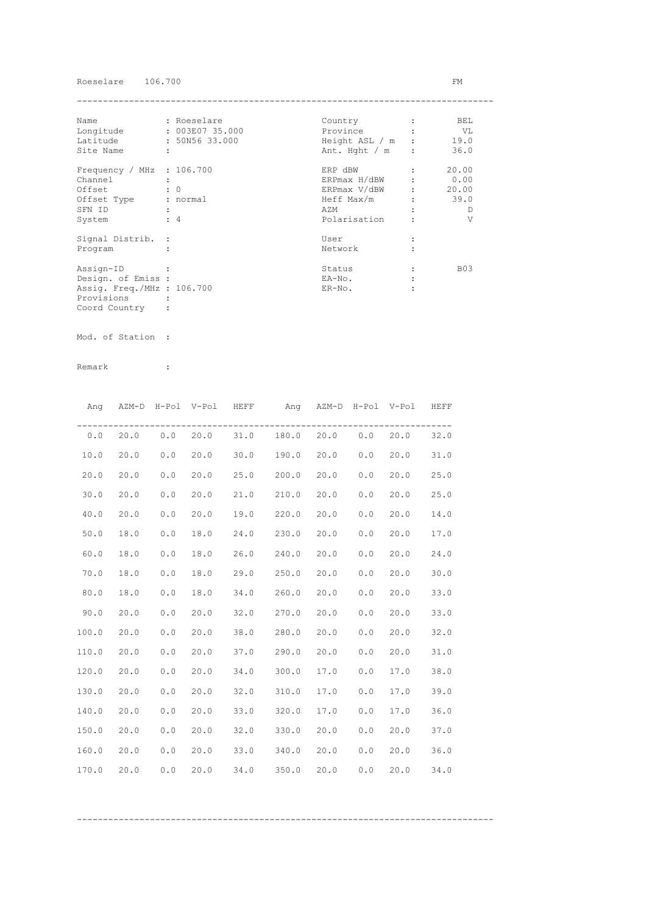Roeselare 106.700 FM

| | | | | |
|---|---|---|---|---|
| Name | : Roeselare | Country | : | BEL |
| Longitude | : 003E07 35.000 | Province | : | VL |
| Latitude | : 50N56 33.000 | Height ASL / m | : | 19.0 |
| Site Name | : | Ant. Hght / m | : | 36.0 |
| Frequency / MHz | : 106.700 | ERP dBW | : | 20.00 |
| Channel | : | ERPmax H/dBW | : | 0.00 |
| Offset | : 0 | ERPmax V/dBW | : | 20.00 |
| Offset Type | : normal | Heff Max/m | : | 39.0 |
| SFN ID | : | AZM | : | D |
| System | : 4 | Polarisation | : | V |
| Signal Distrib. | : | User | : | |
| Program | : | Network | : | |
| Assign-ID | : | Status | : | B03 |
| Design. of Emiss | : | EA-No. | : | |
| Assig. Freq./MHz | : 106.700 | ER-No. | : | |
| Provisions | : | | | |
| Coord Country | : | | | |

Mod. of Station :

Remark :

| Ang | AZM-D | H-Pol | V-Pol | HEFF | Ang | AZM-D | H-Pol | V-Pol | HEFF |
|---|---|---|---|---|---|---|---|---|---|
| 0.0 | 20.0 | 0.0 | 20.0 | 31.0 | 180.0 | 20.0 | 0.0 | 20.0 | 32.0 |
| 10.0 | 20.0 | 0.0 | 20.0 | 30.0 | 190.0 | 20.0 | 0.0 | 20.0 | 31.0 |
| 20.0 | 20.0 | 0.0 | 20.0 | 25.0 | 200.0 | 20.0 | 0.0 | 20.0 | 25.0 |
| 30.0 | 20.0 | 0.0 | 20.0 | 21.0 | 210.0 | 20.0 | 0.0 | 20.0 | 25.0 |
| 40.0 | 20.0 | 0.0 | 20.0 | 19.0 | 220.0 | 20.0 | 0.0 | 20.0 | 14.0 |
| 50.0 | 18.0 | 0.0 | 18.0 | 24.0 | 230.0 | 20.0 | 0.0 | 20.0 | 17.0 |
| 60.0 | 18.0 | 0.0 | 18.0 | 26.0 | 240.0 | 20.0 | 0.0 | 20.0 | 24.0 |
| 70.0 | 18.0 | 0.0 | 18.0 | 29.0 | 250.0 | 20.0 | 0.0 | 20.0 | 30.0 |
| 80.0 | 18.0 | 0.0 | 18.0 | 34.0 | 260.0 | 20.0 | 0.0 | 20.0 | 33.0 |
| 90.0 | 20.0 | 0.0 | 20.0 | 32.0 | 270.0 | 20.0 | 0.0 | 20.0 | 33.0 |
| 100.0 | 20.0 | 0.0 | 20.0 | 38.0 | 280.0 | 20.0 | 0.0 | 20.0 | 32.0 |
| 110.0 | 20.0 | 0.0 | 20.0 | 37.0 | 290.0 | 20.0 | 0.0 | 20.0 | 31.0 |
| 120.0 | 20.0 | 0.0 | 20.0 | 34.0 | 300.0 | 17.0 | 0.0 | 17.0 | 38.0 |
| 130.0 | 20.0 | 0.0 | 20.0 | 32.0 | 310.0 | 17.0 | 0.0 | 17.0 | 39.0 |
| 140.0 | 20.0 | 0.0 | 20.0 | 33.0 | 320.0 | 17.0 | 0.0 | 17.0 | 36.0 |
| 150.0 | 20.0 | 0.0 | 20.0 | 32.0 | 330.0 | 20.0 | 0.0 | 20.0 | 37.0 |
| 160.0 | 20.0 | 0.0 | 20.0 | 33.0 | 340.0 | 20.0 | 0.0 | 20.0 | 36.0 |
| 170.0 | 20.0 | 0.0 | 20.0 | 34.0 | 350.0 | 20.0 | 0.0 | 20.0 | 34.0 |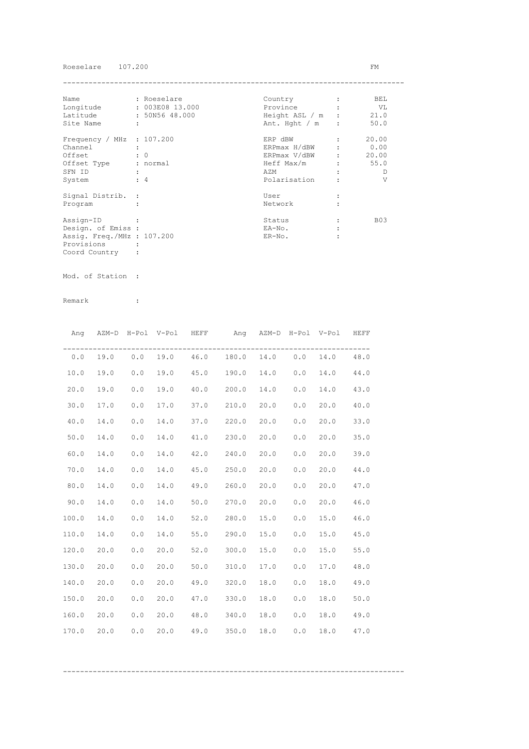Roeselare 107.200 FM

| Name | : Roeselare | Country | : BEL |
|---|---|---|---|
| Longitude | : 003E08 13.000 | Province | : VL |
| Latitude | : 50N56 48.000 | Height ASL / m | : 21.0 |
| Site Name | : | Ant. Hght / m | : 50.0 |
| Frequency / MHz | : 107.200 | ERP dBW | : 20.00 |
| Channel | : | ERPmax H/dBW | : 0.00 |
| Offset | : 0 | ERPmax V/dBW | : 20.00 |
| Offset Type | : normal | Heff Max/m | : 55.0 |
| SFN ID | : | AZM | : D |
| System | : 4 | Polarisation | : V |
| Signal Distrib. | : | User | : |
| Program | : | Network | : |
| Assign-ID | : | Status | : B03 |
| Design. of Emiss | : | EA-No. | : |
| Assig. Freq./MHz | : 107.200 | ER-No. | : |
| Provisions | : | | |
| Coord Country | : | | |

Mod. of Station :

Remark :

| Ang | AZM-D | H-Pol | V-Pol | HEFF | Ang | AZM-D | H-Pol | V-Pol | HEFF |
|---|---|---|---|---|---|---|---|---|---|
| 0.0 | 19.0 | 0.0 | 19.0 | 46.0 | 180.0 | 14.0 | 0.0 | 14.0 | 48.0 |
| 10.0 | 19.0 | 0.0 | 19.0 | 45.0 | 190.0 | 14.0 | 0.0 | 14.0 | 44.0 |
| 20.0 | 19.0 | 0.0 | 19.0 | 40.0 | 200.0 | 14.0 | 0.0 | 14.0 | 43.0 |
| 30.0 | 17.0 | 0.0 | 17.0 | 37.0 | 210.0 | 20.0 | 0.0 | 20.0 | 40.0 |
| 40.0 | 14.0 | 0.0 | 14.0 | 37.0 | 220.0 | 20.0 | 0.0 | 20.0 | 33.0 |
| 50.0 | 14.0 | 0.0 | 14.0 | 41.0 | 230.0 | 20.0 | 0.0 | 20.0 | 35.0 |
| 60.0 | 14.0 | 0.0 | 14.0 | 42.0 | 240.0 | 20.0 | 0.0 | 20.0 | 39.0 |
| 70.0 | 14.0 | 0.0 | 14.0 | 45.0 | 250.0 | 20.0 | 0.0 | 20.0 | 44.0 |
| 80.0 | 14.0 | 0.0 | 14.0 | 49.0 | 260.0 | 20.0 | 0.0 | 20.0 | 47.0 |
| 90.0 | 14.0 | 0.0 | 14.0 | 50.0 | 270.0 | 20.0 | 0.0 | 20.0 | 46.0 |
| 100.0 | 14.0 | 0.0 | 14.0 | 52.0 | 280.0 | 15.0 | 0.0 | 15.0 | 46.0 |
| 110.0 | 14.0 | 0.0 | 14.0 | 55.0 | 290.0 | 15.0 | 0.0 | 15.0 | 45.0 |
| 120.0 | 20.0 | 0.0 | 20.0 | 52.0 | 300.0 | 15.0 | 0.0 | 15.0 | 55.0 |
| 130.0 | 20.0 | 0.0 | 20.0 | 50.0 | 310.0 | 17.0 | 0.0 | 17.0 | 48.0 |
| 140.0 | 20.0 | 0.0 | 20.0 | 49.0 | 320.0 | 18.0 | 0.0 | 18.0 | 49.0 |
| 150.0 | 20.0 | 0.0 | 20.0 | 47.0 | 330.0 | 18.0 | 0.0 | 18.0 | 50.0 |
| 160.0 | 20.0 | 0.0 | 20.0 | 48.0 | 340.0 | 18.0 | 0.0 | 18.0 | 49.0 |
| 170.0 | 20.0 | 0.0 | 20.0 | 49.0 | 350.0 | 18.0 | 0.0 | 18.0 | 47.0 |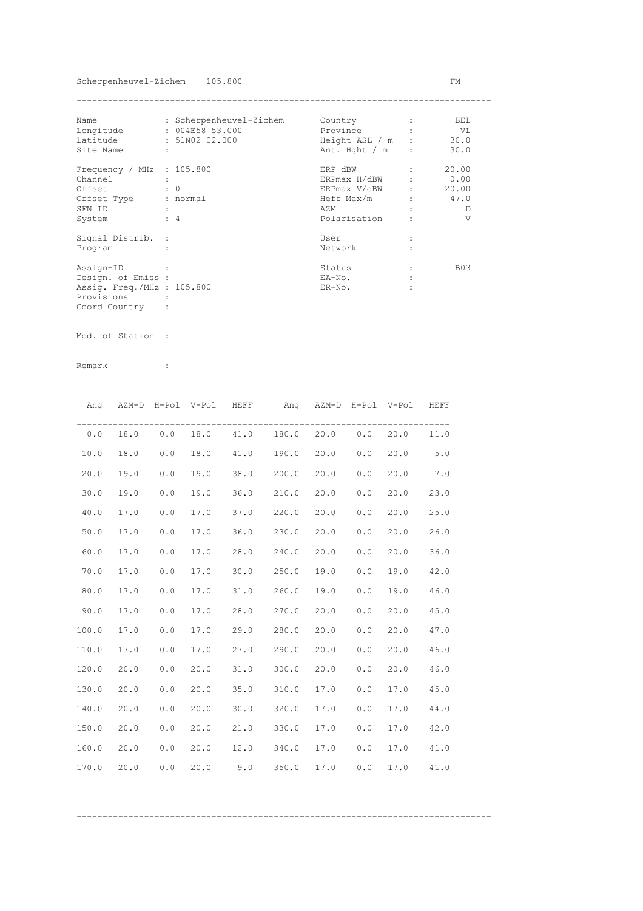Scherpenheuvel-Zichem 105.800 FM

| | | | | |
|---|---|---|---|---|
| Name | : Scherpenheuvel-Zichem | Country | : | BEL |
| Longitude | : 004E58 53.000 | Province | : | VL |
| Latitude | : 51N02 02.000 | Height ASL / m | : | 30.0 |
| Site Name | : | Ant. Hght / m | : | 30.0 |
| Frequency / MHz | : 105.800 | ERP dBW | : | 20.00 |
| Channel | : | ERPmax H/dBW | : | 0.00 |
| Offset | : 0 | ERPmax V/dBW | : | 20.00 |
| Offset Type | : normal | Heff Max/m | : | 47.0 |
| SFN ID | : | AZM | : | D |
| System | : 4 | Polarisation | : | V |
| Signal Distrib. | : | User | : | |
| Program | : | Network | : | |
| Assign-ID | : | Status | : | B03 |
| Design. of Emiss | : | EA-No. | : | |
| Assig. Freq./MHz | : 105.800 | ER-No. | : | |
| Provisions | : | | | |
| Coord Country | : | | | |

Mod. of Station :

Remark :

| Ang | AZM-D | H-Pol | V-Pol | HEFF | Ang | AZM-D | H-Pol | V-Pol | HEFF |
|---|---|---|---|---|---|---|---|---|---|
| 0.0 | 18.0 | 0.0 | 18.0 | 41.0 | 180.0 | 20.0 | 0.0 | 20.0 | 11.0 |
| 10.0 | 18.0 | 0.0 | 18.0 | 41.0 | 190.0 | 20.0 | 0.0 | 20.0 | 5.0 |
| 20.0 | 19.0 | 0.0 | 19.0 | 38.0 | 200.0 | 20.0 | 0.0 | 20.0 | 7.0 |
| 30.0 | 19.0 | 0.0 | 19.0 | 36.0 | 210.0 | 20.0 | 0.0 | 20.0 | 23.0 |
| 40.0 | 17.0 | 0.0 | 17.0 | 37.0 | 220.0 | 20.0 | 0.0 | 20.0 | 25.0 |
| 50.0 | 17.0 | 0.0 | 17.0 | 36.0 | 230.0 | 20.0 | 0.0 | 20.0 | 26.0 |
| 60.0 | 17.0 | 0.0 | 17.0 | 28.0 | 240.0 | 20.0 | 0.0 | 20.0 | 36.0 |
| 70.0 | 17.0 | 0.0 | 17.0 | 30.0 | 250.0 | 19.0 | 0.0 | 19.0 | 42.0 |
| 80.0 | 17.0 | 0.0 | 17.0 | 31.0 | 260.0 | 19.0 | 0.0 | 19.0 | 46.0 |
| 90.0 | 17.0 | 0.0 | 17.0 | 28.0 | 270.0 | 20.0 | 0.0 | 20.0 | 45.0 |
| 100.0 | 17.0 | 0.0 | 17.0 | 29.0 | 280.0 | 20.0 | 0.0 | 20.0 | 47.0 |
| 110.0 | 17.0 | 0.0 | 17.0 | 27.0 | 290.0 | 20.0 | 0.0 | 20.0 | 46.0 |
| 120.0 | 20.0 | 0.0 | 20.0 | 31.0 | 300.0 | 20.0 | 0.0 | 20.0 | 46.0 |
| 130.0 | 20.0 | 0.0 | 20.0 | 35.0 | 310.0 | 17.0 | 0.0 | 17.0 | 45.0 |
| 140.0 | 20.0 | 0.0 | 20.0 | 30.0 | 320.0 | 17.0 | 0.0 | 17.0 | 44.0 |
| 150.0 | 20.0 | 0.0 | 20.0 | 21.0 | 330.0 | 17.0 | 0.0 | 17.0 | 42.0 |
| 160.0 | 20.0 | 0.0 | 20.0 | 12.0 | 340.0 | 17.0 | 0.0 | 17.0 | 41.0 |
| 170.0 | 20.0 | 0.0 | 20.0 | 9.0 | 350.0 | 17.0 | 0.0 | 17.0 | 41.0 |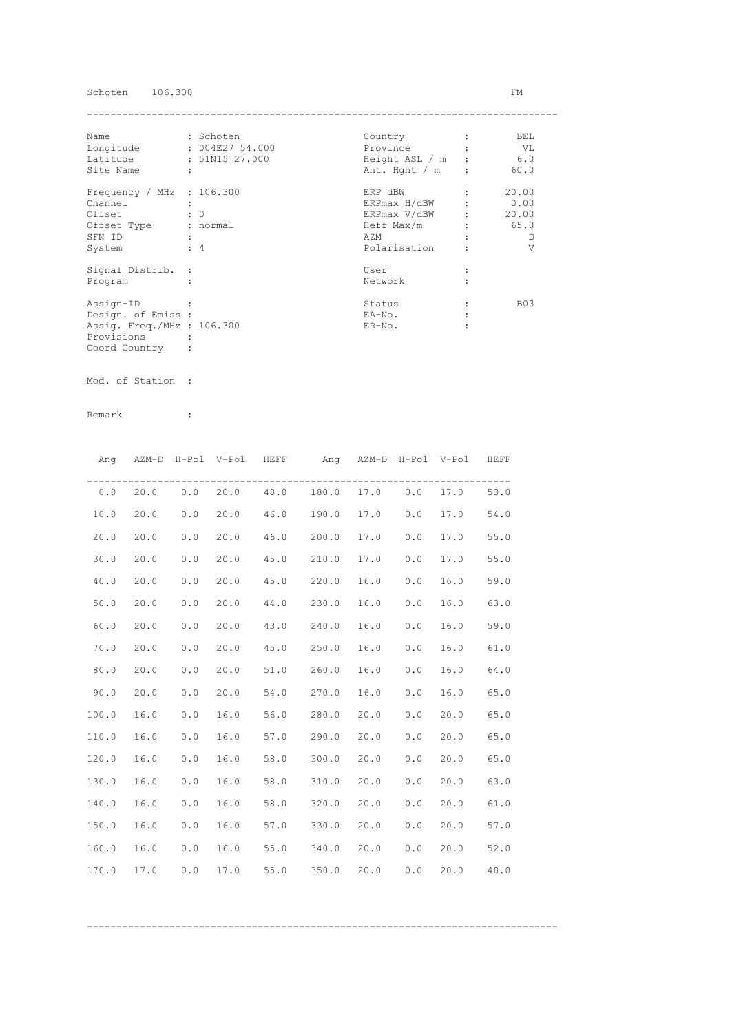Schoten 106.300 FM

| | | | | | |
|---|---|---|---|---|---|
| Name | : Schoten | | Country | : | BEL |
| Longitude | : 004E27 54.000 | | Province | : | VL |
| Latitude | : 51N15 27.000 | | Height ASL / m | : | 6.0 |
| Site Name | : | | Ant. Hght / m | : | 60.0 |
| Frequency / MHz | : 106.300 | | ERP dBW | : | 20.00 |
| Channel | : | | ERPmax H/dBW | : | 0.00 |
| Offset | : 0 | | ERPmax V/dBW | : | 20.00 |
| Offset Type | : normal | | Heff Max/m | : | 65.0 |
| SFN ID | : | | AZM | : | D |
| System | : 4 | | Polarisation | : | V |
| Signal Distrib. | : | | User | : | |
| Program | : | | Network | : | |
| Assign-ID | : | | Status | : | B03 |
| Design. of Emiss | : | | EA-No. | : | |
| Assig. Freq./MHz | : 106.300 | | ER-No. | : | |
| Provisions | : | | | | |
| Coord Country | : | | | | |

Mod. of Station :

Remark :

| Ang | AZM-D | H-Pol | V-Pol | HEFF | Ang | AZM-D | H-Pol | V-Pol | HEFF |
|---|---|---|---|---|---|---|---|---|---|
| 0.0 | 20.0 | 0.0 | 20.0 | 48.0 | 180.0 | 17.0 | 0.0 | 17.0 | 53.0 |
| 10.0 | 20.0 | 0.0 | 20.0 | 46.0 | 190.0 | 17.0 | 0.0 | 17.0 | 54.0 |
| 20.0 | 20.0 | 0.0 | 20.0 | 46.0 | 200.0 | 17.0 | 0.0 | 17.0 | 55.0 |
| 30.0 | 20.0 | 0.0 | 20.0 | 45.0 | 210.0 | 17.0 | 0.0 | 17.0 | 55.0 |
| 40.0 | 20.0 | 0.0 | 20.0 | 45.0 | 220.0 | 16.0 | 0.0 | 16.0 | 59.0 |
| 50.0 | 20.0 | 0.0 | 20.0 | 44.0 | 230.0 | 16.0 | 0.0 | 16.0 | 63.0 |
| 60.0 | 20.0 | 0.0 | 20.0 | 43.0 | 240.0 | 16.0 | 0.0 | 16.0 | 59.0 |
| 70.0 | 20.0 | 0.0 | 20.0 | 45.0 | 250.0 | 16.0 | 0.0 | 16.0 | 61.0 |
| 80.0 | 20.0 | 0.0 | 20.0 | 51.0 | 260.0 | 16.0 | 0.0 | 16.0 | 64.0 |
| 90.0 | 20.0 | 0.0 | 20.0 | 54.0 | 270.0 | 16.0 | 0.0 | 16.0 | 65.0 |
| 100.0 | 16.0 | 0.0 | 16.0 | 56.0 | 280.0 | 20.0 | 0.0 | 20.0 | 65.0 |
| 110.0 | 16.0 | 0.0 | 16.0 | 57.0 | 290.0 | 20.0 | 0.0 | 20.0 | 65.0 |
| 120.0 | 16.0 | 0.0 | 16.0 | 58.0 | 300.0 | 20.0 | 0.0 | 20.0 | 65.0 |
| 130.0 | 16.0 | 0.0 | 16.0 | 58.0 | 310.0 | 20.0 | 0.0 | 20.0 | 63.0 |
| 140.0 | 16.0 | 0.0 | 16.0 | 58.0 | 320.0 | 20.0 | 0.0 | 20.0 | 61.0 |
| 150.0 | 16.0 | 0.0 | 16.0 | 57.0 | 330.0 | 20.0 | 0.0 | 20.0 | 57.0 |
| 160.0 | 16.0 | 0.0 | 16.0 | 55.0 | 340.0 | 20.0 | 0.0 | 20.0 | 52.0 |
| 170.0 | 17.0 | 0.0 | 17.0 | 55.0 | 350.0 | 20.0 | 0.0 | 20.0 | 48.0 |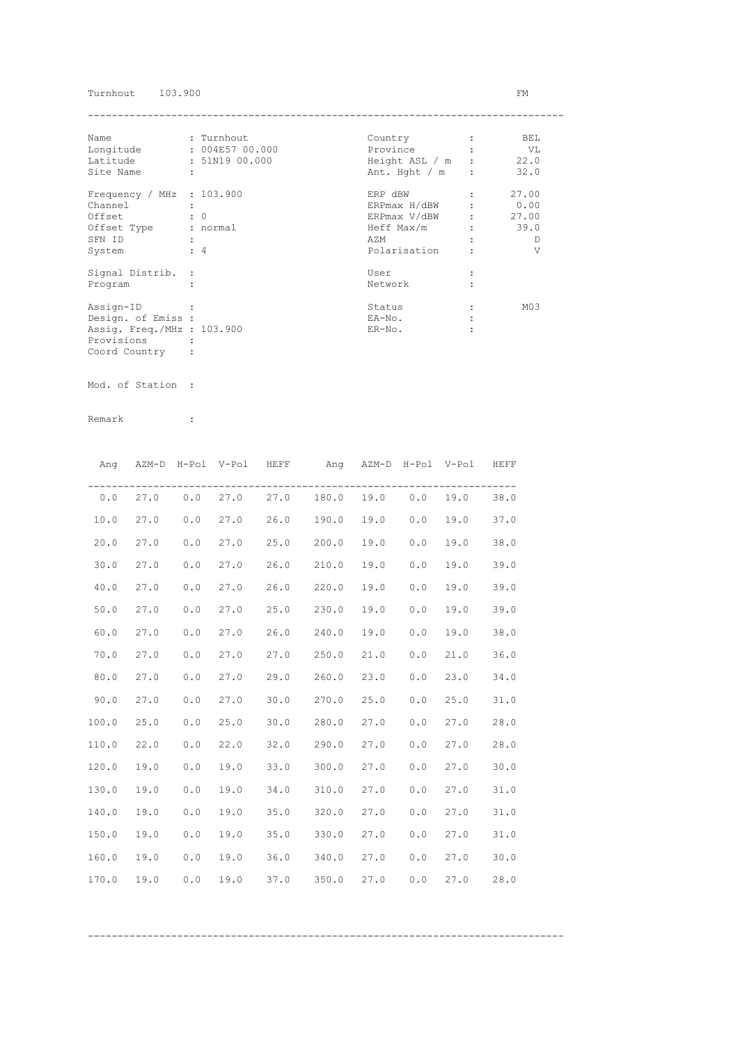Turnhout 103.900 FM

---

| | | | | |
|---|---|---|---|---|
| Name | : Turnhout | Country | : | BEL |
| Longitude | : 004E57 00.000 | Province | : | VL |
| Latitude | : 51N19 00.000 | Height ASL / m | : | 22.0 |
| Site Name | : | Ant. Hght / m | : | 32.0 |
| Frequency / MHz | : 103.900 | ERP dBW | : | 27.00 |
| Channel | : | ERPmax H/dBW | : | 0.00 |
| Offset | : 0 | ERPmax V/dBW | : | 27.00 |
| Offset Type | : normal | Heff Max/m | : | 39.0 |
| SFN ID | : | AZM | : | D |
| System | : 4 | Polarisation | : | V |
| Signal Distrib. | : | User | : | |
| Program | : | Network | : | |
| Assign-ID | : | Status | : | M03 |
| Design. of Emiss | : | EA-No. | : | |
| Assig. Freq./MHz | : 103.900 | ER-No. | : | |
| Provisions | : | | | |
| Coord Country | : | | | |

Mod. of Station :

Remark :

| Ang | AZM-D | H-Pol | V-Pol | HEFF | Ang | AZM-D | H-Pol | V-Pol | HEFF |
|---|---|---|---|---|---|---|---|---|---|
| 0.0 | 27.0 | 0.0 | 27.0 | 27.0 | 180.0 | 19.0 | 0.0 | 19.0 | 38.0 |
| 10.0 | 27.0 | 0.0 | 27.0 | 26.0 | 190.0 | 19.0 | 0.0 | 19.0 | 37.0 |
| 20.0 | 27.0 | 0.0 | 27.0 | 25.0 | 200.0 | 19.0 | 0.0 | 19.0 | 38.0 |
| 30.0 | 27.0 | 0.0 | 27.0 | 26.0 | 210.0 | 19.0 | 0.0 | 19.0 | 39.0 |
| 40.0 | 27.0 | 0.0 | 27.0 | 26.0 | 220.0 | 19.0 | 0.0 | 19.0 | 39.0 |
| 50.0 | 27.0 | 0.0 | 27.0 | 25.0 | 230.0 | 19.0 | 0.0 | 19.0 | 39.0 |
| 60.0 | 27.0 | 0.0 | 27.0 | 26.0 | 240.0 | 19.0 | 0.0 | 19.0 | 38.0 |
| 70.0 | 27.0 | 0.0 | 27.0 | 27.0 | 250.0 | 21.0 | 0.0 | 21.0 | 36.0 |
| 80.0 | 27.0 | 0.0 | 27.0 | 29.0 | 260.0 | 23.0 | 0.0 | 23.0 | 34.0 |
| 90.0 | 27.0 | 0.0 | 27.0 | 30.0 | 270.0 | 25.0 | 0.0 | 25.0 | 31.0 |
| 100.0 | 25.0 | 0.0 | 25.0 | 30.0 | 280.0 | 27.0 | 0.0 | 27.0 | 28.0 |
| 110.0 | 22.0 | 0.0 | 22.0 | 32.0 | 290.0 | 27.0 | 0.0 | 27.0 | 28.0 |
| 120.0 | 19.0 | 0.0 | 19.0 | 33.0 | 300.0 | 27.0 | 0.0 | 27.0 | 30.0 |
| 130.0 | 19.0 | 0.0 | 19.0 | 34.0 | 310.0 | 27.0 | 0.0 | 27.0 | 31.0 |
| 140.0 | 19.0 | 0.0 | 19.0 | 35.0 | 320.0 | 27.0 | 0.0 | 27.0 | 31.0 |
| 150.0 | 19.0 | 0.0 | 19.0 | 35.0 | 330.0 | 27.0 | 0.0 | 27.0 | 31.0 |
| 160.0 | 19.0 | 0.0 | 19.0 | 36.0 | 340.0 | 27.0 | 0.0 | 27.0 | 30.0 |
| 170.0 | 19.0 | 0.0 | 19.0 | 37.0 | 350.0 | 27.0 | 0.0 | 27.0 | 28.0 |

---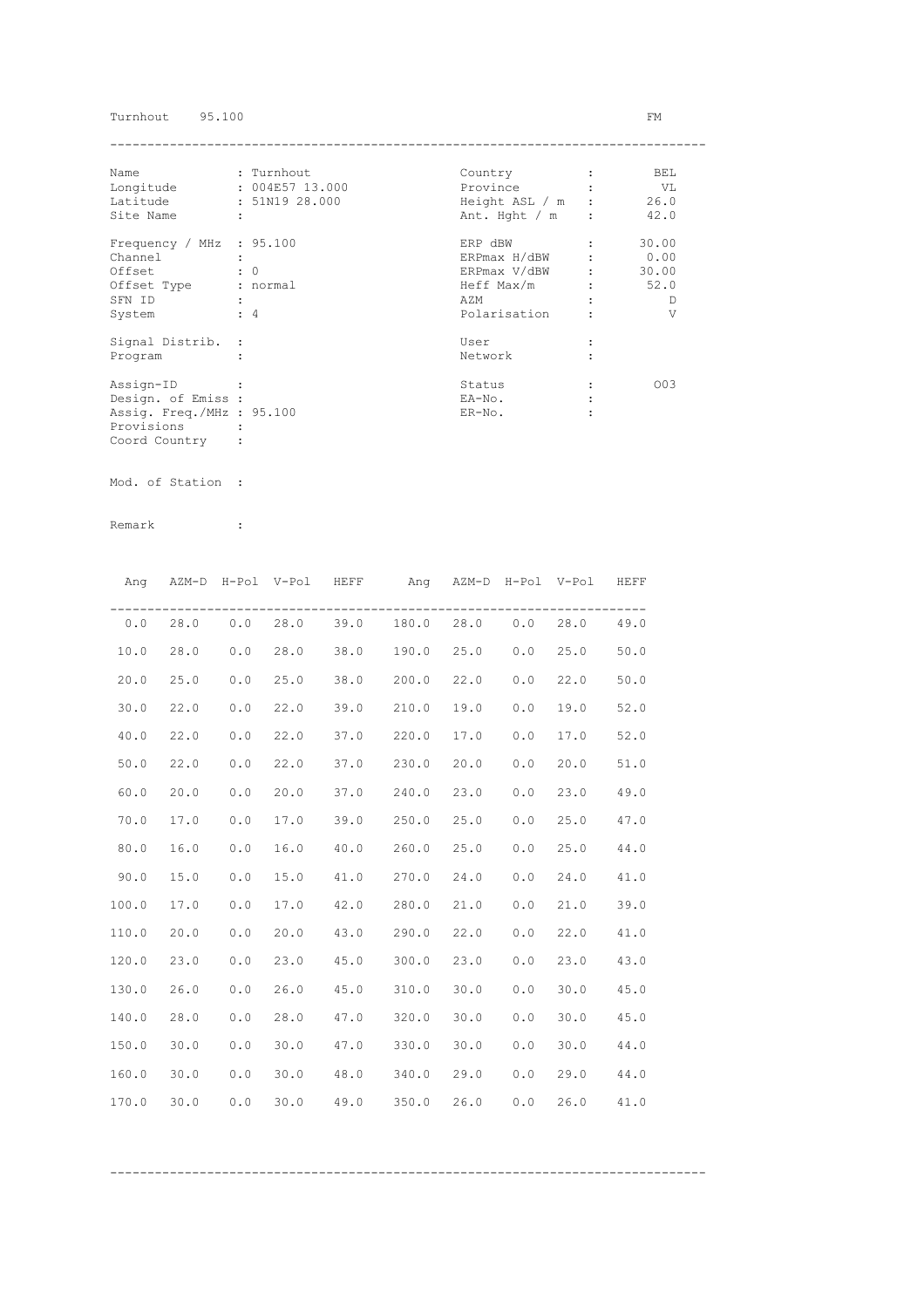Turnhout 95.100 FM

| | | | | |
|---|---|---|---|---|
| Name | : Turnhout | | Country | : BEL |
| Longitude | : 004E57 13.000 | | Province | : VL |
| Latitude | : 51N19 28.000 | | Height ASL / m | : 26.0 |
| Site Name | : | | Ant. Hght / m | : 42.0 |
| Frequency / MHz | : 95.100 | | ERP dBW | : 30.00 |
| Channel | : | | ERPmax H/dBW | : 0.00 |
| Offset | : 0 | | ERPmax V/dBW | : 30.00 |
| Offset Type | : normal | | Heff Max/m | : 52.0 |
| SFN ID | : | | AZM | : D |
| System | : 4 | | Polarisation | : V |
| Signal Distrib. | : | | User | : |
| Program | : | | Network | : |
| Assign-ID | : | | Status | : 003 |
| Design. of Emiss | : | | EA-No. | : |
| Assig. Freq./MHz | : 95.100 | | ER-No. | : |
| Provisions | : | | | |
| Coord Country | : | | | |

Mod. of Station :

Remark :

| Ang | AZM-D | H-Pol | V-Pol | HEFF | Ang | AZM-D | H-Pol | V-Pol | HEFF |
|---|---|---|---|---|---|---|---|---|---|
| 0.0 | 28.0 | 0.0 | 28.0 | 39.0 | 180.0 | 28.0 | 0.0 | 28.0 | 49.0 |
| 10.0 | 28.0 | 0.0 | 28.0 | 38.0 | 190.0 | 25.0 | 0.0 | 25.0 | 50.0 |
| 20.0 | 25.0 | 0.0 | 25.0 | 38.0 | 200.0 | 22.0 | 0.0 | 22.0 | 50.0 |
| 30.0 | 22.0 | 0.0 | 22.0 | 39.0 | 210.0 | 19.0 | 0.0 | 19.0 | 52.0 |
| 40.0 | 22.0 | 0.0 | 22.0 | 37.0 | 220.0 | 17.0 | 0.0 | 17.0 | 52.0 |
| 50.0 | 22.0 | 0.0 | 22.0 | 37.0 | 230.0 | 20.0 | 0.0 | 20.0 | 51.0 |
| 60.0 | 20.0 | 0.0 | 20.0 | 37.0 | 240.0 | 23.0 | 0.0 | 23.0 | 49.0 |
| 70.0 | 17.0 | 0.0 | 17.0 | 39.0 | 250.0 | 25.0 | 0.0 | 25.0 | 47.0 |
| 80.0 | 16.0 | 0.0 | 16.0 | 40.0 | 260.0 | 25.0 | 0.0 | 25.0 | 44.0 |
| 90.0 | 15.0 | 0.0 | 15.0 | 41.0 | 270.0 | 24.0 | 0.0 | 24.0 | 41.0 |
| 100.0 | 17.0 | 0.0 | 17.0 | 42.0 | 280.0 | 21.0 | 0.0 | 21.0 | 39.0 |
| 110.0 | 20.0 | 0.0 | 20.0 | 43.0 | 290.0 | 22.0 | 0.0 | 22.0 | 41.0 |
| 120.0 | 23.0 | 0.0 | 23.0 | 45.0 | 300.0 | 23.0 | 0.0 | 23.0 | 43.0 |
| 130.0 | 26.0 | 0.0 | 26.0 | 45.0 | 310.0 | 30.0 | 0.0 | 30.0 | 45.0 |
| 140.0 | 28.0 | 0.0 | 28.0 | 47.0 | 320.0 | 30.0 | 0.0 | 30.0 | 45.0 |
| 150.0 | 30.0 | 0.0 | 30.0 | 47.0 | 330.0 | 30.0 | 0.0 | 30.0 | 44.0 |
| 160.0 | 30.0 | 0.0 | 30.0 | 48.0 | 340.0 | 29.0 | 0.0 | 29.0 | 44.0 |
| 170.0 | 30.0 | 0.0 | 30.0 | 49.0 | 350.0 | 26.0 | 0.0 | 26.0 | 41.0 |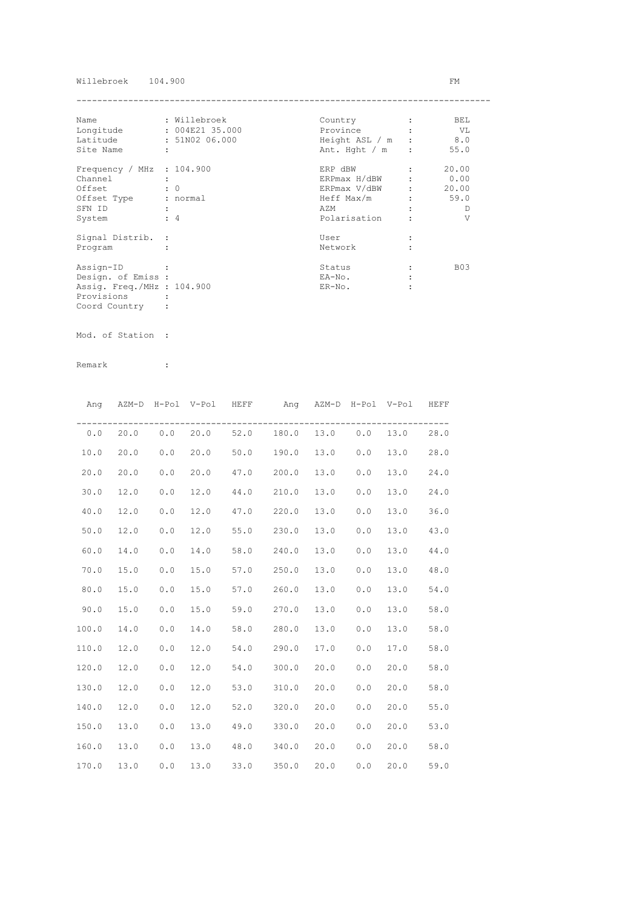Willebroek 104.900 FM

---

| | | | | | |
|---|---|---|---|---|---|
| Name | : Willebroek | | Country | : | BEL |
| Longitude | : 004E21 35.000 | | Province | : | VL |
| Latitude | : 51N02 06.000 | | Height ASL / m | : | 8.0 |
| Site Name | : | | Ant. Hght / m | : | 55.0 |
| Frequency / MHz | : 104.900 | | ERP dBW | : | 20.00 |
| Channel | : | | ERPmax H/dBW | : | 0.00 |
| Offset | : 0 | | ERPmax V/dBW | : | 20.00 |
| Offset Type | : normal | | Heff Max/m | : | 59.0 |
| SFN ID | : | | AZM | : | D |
| System | : 4 | | Polarisation | : | V |
| Signal Distrib. | : | | User | : | |
| Program | : | | Network | : | |
| Assign-ID | : | | Status | : | B03 |
| Design. of Emiss | : | | EA-No. | : | |
| Assig. Freq./MHz | : 104.900 | | ER-No. | : | |
| Provisions | : | | | | |
| Coord Country | : | | | | |

Mod. of Station :

Remark :

| Ang | AZM-D | H-Pol | V-Pol | HEFF | Ang | AZM-D | H-Pol | V-Pol | HEFF |
|---|---|---|---|---|---|---|---|---|---|
| 0.0 | 20.0 | 0.0 | 20.0 | 52.0 | 180.0 | 13.0 | 0.0 | 13.0 | 28.0 |
| 10.0 | 20.0 | 0.0 | 20.0 | 50.0 | 190.0 | 13.0 | 0.0 | 13.0 | 28.0 |
| 20.0 | 20.0 | 0.0 | 20.0 | 47.0 | 200.0 | 13.0 | 0.0 | 13.0 | 24.0 |
| 30.0 | 12.0 | 0.0 | 12.0 | 44.0 | 210.0 | 13.0 | 0.0 | 13.0 | 24.0 |
| 40.0 | 12.0 | 0.0 | 12.0 | 47.0 | 220.0 | 13.0 | 0.0 | 13.0 | 36.0 |
| 50.0 | 12.0 | 0.0 | 12.0 | 55.0 | 230.0 | 13.0 | 0.0 | 13.0 | 43.0 |
| 60.0 | 14.0 | 0.0 | 14.0 | 58.0 | 240.0 | 13.0 | 0.0 | 13.0 | 44.0 |
| 70.0 | 15.0 | 0.0 | 15.0 | 57.0 | 250.0 | 13.0 | 0.0 | 13.0 | 48.0 |
| 80.0 | 15.0 | 0.0 | 15.0 | 57.0 | 260.0 | 13.0 | 0.0 | 13.0 | 54.0 |
| 90.0 | 15.0 | 0.0 | 15.0 | 59.0 | 270.0 | 13.0 | 0.0 | 13.0 | 58.0 |
| 100.0 | 14.0 | 0.0 | 14.0 | 58.0 | 280.0 | 13.0 | 0.0 | 13.0 | 58.0 |
| 110.0 | 12.0 | 0.0 | 12.0 | 54.0 | 290.0 | 17.0 | 0.0 | 17.0 | 58.0 |
| 120.0 | 12.0 | 0.0 | 12.0 | 54.0 | 300.0 | 20.0 | 0.0 | 20.0 | 58.0 |
| 130.0 | 12.0 | 0.0 | 12.0 | 53.0 | 310.0 | 20.0 | 0.0 | 20.0 | 58.0 |
| 140.0 | 12.0 | 0.0 | 12.0 | 52.0 | 320.0 | 20.0 | 0.0 | 20.0 | 55.0 |
| 150.0 | 13.0 | 0.0 | 13.0 | 49.0 | 330.0 | 20.0 | 0.0 | 20.0 | 53.0 |
| 160.0 | 13.0 | 0.0 | 13.0 | 48.0 | 340.0 | 20.0 | 0.0 | 20.0 | 58.0 |
| 170.0 | 13.0 | 0.0 | 13.0 | 33.0 | 350.0 | 20.0 | 0.0 | 20.0 | 59.0 |